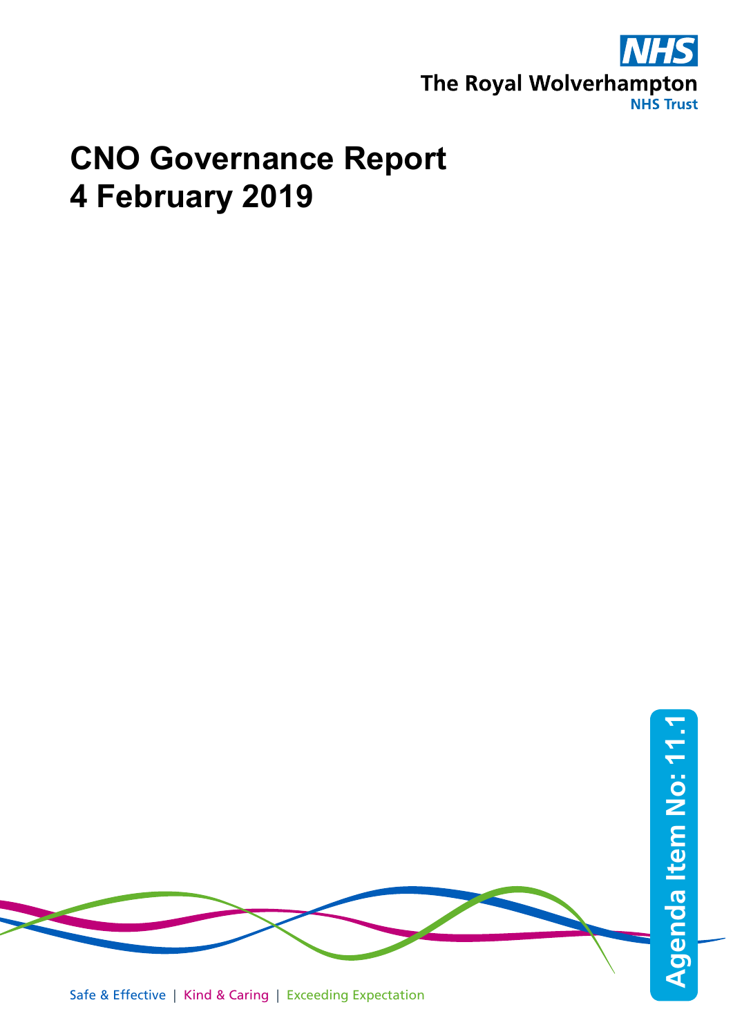The Royal Wolverhampton NHS Trust

# CNO Governance Report
# 4 February 2019

Agenda Item No: 11.1

Safe & Effective | Kind & Caring | Exceeding Expectation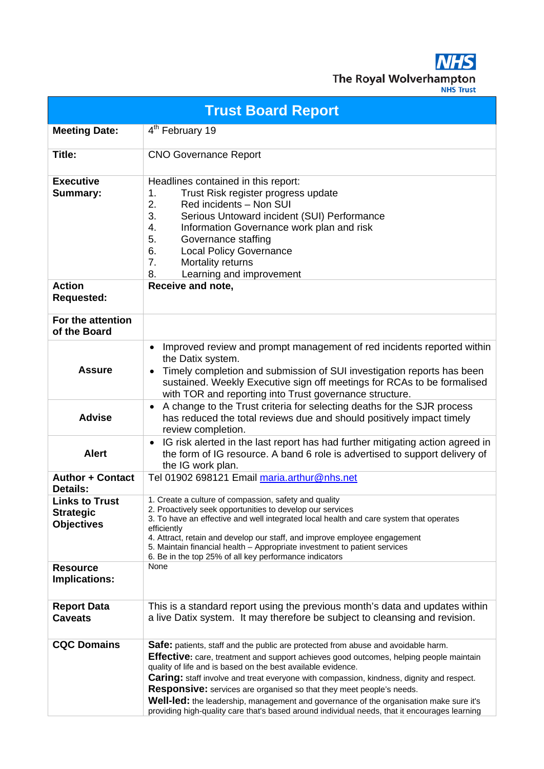The Royal Wolverhampton NHS Trust

# Trust Board Report

| | |
|---|---|
| **Meeting Date:** | 4th February 19 |
| **Title:** | CNO Governance Report |
| **Executive Summary:** | Headlines contained in this report:<br>1. Trust Risk register progress update<br>2. Red incidents – Non SUI<br>3. Serious Untoward incident (SUI) Performance<br>4. Information Governance work plan and risk<br>5. Governance staffing<br>6. Local Policy Governance<br>7. Mortality returns<br>8. Learning and improvement |
| **Action Requested:** | **Receive and note,** |
| **For the attention of the Board** | |
| **Assure** | • Improved review and prompt management of red incidents reported within the Datix system.<br>• Timely completion and submission of SUI investigation reports has been sustained. Weekly Executive sign off meetings for RCAs to be formalised with TOR and reporting into Trust governance structure. |
| **Advise** | • A change to the Trust criteria for selecting deaths for the SJR process has reduced the total reviews due and should positively impact timely review completion. |
| **Alert** | • IG risk alerted in the last report has had further mitigating action agreed in the form of IG resource. A band 6 role is advertised to support delivery of the IG work plan. |
| **Author + Contact Details:** | Tel 01902 698121 Email maria.arthur@nhs.net |
| **Links to Trust Strategic Objectives** | 1. Create a culture of compassion, safety and quality<br>2. Proactively seek opportunities to develop our services<br>3. To have an effective and well integrated local health and care system that operates efficiently<br>4. Attract, retain and develop our staff, and improve employee engagement<br>5. Maintain financial health – Appropriate investment to patient services<br>6. Be in the top 25% of all key performance indicators |
| **Resource Implications:** | None |
| **Report Data Caveats** | This is a standard report using the previous month's data and updates within a live Datix system. It may therefore be subject to cleansing and revision. |
| **CQC Domains** | **Safe:** patients, staff and the public are protected from abuse and avoidable harm.<br>**Effective:** care, treatment and support achieves good outcomes, helping people maintain quality of life and is based on the best available evidence.<br>**Caring:** staff involve and treat everyone with compassion, kindness, dignity and respect.<br>**Responsive:** services are organised so that they meet people's needs.<br>**Well-led:** the leadership, management and governance of the organisation make sure it's providing high-quality care that's based around individual needs, that it encourages learning |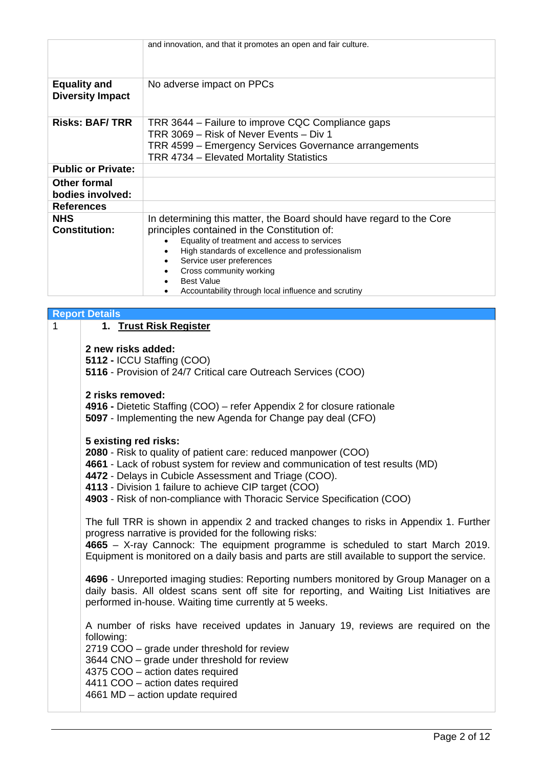| | |
|---|---|
| | and innovation, and that it promotes an open and fair culture. |
| **Equality and Diversity Impact** | No adverse impact on PPCs |
| **Risks: BAF/ TRR** | TRR 3644 – Failure to improve CQC Compliance gaps<br>TRR 3069 – Risk of Never Events – Div 1<br>TRR 4599 – Emergency Services Governance arrangements<br>TRR 4734 – Elevated Mortality Statistics |
| **Public or Private:** | |
| **Other formal bodies involved:** | |
| **References** | |
| **NHS Constitution:** | In determining this matter, the Board should have regard to the Core principles contained in the Constitution of:<br>• Equality of treatment and access to services<br>• High standards of excellence and professionalism<br>• Service user preferences<br>• Cross community working<br>• Best Value<br>• Accountability through local influence and scrutiny |

## Report Details

1

### 1. Trust Risk Register

**2 new risks added:**
**5112 -** ICCU Staffing (COO)
**5116** - Provision of 24/7 Critical care Outreach Services (COO)

**2 risks removed:**
**4916 -** Dietetic Staffing (COO) – refer Appendix 2 for closure rationale
**5097** - Implementing the new Agenda for Change pay deal (CFO)

**5 existing red risks:**
**2080** - Risk to quality of patient care: reduced manpower (COO)
**4661** - Lack of robust system for review and communication of test results (MD)
**4472** - Delays in Cubicle Assessment and Triage (COO).
**4113** - Division 1 failure to achieve CIP target (COO)
**4903** - Risk of non-compliance with Thoracic Service Specification (COO)

The full TRR is shown in appendix 2 and tracked changes to risks in Appendix 1. Further progress narrative is provided for the following risks:
**4665** – X-ray Cannock: The equipment programme is scheduled to start March 2019. Equipment is monitored on a daily basis and parts are still available to support the service.

**4696** - Unreported imaging studies: Reporting numbers monitored by Group Manager on a daily basis. All oldest scans sent off site for reporting, and Waiting List Initiatives are performed in-house. Waiting time currently at 5 weeks.

A number of risks have received updates in January 19, reviews are required on the following:
2719 COO – grade under threshold for review
3644 CNO – grade under threshold for review
4375 COO – action dates required
4411 COO – action dates required
4661 MD – action update required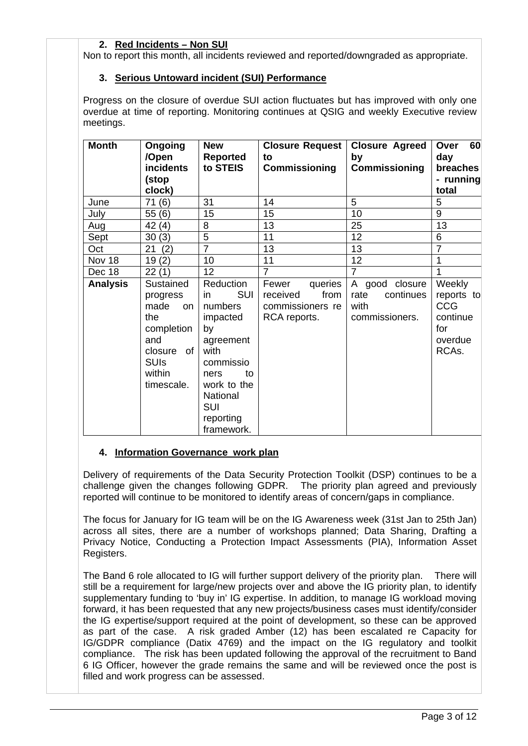## 2. Red Incidents – Non SUI

Non to report this month, all incidents reviewed and reported/downgraded as appropriate.

## 3. Serious Untoward incident (SUI) Performance

Progress on the closure of overdue SUI action fluctuates but has improved with only one overdue at time of reporting. Monitoring continues at QSIG and weekly Executive review meetings.

| Month | Ongoing /Open incidents (stop clock) | New Reported to STEIS | Closure Request to Commissioning | Closure Agreed by Commissioning | Over 60 day breaches - running total |
|---|---|---|---|---|---|
| June | 71 (6) | 31 | 14 | 5 | 5 |
| July | 55 (6) | 15 | 15 | 10 | 9 |
| Aug | 42 (4) | 8 | 13 | 25 | 13 |
| Sept | 30 (3) | 5 | 11 | 12 | 6 |
| Oct | 21 (2) | 7 | 13 | 13 | 7 |
| Nov 18 | 19 (2) | 10 | 11 | 12 | 1 |
| Dec 18 | 22 (1) | 12 | 7 | 7 | 1 |
| **Analysis** | Sustained progress made on the completion and closure of SUIs within timescale. | Reduction in SUI numbers impacted by agreement with commissioners to work to the National SUI reporting framework. | Fewer queries received from commissioners re RCA reports. | A good closure rate continues with commissioners. | Weekly reports to CCG continue for overdue RCAs. |

## 4. Information Governance work plan

Delivery of requirements of the Data Security Protection Toolkit (DSP) continues to be a challenge given the changes following GDPR. The priority plan agreed and previously reported will continue to be monitored to identify areas of concern/gaps in compliance.

The focus for January for IG team will be on the IG Awareness week (31st Jan to 25th Jan) across all sites, there are a number of workshops planned; Data Sharing, Drafting a Privacy Notice, Conducting a Protection Impact Assessments (PIA), Information Asset Registers.

The Band 6 role allocated to IG will further support delivery of the priority plan. There will still be a requirement for large/new projects over and above the IG priority plan, to identify supplementary funding to 'buy in' IG expertise. In addition, to manage IG workload moving forward, it has been requested that any new projects/business cases must identify/consider the IG expertise/support required at the point of development, so these can be approved as part of the case. A risk graded Amber (12) has been escalated re Capacity for IG/GDPR compliance (Datix 4769) and the impact on the IG regulatory and toolkit compliance. The risk has been updated following the approval of the recruitment to Band 6 IG Officer, however the grade remains the same and will be reviewed once the post is filled and work progress can be assessed.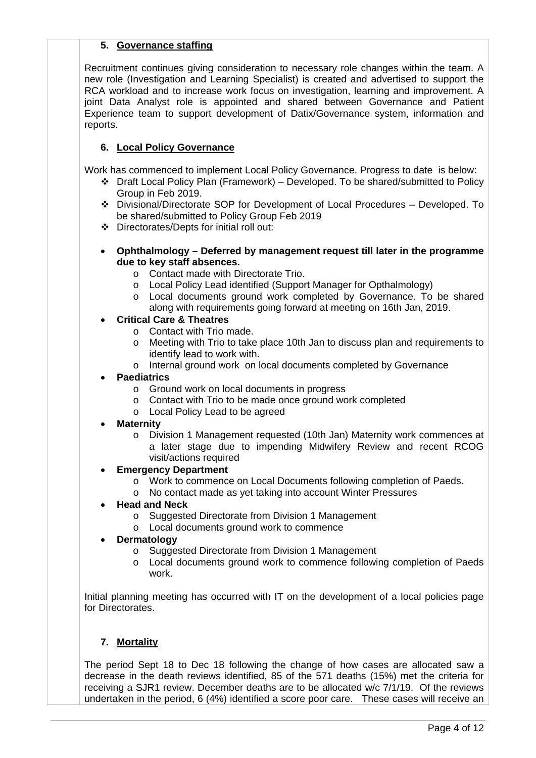### 5. Governance staffing

Recruitment continues giving consideration to necessary role changes within the team. A new role (Investigation and Learning Specialist) is created and advertised to support the RCA workload and to increase work focus on investigation, learning and improvement. A joint Data Analyst role is appointed and shared between Governance and Patient Experience team to support development of Datix/Governance system, information and reports.

### 6. Local Policy Governance

Work has commenced to implement Local Policy Governance. Progress to date is below:

- ❖ Draft Local Policy Plan (Framework) – Developed. To be shared/submitted to Policy Group in Feb 2019.
- ❖ Divisional/Directorate SOP for Development of Local Procedures – Developed. To be shared/submitted to Policy Group Feb 2019
- ❖ Directorates/Depts for initial roll out:

- **Ophthalmology – Deferred by management request till later in the programme due to key staff absences.**
  - Contact made with Directorate Trio.
  - Local Policy Lead identified (Support Manager for Opthalmology)
  - Local documents ground work completed by Governance. To be shared along with requirements going forward at meeting on 16th Jan, 2019.
- **Critical Care & Theatres**
  - Contact with Trio made.
  - Meeting with Trio to take place 10th Jan to discuss plan and requirements to identify lead to work with.
  - Internal ground work on local documents completed by Governance
- **Paediatrics**
  - Ground work on local documents in progress
  - Contact with Trio to be made once ground work completed
  - Local Policy Lead to be agreed
- **Maternity**
  - Division 1 Management requested (10th Jan) Maternity work commences at a later stage due to impending Midwifery Review and recent RCOG visit/actions required
- **Emergency Department**
  - Work to commence on Local Documents following completion of Paeds.
  - No contact made as yet taking into account Winter Pressures
- **Head and Neck**
  - Suggested Directorate from Division 1 Management
  - Local documents ground work to commence
- **Dermatology**
  - Suggested Directorate from Division 1 Management
  - Local documents ground work to commence following completion of Paeds work.

Initial planning meeting has occurred with IT on the development of a local policies page for Directorates.

### 7. Mortality

The period Sept 18 to Dec 18 following the change of how cases are allocated saw a decrease in the death reviews identified, 85 of the 571 deaths (15%) met the criteria for receiving a SJR1 review. December deaths are to be allocated w/c 7/1/19. Of the reviews undertaken in the period, 6 (4%) identified a score poor care. These cases will receive an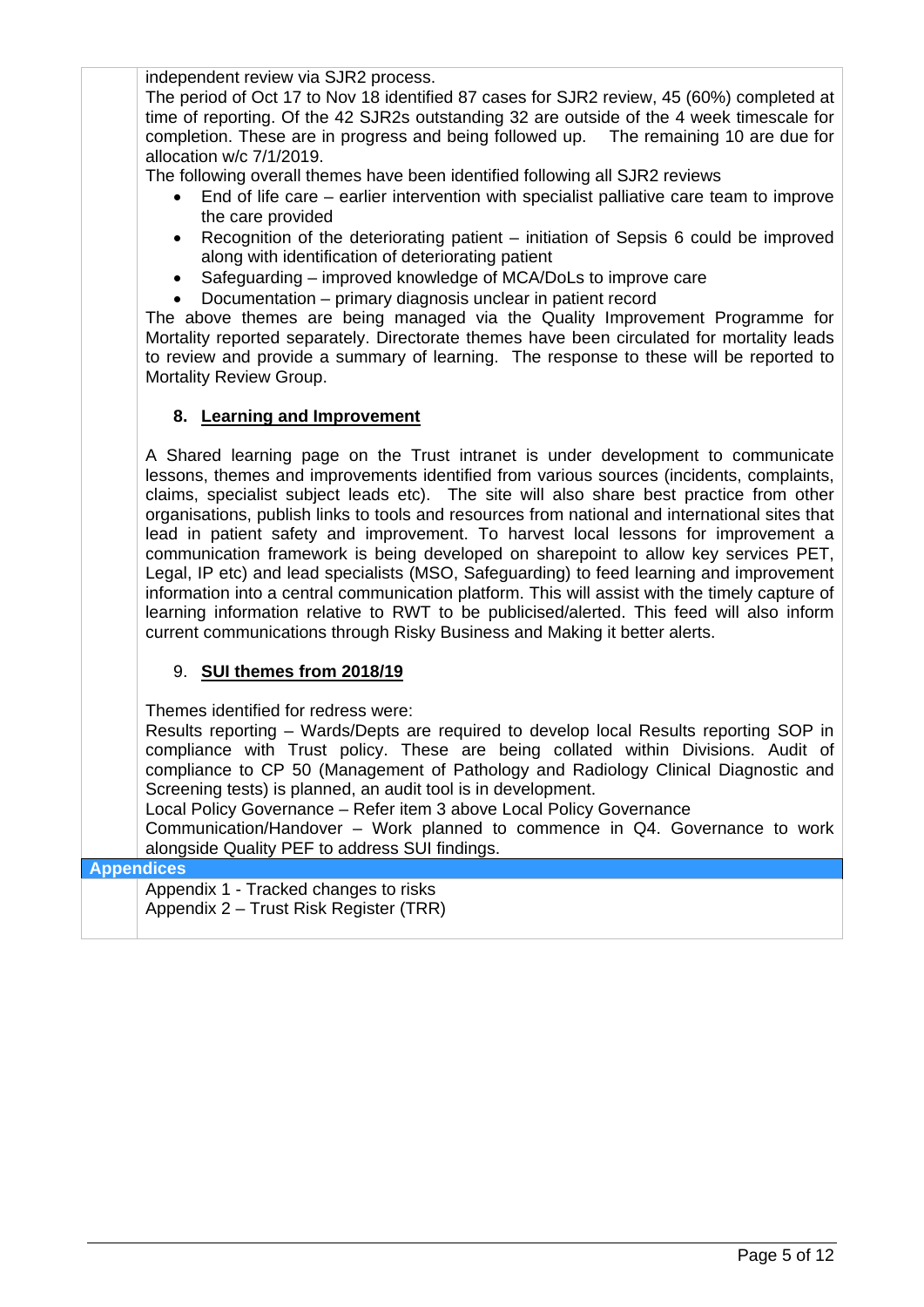independent review via SJR2 process.

The period of Oct 17 to Nov 18 identified 87 cases for SJR2 review, 45 (60%) completed at time of reporting. Of the 42 SJR2s outstanding 32 are outside of the 4 week timescale for completion. These are in progress and being followed up. The remaining 10 are due for allocation w/c 7/1/2019.

The following overall themes have been identified following all SJR2 reviews

- End of life care – earlier intervention with specialist palliative care team to improve the care provided
- Recognition of the deteriorating patient – initiation of Sepsis 6 could be improved along with identification of deteriorating patient
- Safeguarding – improved knowledge of MCA/DoLs to improve care
- Documentation – primary diagnosis unclear in patient record

The above themes are being managed via the Quality Improvement Programme for Mortality reported separately. Directorate themes have been circulated for mortality leads to review and provide a summary of learning. The response to these will be reported to Mortality Review Group.

## 8. Learning and Improvement

A Shared learning page on the Trust intranet is under development to communicate lessons, themes and improvements identified from various sources (incidents, complaints, claims, specialist subject leads etc). The site will also share best practice from other organisations, publish links to tools and resources from national and international sites that lead in patient safety and improvement. To harvest local lessons for improvement a communication framework is being developed on sharepoint to allow key services PET, Legal, IP etc) and lead specialists (MSO, Safeguarding) to feed learning and improvement information into a central communication platform. This will assist with the timely capture of learning information relative to RWT to be publicised/alerted. This feed will also inform current communications through Risky Business and Making it better alerts.

## 9. SUI themes from 2018/19

Themes identified for redress were:

Results reporting – Wards/Depts are required to develop local Results reporting SOP in compliance with Trust policy. These are being collated within Divisions. Audit of compliance to CP 50 (Management of Pathology and Radiology Clinical Diagnostic and Screening tests) is planned, an audit tool is in development.

Local Policy Governance – Refer item 3 above Local Policy Governance

Communication/Handover – Work planned to commence in Q4. Governance to work alongside Quality PEF to address SUI findings.

## Appendices

Appendix 1 - Tracked changes to risks

Appendix 2 – Trust Risk Register (TRR)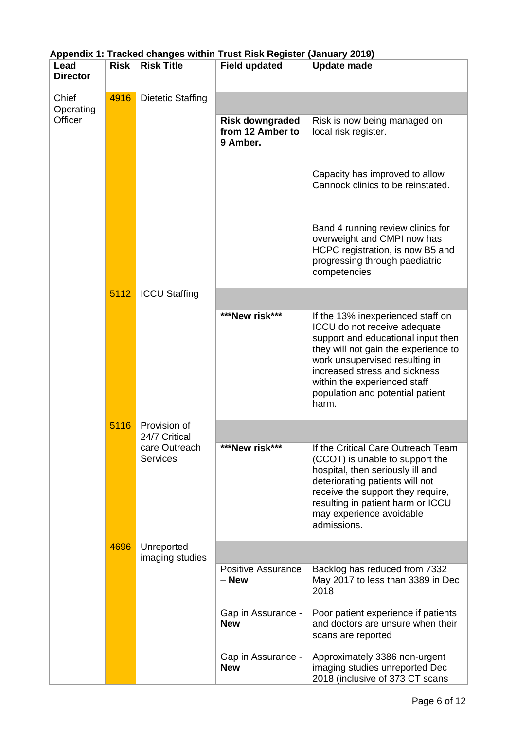**Appendix 1: Tracked changes within Trust Risk Register (January 2019)**

| Lead Director | Risk | Risk Title | Field updated | Update made |
|---|---|---|---|---|
| Chief Operating Officer | 4916 | Dietetic Staffing | | |
| | | | **Risk downgraded from 12 Amber to 9 Amber.** | Risk is now being managed on local risk register.<br><br>Capacity has improved to allow Cannock clinics to be reinstated.<br><br>Band 4 running review clinics for overweight and CMPI now has HCPC registration, is now B5 and progressing through paediatric competencies |
| | 5112 | ICCU Staffing | | |
| | | | **\*\*\*New risk\*\*\*** | If the 13% inexperienced staff on ICCU do not receive adequate support and educational input then they will not gain the experience to work unsupervised resulting in increased stress and sickness within the experienced staff population and potential patient harm. |
| | 5116 | Provision of 24/7 Critical care Outreach Services | | |
| | | | **\*\*\*New risk\*\*\*** | If the Critical Care Outreach Team (CCOT) is unable to support the hospital, then seriously ill and deteriorating patients will not receive the support they require, resulting in patient harm or ICCU may experience avoidable admissions. |
| | 4696 | Unreported imaging studies | | |
| | | | Positive Assurance – **New** | Backlog has reduced from 7332 May 2017 to less than 3389 in Dec 2018 |
| | | | Gap in Assurance - **New** | Poor patient experience if patients and doctors are unsure when their scans are reported |
| | | | Gap in Assurance - **New** | Approximately 3386 non-urgent imaging studies unreported Dec 2018 (inclusive of 373 CT scans |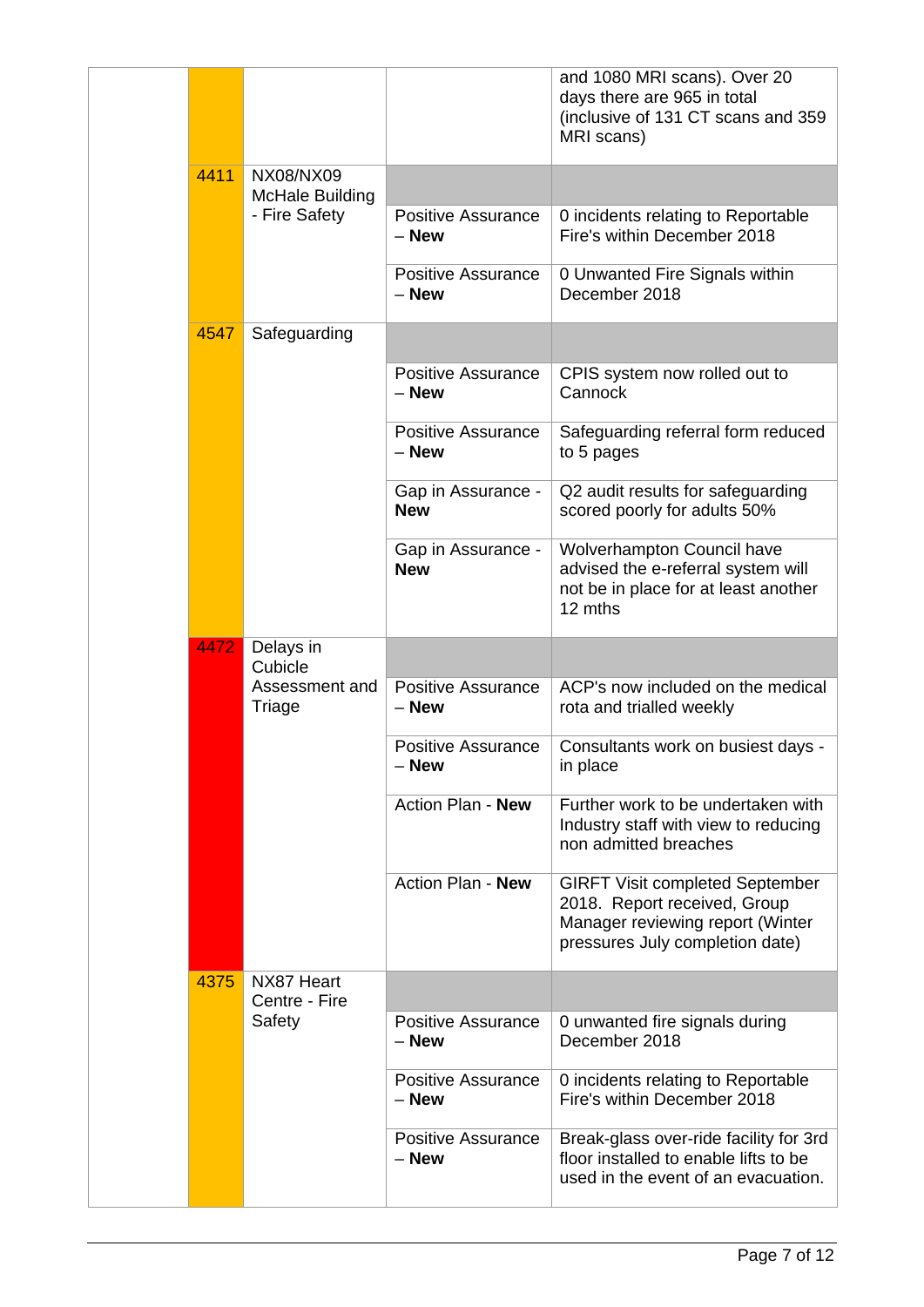| | | | | |
|---|---|---|---|---|
| | | | | and 1080 MRI scans). Over 20 days there are 965 in total (inclusive of 131 CT scans and 359 MRI scans) |
| | 4411 | NX08/NX09 McHale Building - Fire Safety | | |
| | | | Positive Assurance – **New** | 0 incidents relating to Reportable Fire's within December 2018 |
| | | | Positive Assurance – **New** | 0 Unwanted Fire Signals within December 2018 |
| | 4547 | Safeguarding | | |
| | | | Positive Assurance – **New** | CPIS system now rolled out to Cannock |
| | | | Positive Assurance – **New** | Safeguarding referral form reduced to 5 pages |
| | | | Gap in Assurance - **New** | Q2 audit results for safeguarding scored poorly for adults 50% |
| | | | Gap in Assurance - **New** | Wolverhampton Council have advised the e-referral system will not be in place for at least another 12 mths |
| | 4472 | Delays in Cubicle Assessment and Triage | | |
| | | | Positive Assurance – **New** | ACP's now included on the medical rota and trialled weekly |
| | | | Positive Assurance – **New** | Consultants work on busiest days - in place |
| | | | Action Plan - **New** | Further work to be undertaken with Industry staff with view to reducing non admitted breaches |
| | | | Action Plan - **New** | GIRFT Visit completed September 2018. Report received, Group Manager reviewing report (Winter pressures July completion date) |
| | 4375 | NX87 Heart Centre - Fire Safety | | |
| | | | Positive Assurance – **New** | 0 unwanted fire signals during December 2018 |
| | | | Positive Assurance – **New** | 0 incidents relating to Reportable Fire's within December 2018 |
| | | | Positive Assurance – **New** | Break-glass over-ride facility for 3rd floor installed to enable lifts to be used in the event of an evacuation. |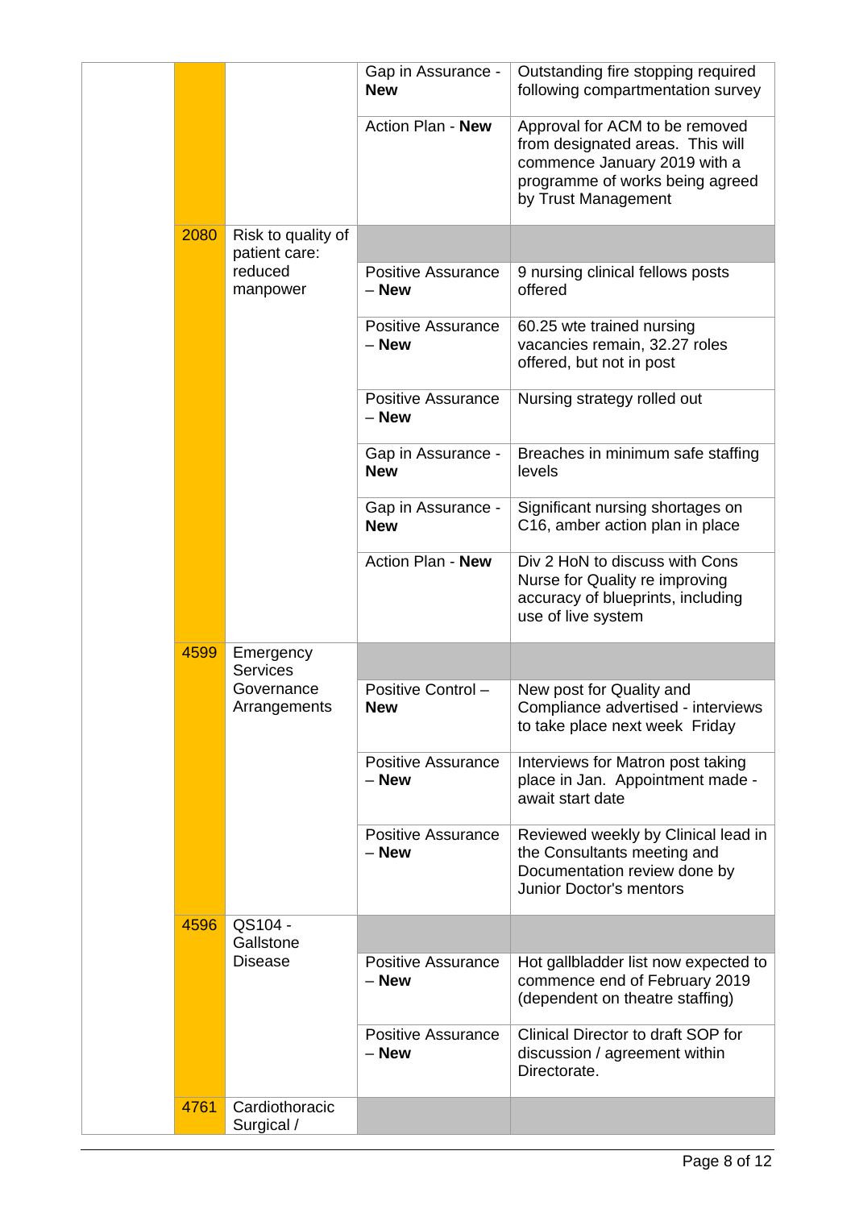| | | | | |
|---|---|---|---|---|
| | | | Gap in Assurance - **New** | Outstanding fire stopping required following compartmentation survey |
| | | | Action Plan - **New** | Approval for ACM to be removed from designated areas. This will commence January 2019 with a programme of works being agreed by Trust Management |
| | 2080 | Risk to quality of patient care: reduced manpower | | |
| | | | Positive Assurance – **New** | 9 nursing clinical fellows posts offered |
| | | | Positive Assurance – **New** | 60.25 wte trained nursing vacancies remain, 32.27 roles offered, but not in post |
| | | | Positive Assurance – **New** | Nursing strategy rolled out |
| | | | Gap in Assurance - **New** | Breaches in minimum safe staffing levels |
| | | | Gap in Assurance - **New** | Significant nursing shortages on C16, amber action plan in place |
| | | | Action Plan - **New** | Div 2 HoN to discuss with Cons Nurse for Quality re improving accuracy of blueprints, including use of live system |
| | 4599 | Emergency Services Governance Arrangements | | |
| | | | Positive Control – **New** | New post for Quality and Compliance advertised - interviews to take place next week Friday |
| | | | Positive Assurance – **New** | Interviews for Matron post taking place in Jan. Appointment made - await start date |
| | | | Positive Assurance – **New** | Reviewed weekly by Clinical lead in the Consultants meeting and Documentation review done by Junior Doctor's mentors |
| | 4596 | QS104 - Gallstone Disease | | |
| | | | Positive Assurance – **New** | Hot gallbladder list now expected to commence end of February 2019 (dependent on theatre staffing) |
| | | | Positive Assurance – **New** | Clinical Director to draft SOP for discussion / agreement within Directorate. |
| | 4761 | Cardiothoracic Surgical / | | |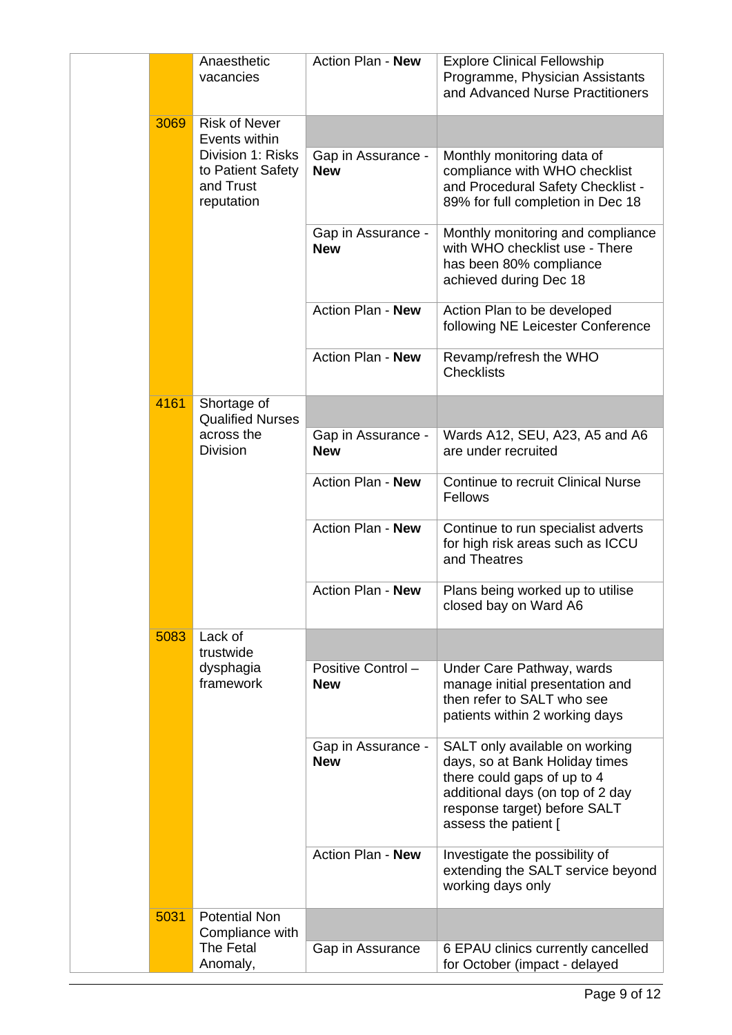| | | | | |
|---|---|---|---|---|
| | | Anaesthetic vacancies | Action Plan - **New** | Explore Clinical Fellowship Programme, Physician Assistants and Advanced Nurse Practitioners |
| | 3069 | Risk of Never Events within Division 1: Risks to Patient Safety and Trust reputation | | |
| | | | Gap in Assurance - **New** | Monthly monitoring data of compliance with WHO checklist and Procedural Safety Checklist - 89% for full completion in Dec 18 |
| | | | Gap in Assurance - **New** | Monthly monitoring and compliance with WHO checklist use - There has been 80% compliance achieved during Dec 18 |
| | | | Action Plan - **New** | Action Plan to be developed following NE Leicester Conference |
| | | | Action Plan - **New** | Revamp/refresh the WHO Checklists |
| | 4161 | Shortage of Qualified Nurses across the Division | | |
| | | | Gap in Assurance - **New** | Wards A12, SEU, A23, A5 and A6 are under recruited |
| | | | Action Plan - **New** | Continue to recruit Clinical Nurse Fellows |
| | | | Action Plan - **New** | Continue to run specialist adverts for high risk areas such as ICCU and Theatres |
| | | | Action Plan - **New** | Plans being worked up to utilise closed bay on Ward A6 |
| | 5083 | Lack of trustwide dysphagia framework | | |
| | | | Positive Control – **New** | Under Care Pathway, wards manage initial presentation and then refer to SALT who see patients within 2 working days |
| | | | Gap in Assurance - **New** | SALT only available on working days, so at Bank Holiday times there could gaps of up to 4 additional days (on top of 2 day response target) before SALT assess the patient [ |
| | | | Action Plan - **New** | Investigate the possibility of extending the SALT service beyond working days only |
| | 5031 | Potential Non Compliance with The Fetal Anomaly, | | |
| | | | Gap in Assurance | 6 EPAU clinics currently cancelled for October (impact - delayed |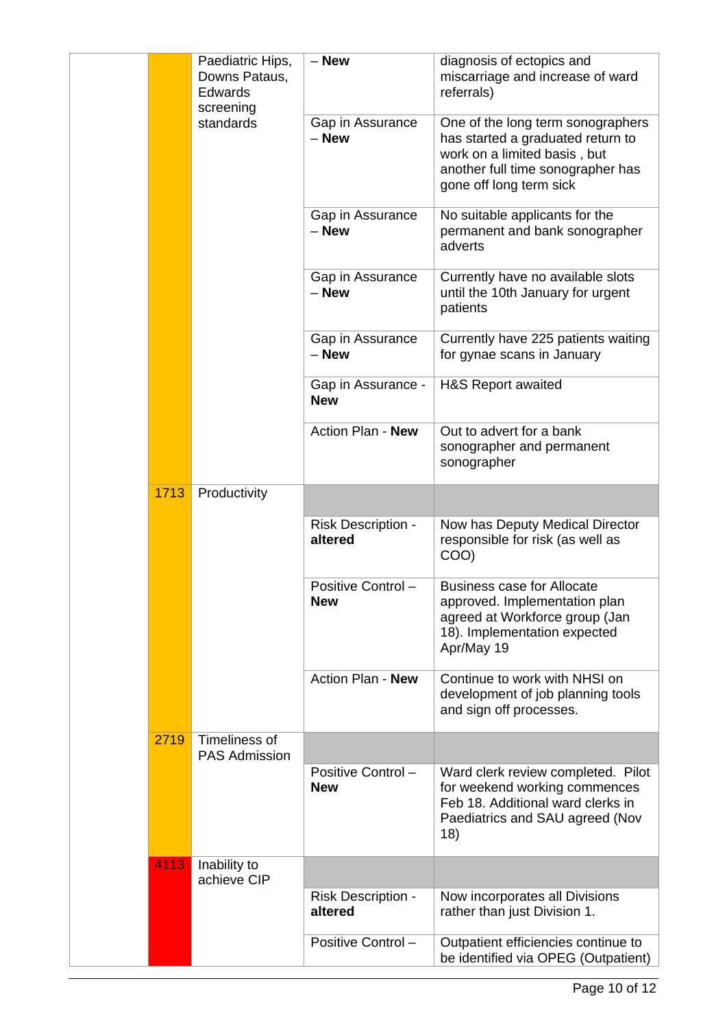|  |  | Paediatric Hips, Downs Pataus, Edwards screening standards | – **New** | diagnosis of ectopics and miscarriage and increase of ward referrals) |
|---|---|---|---|---|
|  |  |  | Gap in Assurance – **New** | One of the long term sonographers has started a graduated return to work on a limited basis , but another full time sonographer has gone off long term sick |
|  |  |  | Gap in Assurance – **New** | No suitable applicants for the permanent and bank sonographer adverts |
|  |  |  | Gap in Assurance – **New** | Currently have no available slots until the 10th January for urgent patients |
|  |  |  | Gap in Assurance – **New** | Currently have 225 patients waiting for gynae scans in January |
|  |  |  | Gap in Assurance - **New** | H&S Report awaited |
|  |  |  | Action Plan - **New** | Out to advert for a bank sonographer and permanent sonographer |
|  | 1713 | Productivity |  |  |
|  |  |  | Risk Description - **altered** | Now has Deputy Medical Director responsible for risk (as well as COO) |
|  |  |  | Positive Control – **New** | Business case for Allocate approved. Implementation plan agreed at Workforce group (Jan 18). Implementation expected Apr/May 19 |
|  |  |  | Action Plan - **New** | Continue to work with NHSI on development of job planning tools and sign off processes. |
|  | 2719 | Timeliness of PAS Admission |  |  |
|  |  |  | Positive Control – **New** | Ward clerk review completed. Pilot for weekend working commences Feb 18. Additional ward clerks in Paediatrics and SAU agreed (Nov 18) |
|  | 4113 | Inability to achieve CIP |  |  |
|  |  |  | Risk Description - **altered** | Now incorporates all Divisions rather than just Division 1. |
|  |  |  | Positive Control – | Outpatient efficiencies continue to be identified via OPEG (Outpatient) |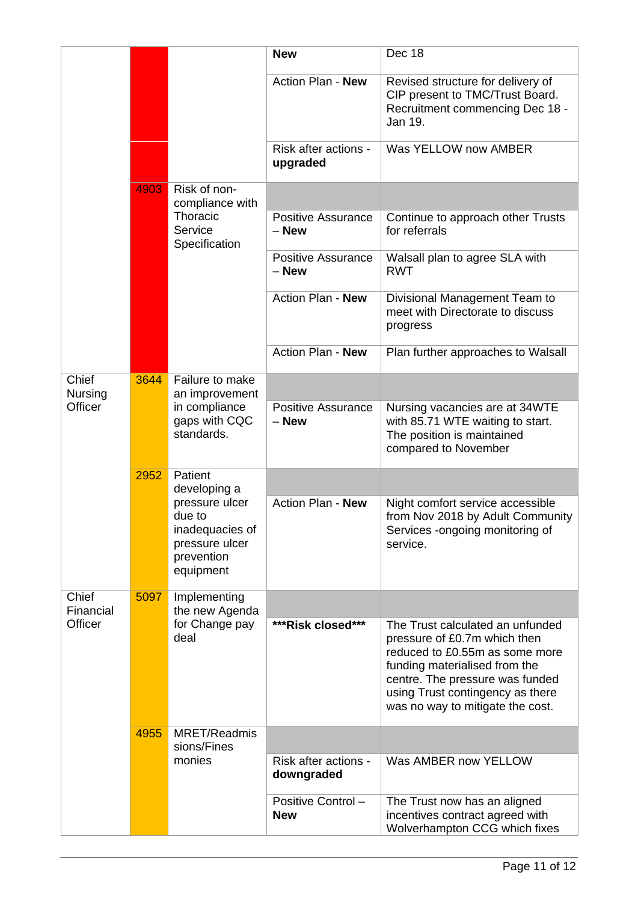| | | | **New** | Dec 18 |
|---|---|---|---|---|
| | | | Action Plan - **New** | Revised structure for delivery of CIP present to TMC/Trust Board. Recruitment commencing Dec 18 - Jan 19. |
| | | | Risk after actions - **upgraded** | Was YELLOW now AMBER |
| | 4903 | Risk of non-compliance with Thoracic Service Specification | | |
| | | | Positive Assurance – **New** | Continue to approach other Trusts for referrals |
| | | | Positive Assurance – **New** | Walsall plan to agree SLA with RWT |
| | | | Action Plan - **New** | Divisional Management Team to meet with Directorate to discuss progress |
| | | | Action Plan - **New** | Plan further approaches to Walsall |
| Chief Nursing Officer | 3644 | Failure to make an improvement in compliance gaps with CQC standards. | | |
| | | | Positive Assurance – **New** | Nursing vacancies are at 34WTE with 85.71 WTE waiting to start. The position is maintained compared to November |
| | 2952 | Patient developing a pressure ulcer due to inadequacies of pressure ulcer prevention equipment | | |
| | | | Action Plan - **New** | Night comfort service accessible from Nov 2018 by Adult Community Services -ongoing monitoring of service. |
| Chief Financial Officer | 5097 | Implementing the new Agenda for Change pay deal | | |
| | | | **\*\*\*Risk closed\*\*\*** | The Trust calculated an unfunded pressure of £0.7m which then reduced to £0.55m as some more funding materialised from the centre. The pressure was funded using Trust contingency as there was no way to mitigate the cost. |
| | 4955 | MRET/Readmissions/Fines monies | | |
| | | | Risk after actions - **downgraded** | Was AMBER now YELLOW |
| | | | Positive Control – **New** | The Trust now has an aligned incentives contract agreed with Wolverhampton CCG which fixes |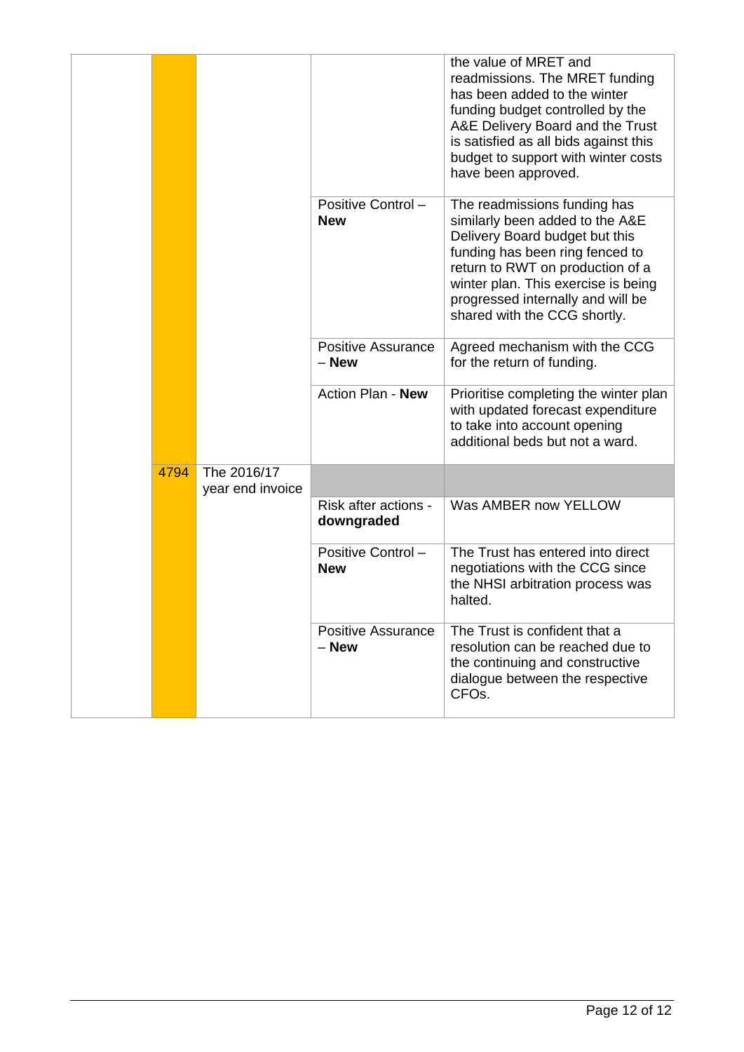| | | | | |
|---|---|---|---|---|
| | | | | the value of MRET and readmissions. The MRET funding has been added to the winter funding budget controlled by the A&E Delivery Board and the Trust is satisfied as all bids against this budget to support with winter costs have been approved. |
| | | | Positive Control – **New** | The readmissions funding has similarly been added to the A&E Delivery Board budget but this funding has been ring fenced to return to RWT on production of a winter plan. This exercise is being progressed internally and will be shared with the CCG shortly. |
| | | | Positive Assurance – **New** | Agreed mechanism with the CCG for the return of funding. |
| | | | Action Plan - **New** | Prioritise completing the winter plan with updated forecast expenditure to take into account opening additional beds but not a ward. |
| | 4794 | The 2016/17 year end invoice | | |
| | | | Risk after actions - **downgraded** | Was AMBER now YELLOW |
| | | | Positive Control – **New** | The Trust has entered into direct negotiations with the CCG since the NHSI arbitration process was halted. |
| | | | Positive Assurance – **New** | The Trust is confident that a resolution can be reached due to the continuing and constructive dialogue between the respective CFOs. |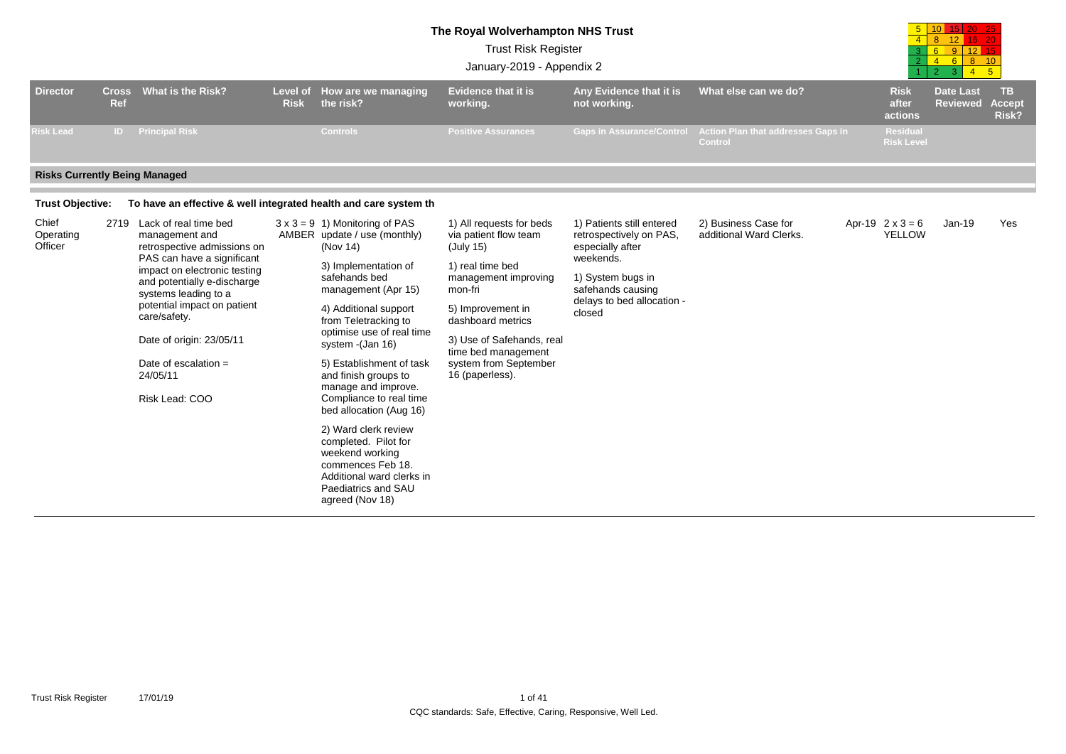# The Royal Wolverhampton NHS Trust

Trust Risk Register

January-2019 - Appendix 2

| | | | | |
|---|---|---|---|---|
| 5 | 10 | 15 | 20 | 25 |
| 4 | 8 | 12 | 16 | 20 |
| 3 | 6 | 9 | 12 | 15 |
| 2 | 4 | 6 | 8 | 10 |
| 1 | 2 | 3 | 4 | 5 |

| Director | Cross Ref | What is the Risk? | Level of Risk | How are we managing the risk? | Evidence that it is working. | Any Evidence that it is not working. | What else can we do? | Risk after actions | Date Last Reviewed | TB Accept Risk? |
|---|---|---|---|---|---|---|---|---|---|---|
| Risk Lead | ID | Principal Risk | | Controls | Positive Assurances | Gaps in Assurance/Control | Action Plan that addresses Gaps in Control | Residual Risk Level | | |

## Risks Currently Being Managed

**Trust Objective:** To have an effective & well integrated health and care system th

| Director | Cross Ref | What is the Risk? | Level of Risk | How are we managing the risk? | Evidence that it is working. | Any Evidence that it is not working. | What else can we do? | Risk after actions | Date Last Reviewed | TB Accept Risk? |
|---|---|---|---|---|---|---|---|---|---|---|
| Chief Operating Officer | 2719 | Lack of real time bed management and retrospective admissions on PAS can have a significant impact on electronic testing and potentially e-discharge systems leading to a potential impact on patient care/safety.<br><br>Date of origin: 23/05/11<br><br>Date of escalation = 24/05/11<br><br>Risk Lead: COO | 3 x 3 = 9 AMBER | 1) Monitoring of PAS update / use (monthly) (Nov 14)<br><br>3) Implementation of safehands bed management (Apr 15)<br><br>4) Additional support from Teletracking to optimise use of real time system -(Jan 16)<br><br>5) Establishment of task and finish groups to manage and improve. Compliance to real time bed allocation (Aug 16)<br><br>2) Ward clerk review completed. Pilot for weekend working commences Feb 18. Additional ward clerks in Paediatrics and SAU agreed (Nov 18) | 1) All requests for beds via patient flow team (July 15)<br><br>1) real time bed management improving mon-fri<br><br>5) Improvement in dashboard metrics<br><br>3) Use of Safehands, real time bed management system from September 16 (paperless). | 1) Patients still entered retrospectively on PAS, especially after weekends.<br><br>1) System bugs in safehands causing delays to bed allocation - closed | 2) Business Case for additional Ward Clerks. | Apr-19 2 x 3 = 6 YELLOW | Jan-19 | Yes |

CQC standards: Safe, Effective, Caring, Responsive, Well Led.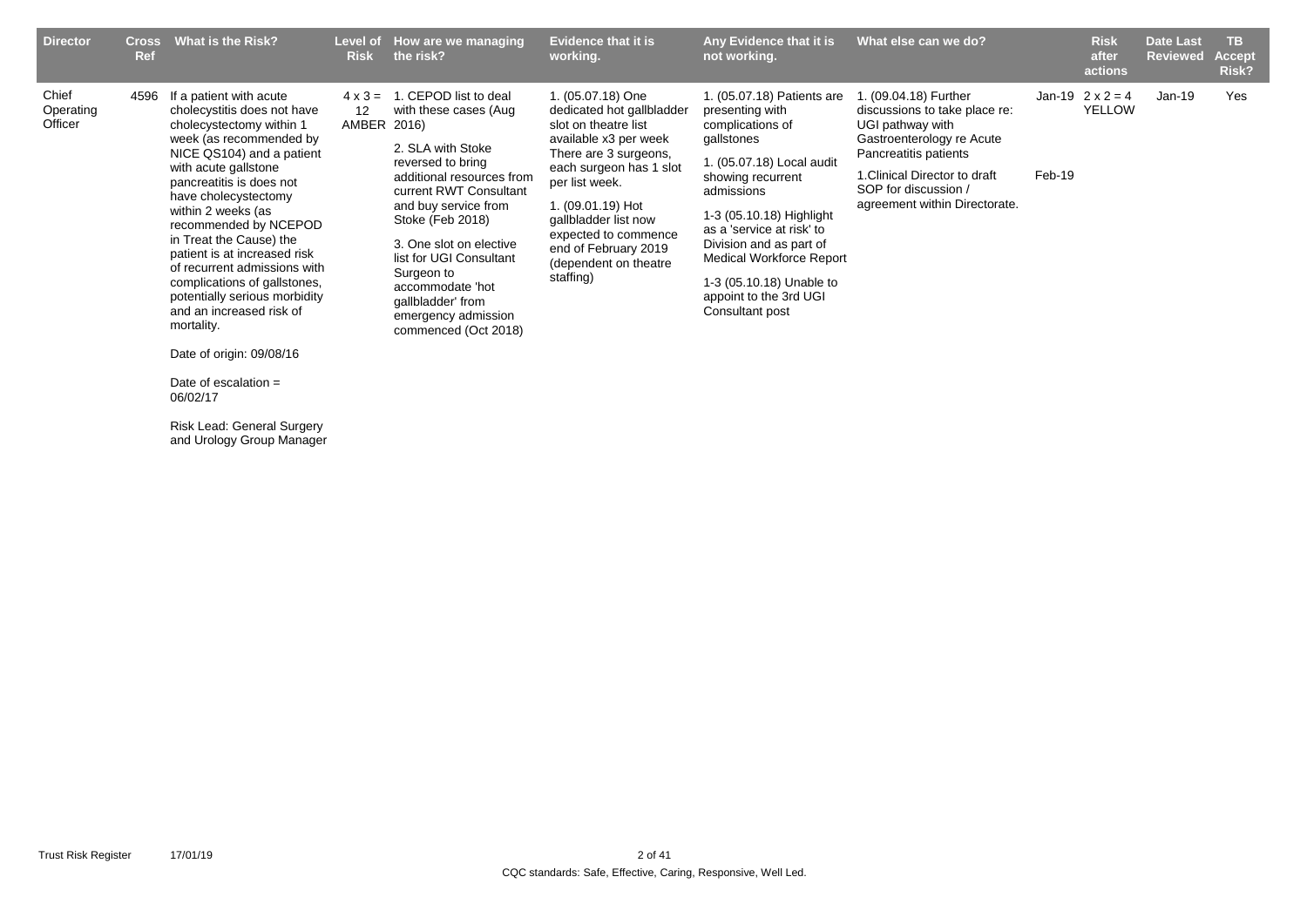| Director | Cross Ref | What is the Risk? | Level of Risk | How are we managing the risk? | Evidence that it is working. | Any Evidence that it is not working. | What else can we do? | | Risk after actions | Date Last Reviewed | TB Accept Risk? |
|---|---|---|---|---|---|---|---|---|---|---|---|
| Chief Operating Officer | 4596 | If a patient with acute cholecystitis does not have cholecystectomy within 1 week (as recommended by NICE QS104) and a patient with acute gallstone pancreatitis is does not have cholecystectomy within 2 weeks (as recommended by NCEPOD in Treat the Cause) the patient is at increased risk of recurrent admissions with complications of gallstones, potentially serious morbidity and an increased risk of mortality.<br><br>Date of origin: 09/08/16<br><br>Date of escalation = 06/02/17<br><br>Risk Lead: General Surgery and Urology Group Manager | 4 x 3 = 12 AMBER | 1. CEPOD list to deal with these cases (Aug 2016)<br><br>2. SLA with Stoke reversed to bring additional resources from current RWT Consultant and buy service from Stoke (Feb 2018)<br><br>3. One slot on elective list for UGI Consultant Surgeon to accommodate 'hot gallbladder' from emergency admission commenced (Oct 2018) | 1. (05.07.18) One dedicated hot gallbladder slot on theatre list available x3 per week There are 3 surgeons, each surgeon has 1 slot per list week.<br><br>1. (09.01.19) Hot gallbladder list now expected to commence end of February 2019 (dependent on theatre staffing) | 1. (05.07.18) Patients are presenting with complications of gallstones<br><br>1. (05.07.18) Local audit showing recurrent admissions<br><br>1-3 (05.10.18) Highlight as a 'service at risk' to Division and as part of Medical Workforce Report<br><br>1-3 (05.10.18) Unable to appoint to the 3rd UGI Consultant post | 1. (09.04.18) Further discussions to take place re: UGI pathway with Gastroenterology re Acute Pancreatitis patients<br><br>1.Clinical Director to draft SOP for discussion / agreement within Directorate. | Jan-19<br><br><br><br>Feb-19 | 2 x 2 = 4 YELLOW | Jan-19 | Yes |

CQC standards: Safe, Effective, Caring, Responsive, Well Led.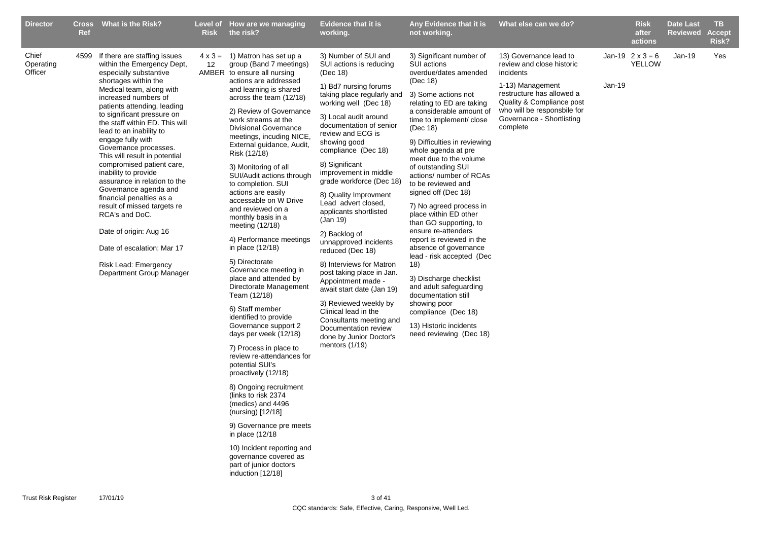| Director | Cross Ref | What is the Risk? | Level of Risk | How are we managing the risk? | Evidence that it is working. | Any Evidence that it is not working. | What else can we do? | | Risk after actions | Date Last Reviewed | TB Accept Risk? |
|---|---|---|---|---|---|---|---|---|---|---|---|
| Chief Operating Officer | 4599 | If there are staffing issues within the Emergency Dept, especially substantive shortages within the Medical team, along with increased numbers of patients attending, leading to significant pressure on the staff within ED. This will lead to an inability to engage fully with Governance processes. This will result in potential compromised patient care, inability to provide assurance in relation to the Governance agenda and financial penalties as a result of missed targets re RCA's and DoC.<br><br>Date of origin: Aug 16<br><br>Date of escalation: Mar 17<br><br>Risk Lead: Emergency Department Group Manager | 4 x 3 = 12 AMBER | 1) Matron has set up a group (Band 7 meetings) to ensure all nursing actions are addressed and learning is shared across the team (12/18)<br><br>2) Review of Governance work streams at the Divisional Governance meetings, incuding NICE, External guidance, Audit, Risk (12/18)<br><br>3) Monitoring of all SUI/Audit actions through to completion. SUI actions are easily accessable on W Drive and reviewed on a monthly basis in a meeting (12/18)<br><br>4) Performance meetings in place (12/18)<br><br>5) Directorate Governance meeting in place and attended by Directorate Management Team (12/18)<br><br>6) Staff member identified to provide Governance support 2 days per week (12/18)<br><br>7) Process in place to review re-attendances for potential SUI's proactively (12/18)<br><br>8) Ongoing recruitment (links to risk 2374 (medics) and 4496 (nursing) [12/18]<br><br>9) Governance pre meets in place (12/18<br><br>10) Incident reporting and governance covered as part of junior doctors induction [12/18] | 3) Number of SUI and SUI actions is reducing (Dec 18)<br><br>1) Bd7 nursing forums taking place regularly and working well (Dec 18)<br><br>3) Local audit around documentation of senior review and ECG is showing good compliance (Dec 18)<br><br>8) Significant improvement in middle grade workforce (Dec 18)<br><br>8) Quality Improvment Lead advert closed, applicants shortlisted (Jan 19)<br><br>2) Backlog of unnapproved incidents reduced (Dec 18)<br><br>8) Interviews for Matron post taking place in Jan. Appointment made - await start date (Jan 19)<br><br>3) Reviewed weekly by Clinical lead in the Consultants meeting and Documentation review done by Junior Doctor's mentors (1/19) | 3) Significant number of SUI actions overdue/dates amended (Dec 18)<br><br>3) Some actions not relating to ED are taking a considerable amount of time to implement/ close (Dec 18)<br><br>9) Difficulties in reviewing whole agenda at pre meet due to the volume of outstanding SUI actions/ number of RCAs to be reviewed and signed off (Dec 18)<br><br>7) No agreed process in place within ED other than GO supporting, to ensure re-attenders report is reviewed in the absence of governance lead - risk accepted (Dec 18)<br><br>3) Discharge checklist and adult safeguarding documentation still showing poor compliance (Dec 18)<br><br>13) Historic incidents need reviewing (Dec 18) | 13) Governance lead to review and close historic incidents<br><br>1-13) Management restructure has allowed a Quality & Compliance post who will be responsbile for Governance - Shortlisting complete | Jan-19<br><br>Jan-19 | 2 x 3 = 6 YELLOW | Jan-19 | Yes |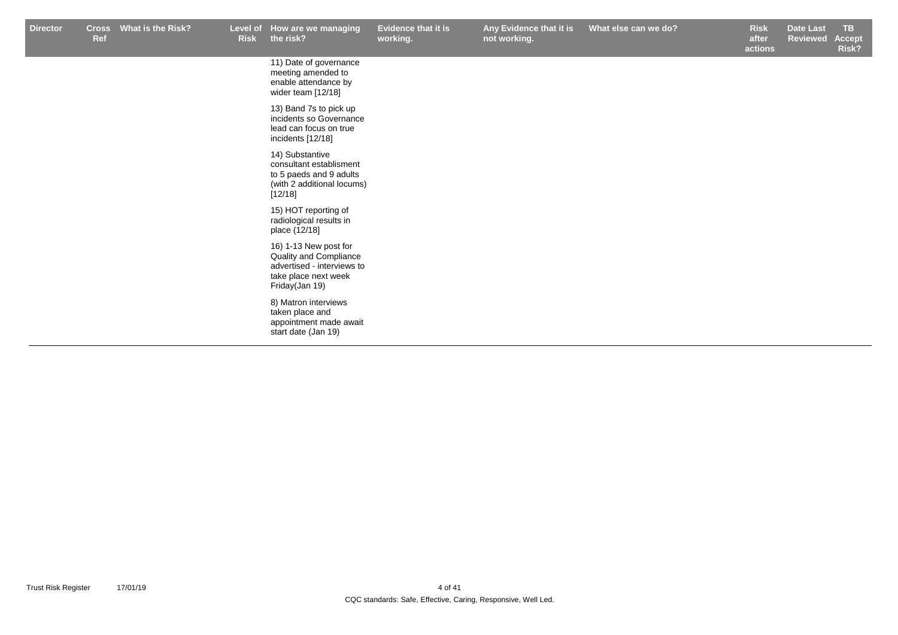| Director | Cross Ref | What is the Risk? | Level of Risk | How are we managing the risk? | Evidence that it is working. | Any Evidence that it is not working. | What else can we do? | Risk after actions | Date Last Reviewed | TB Accept Risk? |
|---|---|---|---|---|---|---|---|---|---|---|
| | | | | 11) Date of governance meeting amended to enable attendance by wider team [12/18]<br><br>13) Band 7s to pick up incidents so Governance lead can focus on true incidents [12/18]<br><br>14) Substantive consultant establisment to 5 paeds and 9 adults (with 2 additional locums) [12/18]<br><br>15) HOT reporting of radiological results in place (12/18]<br><br>16) 1-13 New post for Quality and Compliance advertised - interviews to take place next week Friday(Jan 19)<br><br>8) Matron interviews taken place and appointment made await start date (Jan 19) | | | | | | |

CQC standards: Safe, Effective, Caring, Responsive, Well Led.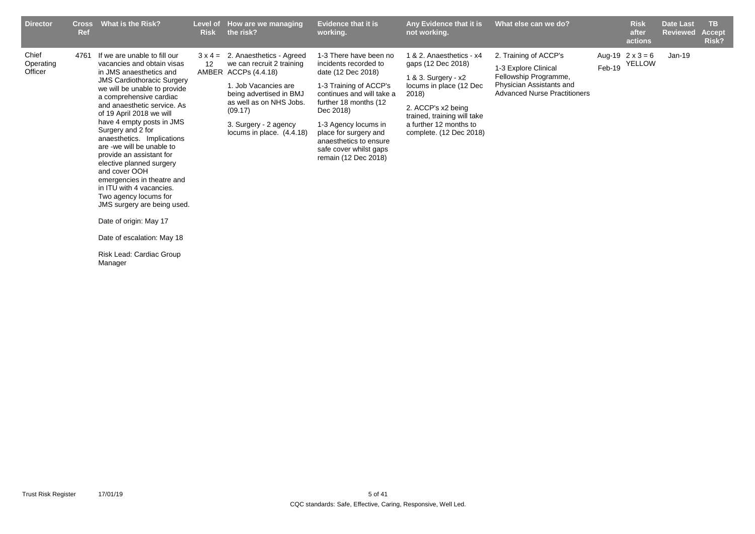| Director | Cross Ref | What is the Risk? | Level of Risk | How are we managing the risk? | Evidence that it is working. | Any Evidence that it is not working. | What else can we do? | | Risk after actions | Date Last Reviewed | TB Accept Risk? |
|---|---|---|---|---|---|---|---|---|---|---|---|
| Chief Operating Officer | 4761 | If we are unable to fill our vacancies and obtain visas in JMS anaesthetics and JMS Cardiothoracic Surgery we will be unable to provide a comprehensive cardiac and anaesthetic service. As of 19 April 2018 we will have 4 empty posts in JMS Surgery and 2 for anaesthetics. Implications are -we will be unable to provide an assistant for elective planned surgery and cover OOH emergencies in theatre and in ITU with 4 vacancies. Two agency locums for JMS surgery are being used.<br><br>Date of origin: May 17<br><br>Date of escalation: May 18<br><br>Risk Lead: Cardiac Group Manager | 3 x 4 = 12 AMBER | 2. Anaesthetics - Agreed we can recruit 2 training ACCPs (4.4.18)<br><br>1. Job Vacancies are being advertised in BMJ as well as on NHS Jobs. (09.17)<br><br>3. Surgery - 2 agency locums in place. (4.4.18) | 1-3 There have been no incidents recorded to date (12 Dec 2018)<br><br>1-3 Training of ACCP's continues and will take a further 18 months (12 Dec 2018)<br><br>1-3 Agency locums in place for surgery and anaesthetics to ensure safe cover whilst gaps remain (12 Dec 2018) | 1 & 2. Anaesthetics - x4 gaps (12 Dec 2018)<br><br>1 & 3. Surgery - x2 locums in place (12 Dec 2018)<br><br>2. ACCP's x2 being trained, training will take a further 12 months to complete. (12 Dec 2018) | 2. Training of ACCP's<br><br>1-3 Explore Clinical Fellowship Programme, Physician Assistants and Advanced Nurse Practitioners | Aug-19<br>Feb-19 | 2 x 3 = 6 YELLOW | Jan-19 | |

Trust Risk Register 17/01/19

CQC standards: Safe, Effective, Caring, Responsive, Well Led.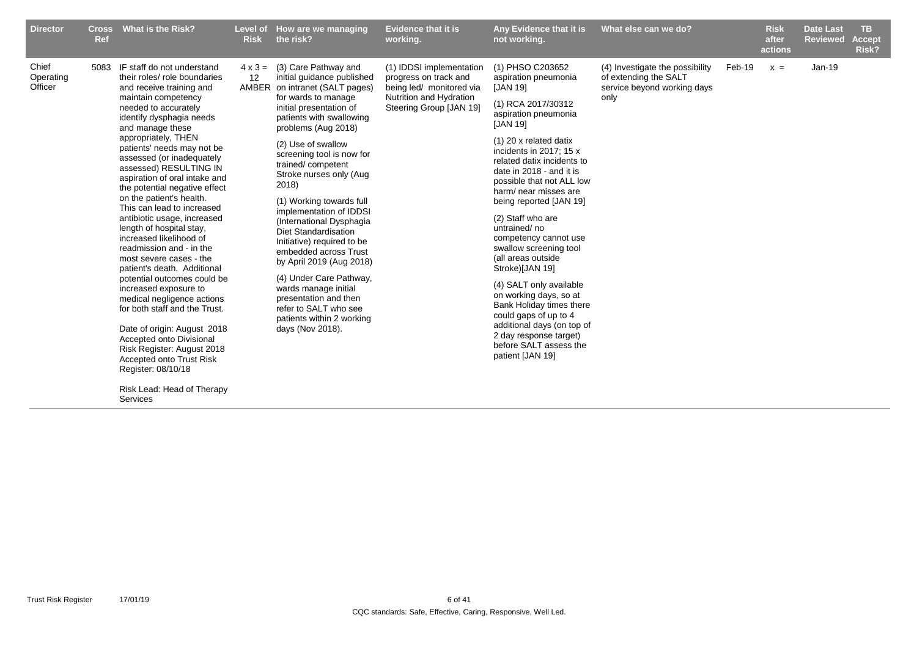| Director | Cross Ref | What is the Risk? | Level of Risk | How are we managing the risk? | Evidence that it is working. | Any Evidence that it is not working. | What else can we do? | | Risk after actions | Date Last Reviewed | TB Accept Risk? |
|---|---|---|---|---|---|---|---|---|---|---|---|
| Chief Operating Officer | 5083 | IF staff do not understand their roles/ role boundaries and receive training and maintain competency needed to accurately identify dysphagia needs and manage these appropriately, THEN patients' needs may not be assessed (or inadequately assessed) RESULTING IN aspiration of oral intake and the potential negative effect on the patient's health. This can lead to increased antibiotic usage, increased length of hospital stay, increased likelihood of readmission and - in the most severe cases - the patient's death. Additional potential outcomes could be increased exposure to medical negligence actions for both staff and the Trust.<br><br>Date of origin: August 2018<br>Accepted onto Divisional Risk Register: August 2018<br>Accepted onto Trust Risk Register: 08/10/18<br><br>Risk Lead: Head of Therapy Services | 4 x 3 = 12 AMBER | (3) Care Pathway and initial guidance published on intranet (SALT pages) for wards to manage initial presentation of patients with swallowing problems (Aug 2018)<br><br>(2) Use of swallow screening tool is now for trained/ competent Stroke nurses only (Aug 2018)<br><br>(1) Working towards full implementation of IDDSI (International Dysphagia Diet Standardisation Initiative) required to be embedded across Trust by April 2019 (Aug 2018)<br><br>(4) Under Care Pathway, wards manage initial presentation and then refer to SALT who see patients within 2 working days (Nov 2018). | (1) IDDSI implementation progress on track and being led/ monitored via Nutrition and Hydration Steering Group [JAN 19] | (1) PHSO C203652 aspiration pneumonia [JAN 19]<br><br>(1) RCA 2017/30312 aspiration pneumonia [JAN 19]<br><br>(1) 20 x related datix incidents in 2017; 15 x related datix incidents to date in 2018 - and it is possible that not ALL low harm/ near misses are being reported [JAN 19]<br><br>(2) Staff who are untrained/ no competency cannot use swallow screening tool (all areas outside Stroke)[JAN 19]<br><br>(4) SALT only available on working days, so at Bank Holiday times there could gaps of up to 4 additional days (on top of 2 day response target) before SALT assess the patient [JAN 19] | (4) Investigate the possibility of extending the SALT service beyond working days only | Feb-19 | x = | Jan-19 | |

CQC standards: Safe, Effective, Caring, Responsive, Well Led.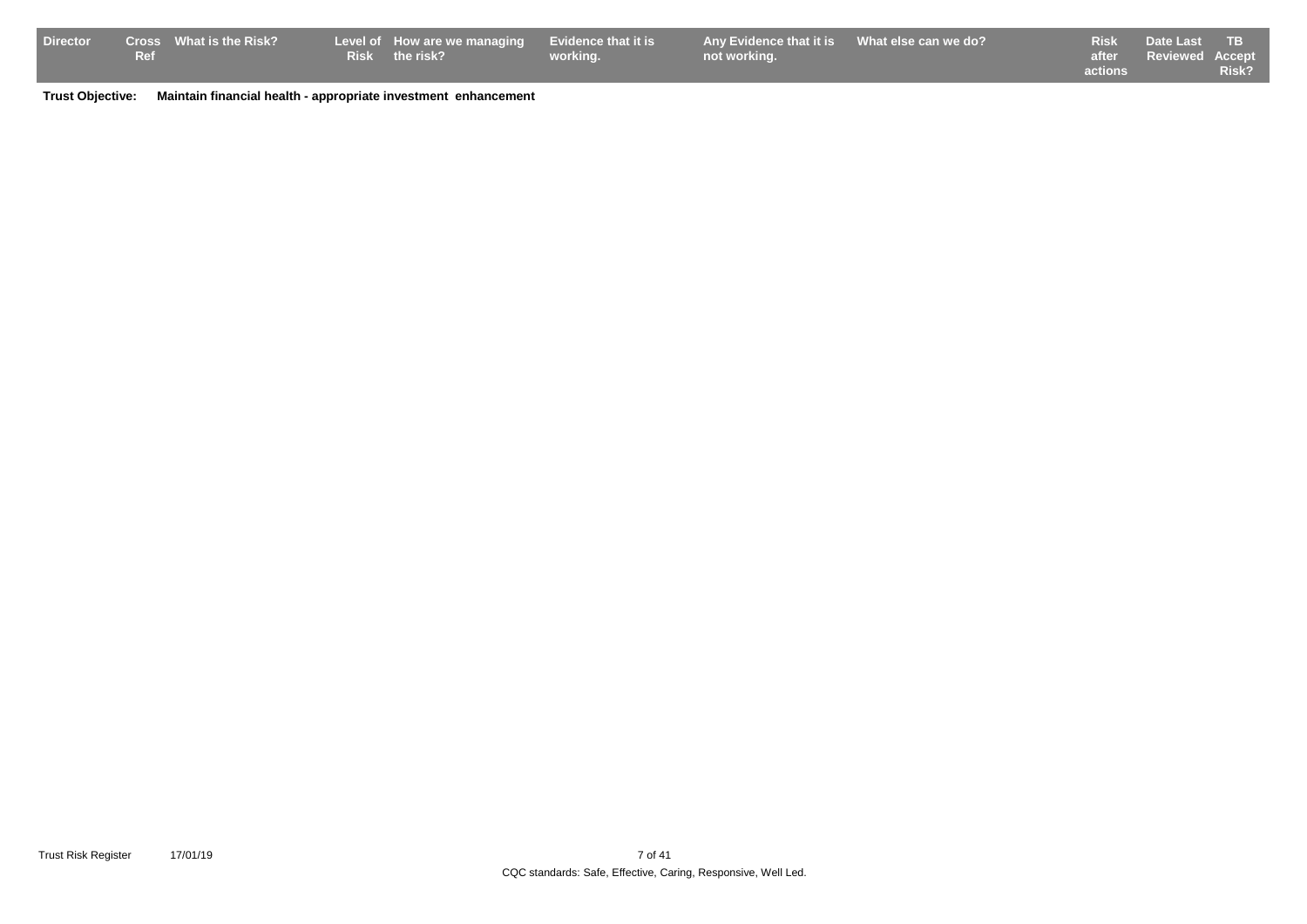| Director | Cross Ref | What is the Risk? | Level of Risk | How are we managing the risk? | Evidence that it is working. | Any Evidence that it is not working. | What else can we do? | Risk after actions | Date Last Reviewed | TB Accept Risk? |
| --- | --- | --- | --- | --- | --- | --- | --- | --- | --- | --- |

**Trust Objective:** **Maintain financial health - appropriate investment enhancement**

Trust Risk Register 17/01/19

CQC standards: Safe, Effective, Caring, Responsive, Well Led.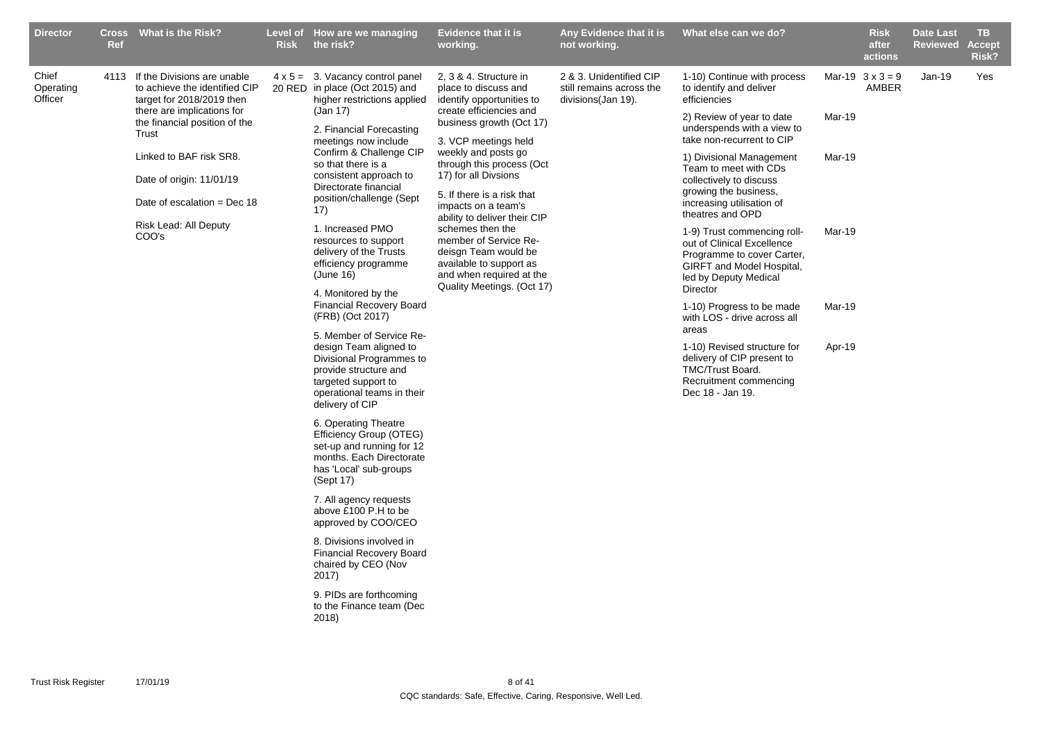| Director | Cross Ref | What is the Risk? | Level of Risk | How are we managing the risk? | Evidence that it is working. | Any Evidence that it is not working. | What else can we do? | | Risk after actions | Date Last Reviewed | TB Accept Risk? |
|---|---|---|---|---|---|---|---|---|---|---|---|
| Chief Operating Officer | 4113 | If the Divisions are unable to achieve the identified CIP target for 2018/2019 then there are implications for the financial position of the Trust<br><br>Linked to BAF risk SR8.<br><br>Date of origin: 11/01/19<br><br>Date of escalation = Dec 18<br><br>Risk Lead: All Deputy COO's | 4 x 5 = 20 RED | 3. Vacancy control panel in place (Oct 2015) and higher restrictions applied (Jan 17)<br><br>2. Financial Forecasting meetings now include Confirm & Challenge CIP so that there is a consistent approach to Directorate financial position/challenge (Sept 17)<br><br>1. Increased PMO resources to support delivery of the Trusts efficiency programme (June 16)<br><br>4. Monitored by the Financial Recovery Board (FRB) (Oct 2017)<br><br>5. Member of Service Re-design Team aligned to Divisional Programmes to provide structure and targeted support to operational teams in their delivery of CIP<br><br>6. Operating Theatre Efficiency Group (OTEG) set-up and running for 12 months. Each Directorate has 'Local' sub-groups (Sept 17)<br><br>7. All agency requests above £100 P.H to be approved by COO/CEO<br><br>8. Divisions involved in Financial Recovery Board chaired by CEO (Nov 2017)<br><br>9. PIDs are forthcoming to the Finance team (Dec 2018) | 2, 3 & 4. Structure in place to discuss and identify opportunities to create efficiencies and business growth (Oct 17)<br><br>3. VCP meetings held weekly and posts go through this process (Oct 17) for all Divsions<br><br>5. If there is a risk that impacts on a team's ability to deliver their CIP schemes then the member of Service Re-deisgn Team would be available to support as and when required at the Quality Meetings. (Oct 17) | 2 & 3. Unidentified CIP still remains across the divisions(Jan 19). | 1-10) Continue with process to identify and deliver efficiencies | Mar-19 | 3 x 3 = 9 AMBER | Jan-19 | Yes |
| | | | | | | | 2) Review of year to date underspends with a view to take non-recurrent to CIP | Mar-19 | | | |
| | | | | | | | 1) Divisional Management Team to meet with CDs collectively to discuss growing the business, increasing utilisation of theatres and OPD | Mar-19 | | | |
| | | | | | | | 1-9) Trust commencing roll-out of Clinical Excellence Programme to cover Carter, GIRFT and Model Hospital, led by Deputy Medical Director | Mar-19 | | | |
| | | | | | | | 1-10) Progress to be made with LOS - drive across all areas | Mar-19 | | | |
| | | | | | | | 1-10) Revised structure for delivery of CIP present to TMC/Trust Board. Recruitment commencing Dec 18 - Jan 19. | Apr-19 | | | |

CQC standards: Safe, Effective, Caring, Responsive, Well Led.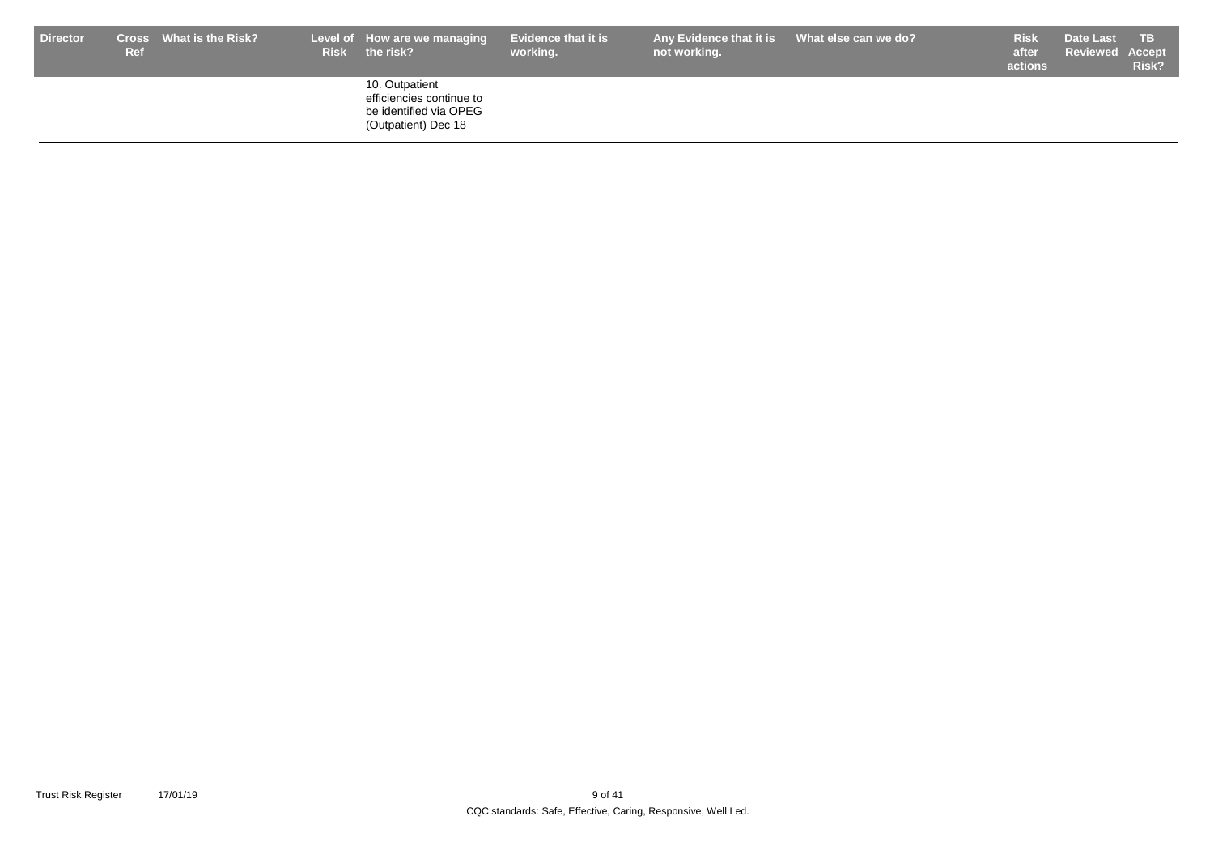| Director | Cross Ref | What is the Risk? | Level of Risk | How are we managing the risk? | Evidence that it is working. | Any Evidence that it is not working. | What else can we do? | Risk after actions | Date Last Reviewed | TB Accept Risk? |
|---|---|---|---|---|---|---|---|---|---|---|
| | | | | 10. Outpatient efficiencies continue to be identified via OPEG (Outpatient) Dec 18 | | | | | | |

CQC standards: Safe, Effective, Caring, Responsive, Well Led.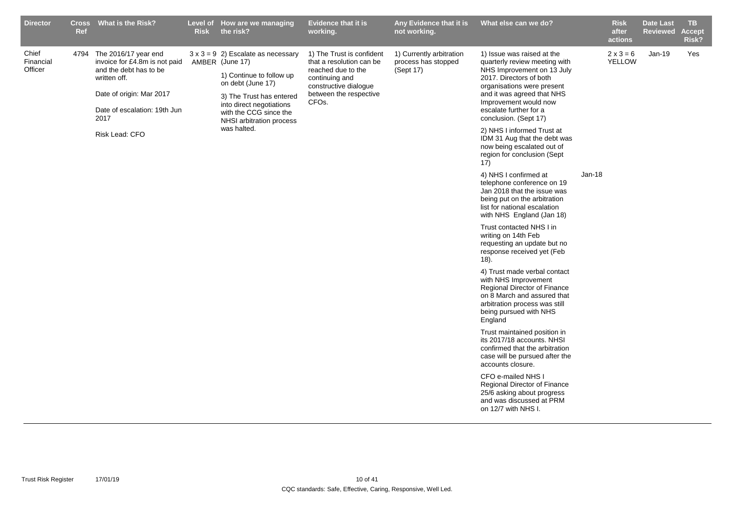| Director | Cross Ref | What is the Risk? | Level of Risk | How are we managing the risk? | Evidence that it is working. | Any Evidence that it is not working. | What else can we do? | | Risk after actions | Date Last Reviewed | TB Accept Risk? |
|---|---|---|---|---|---|---|---|---|---|---|---|
| Chief Financial Officer | 4794 | The 2016/17 year end invoice for £4.8m is not paid and the debt has to be written off.<br><br>Date of origin: Mar 2017<br><br>Date of escalation: 19th Jun 2017<br><br>Risk Lead: CFO | 3 x 3 = 9 AMBER | 2) Escalate as necessary (June 17)<br><br>1) Continue to follow up on debt (June 17)<br><br>3) The Trust has entered into direct negotiations with the CCG since the NHSI arbitration process was halted. | 1) The Trust is confident that a resolution can be reached due to the continuing and constructive dialogue between the respective CFOs. | 1) Currently arbitration process has stopped (Sept 17) | 1) Issue was raised at the quarterly review meeting with NHS Improvement on 13 July 2017. Directors of both organisations were present and it was agreed that NHS Improvement would now escalate further for a conclusion. (Sept 17)<br><br>2) NHS I informed Trust at IDM 31 Aug that the debt was now being escalated out of region for conclusion (Sept 17)<br><br>4) NHS I confirmed at telephone conference on 19 Jan 2018 that the issue was being put on the arbitration list for national escalation with NHS England (Jan 18)<br><br>Trust contacted NHS I in writing on 14th Feb requesting an update but no response received yet (Feb 18).<br><br>4) Trust made verbal contact with NHS Improvement Regional Director of Finance on 8 March and assured that arbitration process was still being pursued with NHS England<br><br>Trust maintained position in its 2017/18 accounts. NHSI confirmed that the arbitration case will be pursued after the accounts closure.<br><br>CFO e-mailed NHS I Regional Director of Finance 25/6 asking about progress and was discussed at PRM on 12/7 with NHS I. | Jan-18 | 2 x 3 = 6 YELLOW | Jan-19 | Yes |

CQC standards: Safe, Effective, Caring, Responsive, Well Led.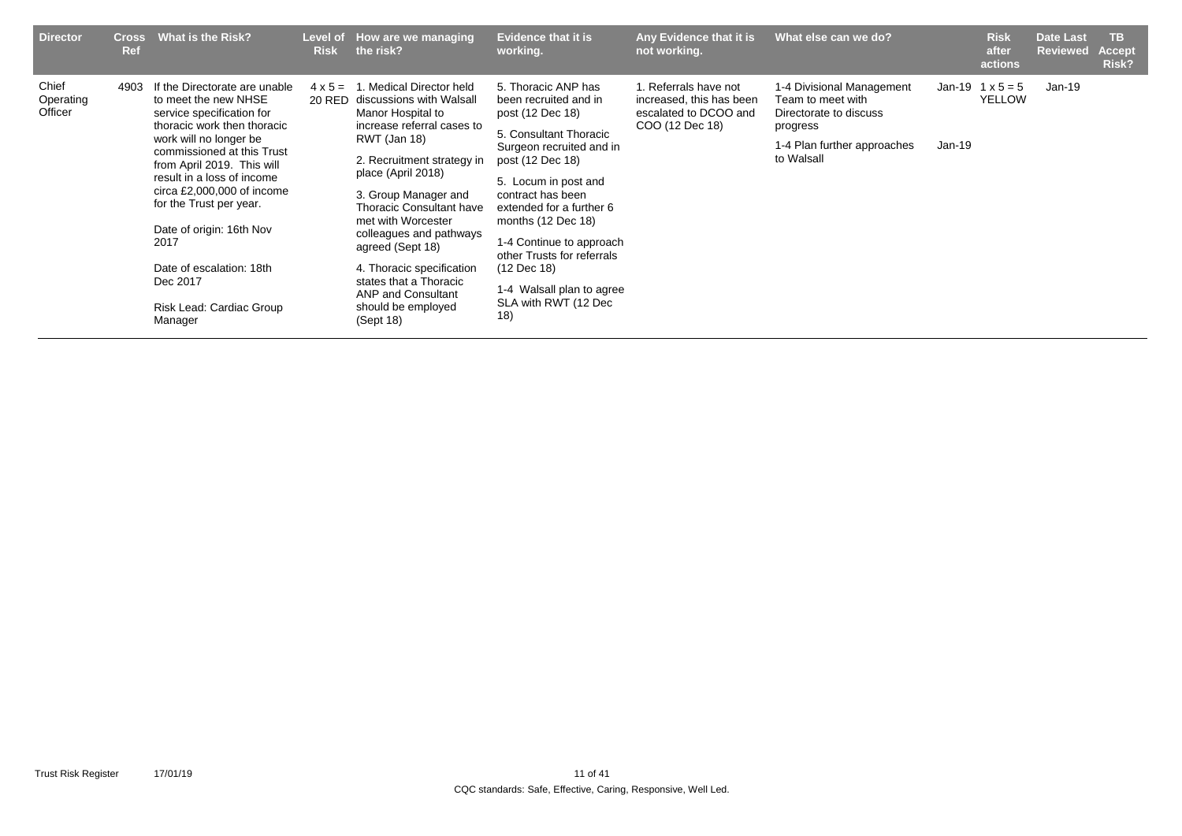| Director | Cross Ref | What is the Risk? | Level of Risk | How are we managing the risk? | Evidence that it is working. | Any Evidence that it is not working. | What else can we do? | | Risk after actions | Date Last Reviewed | TB Accept Risk? |
|---|---|---|---|---|---|---|---|---|---|---|---|
| Chief Operating Officer | 4903 | If the Directorate are unable to meet the new NHSE service specification for thoracic work then thoracic work will no longer be commissioned at this Trust from April 2019. This will result in a loss of income circa £2,000,000 of income for the Trust per year.<br><br>Date of origin: 16th Nov 2017<br><br>Date of escalation: 18th Dec 2017<br><br>Risk Lead: Cardiac Group Manager | 4 x 5 = 20 RED | 1. Medical Director held discussions with Walsall Manor Hospital to increase referral cases to RWT (Jan 18)<br><br>2. Recruitment strategy in place (April 2018)<br><br>3. Group Manager and Thoracic Consultant have met with Worcester colleagues and pathways agreed (Sept 18)<br><br>4. Thoracic specification states that a Thoracic ANP and Consultant should be employed (Sept 18) | 5. Thoracic ANP has been recruited and in post (12 Dec 18)<br><br>5. Consultant Thoracic Surgeon recruited and in post (12 Dec 18)<br><br>5. Locum in post and contract has been extended for a further 6 months (12 Dec 18)<br><br>1-4 Continue to approach other Trusts for referrals (12 Dec 18)<br><br>1-4 Walsall plan to agree SLA with RWT (12 Dec 18) | 1. Referrals have not increased, this has been escalated to DCOO and COO (12 Dec 18) | 1-4 Divisional Management Team to meet with Directorate to discuss progress<br><br>1-4 Plan further approaches to Walsall | Jan-19<br><br><br><br>Jan-19 | 1 x 5 = 5 YELLOW | Jan-19 | |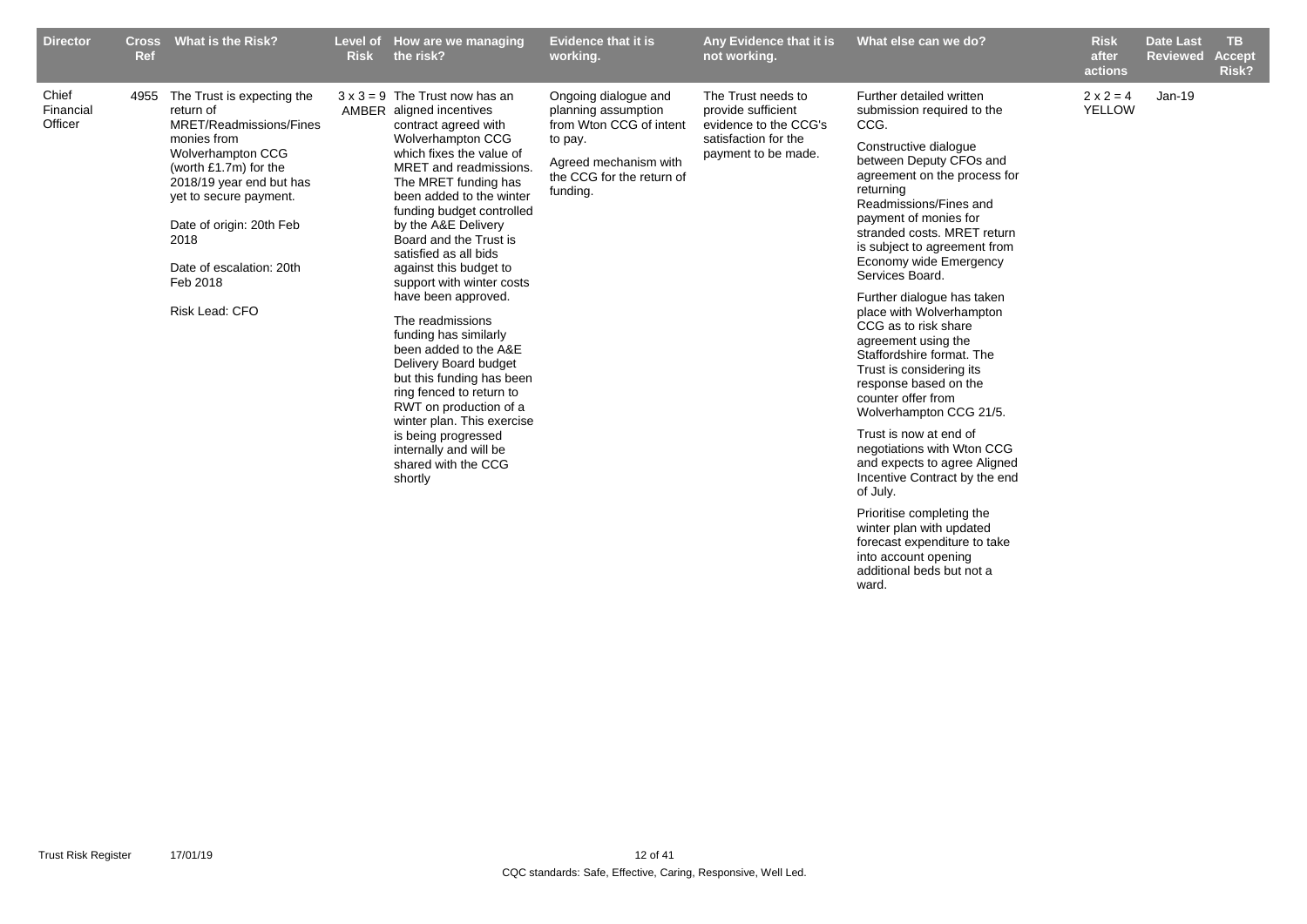| Director | Cross Ref | What is the Risk? | Level of Risk | How are we managing the risk? | Evidence that it is working. | Any Evidence that it is not working. | What else can we do? | Risk after actions | Date Last Reviewed | TB Accept Risk? |
|---|---|---|---|---|---|---|---|---|---|---|
| Chief Financial Officer | 4955 | The Trust is expecting the return of MRET/Readmissions/Fines monies from Wolverhampton CCG (worth £1.7m) for the 2018/19 year end but has yet to secure payment.<br><br>Date of origin: 20th Feb 2018<br><br>Date of escalation: 20th Feb 2018<br><br>Risk Lead: CFO | 3 x 3 = 9 AMBER | The Trust now has an aligned incentives contract agreed with Wolverhampton CCG which fixes the value of MRET and readmissions. The MRET funding has been added to the winter funding budget controlled by the A&E Delivery Board and the Trust is satisfied as all bids against this budget to support with winter costs have been approved.<br><br>The readmissions funding has similarly been added to the A&E Delivery Board budget but this funding has been ring fenced to return to RWT on production of a winter plan. This exercise is being progressed internally and will be shared with the CCG shortly | Ongoing dialogue and planning assumption from Wton CCG of intent to pay.<br><br>Agreed mechanism with the CCG for the return of funding. | The Trust needs to provide sufficient evidence to the CCG's satisfaction for the payment to be made. | Further detailed written submission required to the CCG.<br><br>Constructive dialogue between Deputy CFOs and agreement on the process for returning Readmissions/Fines and payment of monies for stranded costs. MRET return is subject to agreement from Economy wide Emergency Services Board.<br><br>Further dialogue has taken place with Wolverhampton CCG as to risk share agreement using the Staffordshire format. The Trust is considering its response based on the counter offer from Wolverhampton CCG 21/5.<br><br>Trust is now at end of negotiations with Wton CCG and expects to agree Aligned Incentive Contract by the end of July.<br><br>Prioritise completing the winter plan with updated forecast expenditure to take into account opening additional beds but not a ward. | 2 x 2 = 4 YELLOW | Jan-19 | |

Trust Risk Register 17/01/19

CQC standards: Safe, Effective, Caring, Responsive, Well Led.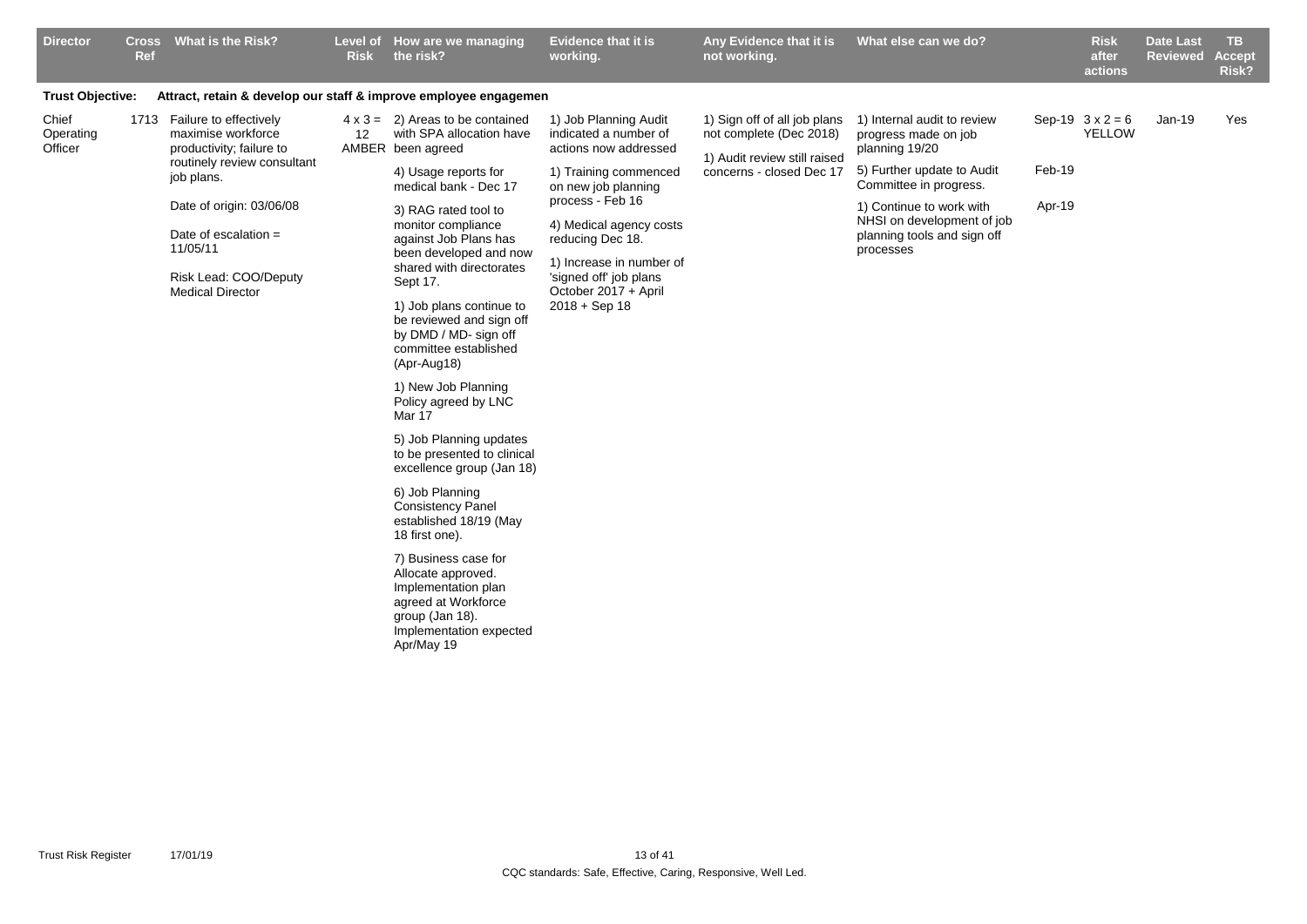| Director | Cross Ref | What is the Risk? | Level of Risk | How are we managing the risk? | Evidence that it is working. | Any Evidence that it is not working. | What else can we do? | | Risk after actions | Date Last Reviewed | TB Accept Risk? |
|---|---|---|---|---|---|---|---|---|---|---|---|
| **Trust Objective:** | | **Attract, retain & develop our staff & improve employee engagemen** | | | | | | | | | |
| Chief Operating Officer | 1713 | Failure to effectively maximise workforce productivity; failure to routinely review consultant job plans.<br><br>Date of origin: 03/06/08<br><br>Date of escalation = 11/05/11<br><br>Risk Lead: COO/Deputy Medical Director | 4 x 3 = 12 AMBER | 2) Areas to be contained with SPA allocation have been agreed<br><br>4) Usage reports for medical bank - Dec 17<br><br>3) RAG rated tool to monitor compliance against Job Plans has been developed and now shared with directorates Sept 17.<br><br>1) Job plans continue to be reviewed and sign off by DMD / MD- sign off committee established (Apr-Aug18)<br><br>1) New Job Planning Policy agreed by LNC Mar 17<br><br>5) Job Planning updates to be presented to clinical excellence group (Jan 18)<br><br>6) Job Planning Consistency Panel established 18/19 (May 18 first one).<br><br>7) Business case for Allocate approved. Implementation plan agreed at Workforce group (Jan 18). Implementation expected Apr/May 19 | 1) Job Planning Audit indicated a number of actions now addressed<br><br>1) Training commenced on new job planning process - Feb 16<br><br>4) Medical agency costs reducing Dec 18.<br><br>1) Increase in number of 'signed off' job plans October 2017 + April 2018 + Sep 18 | 1) Sign off of all job plans not complete (Dec 2018)<br><br>1) Audit review still raised concerns - closed Dec 17 | 1) Internal audit to review progress made on job planning 19/20<br><br>5) Further update to Audit Committee in progress.<br><br>1) Continue to work with NHSI on development of job planning tools and sign off processes | Sep-19<br><br>Feb-19<br><br>Apr-19 | 3 x 2 = 6 YELLOW | Jan-19 | Yes |

CQC standards: Safe, Effective, Caring, Responsive, Well Led.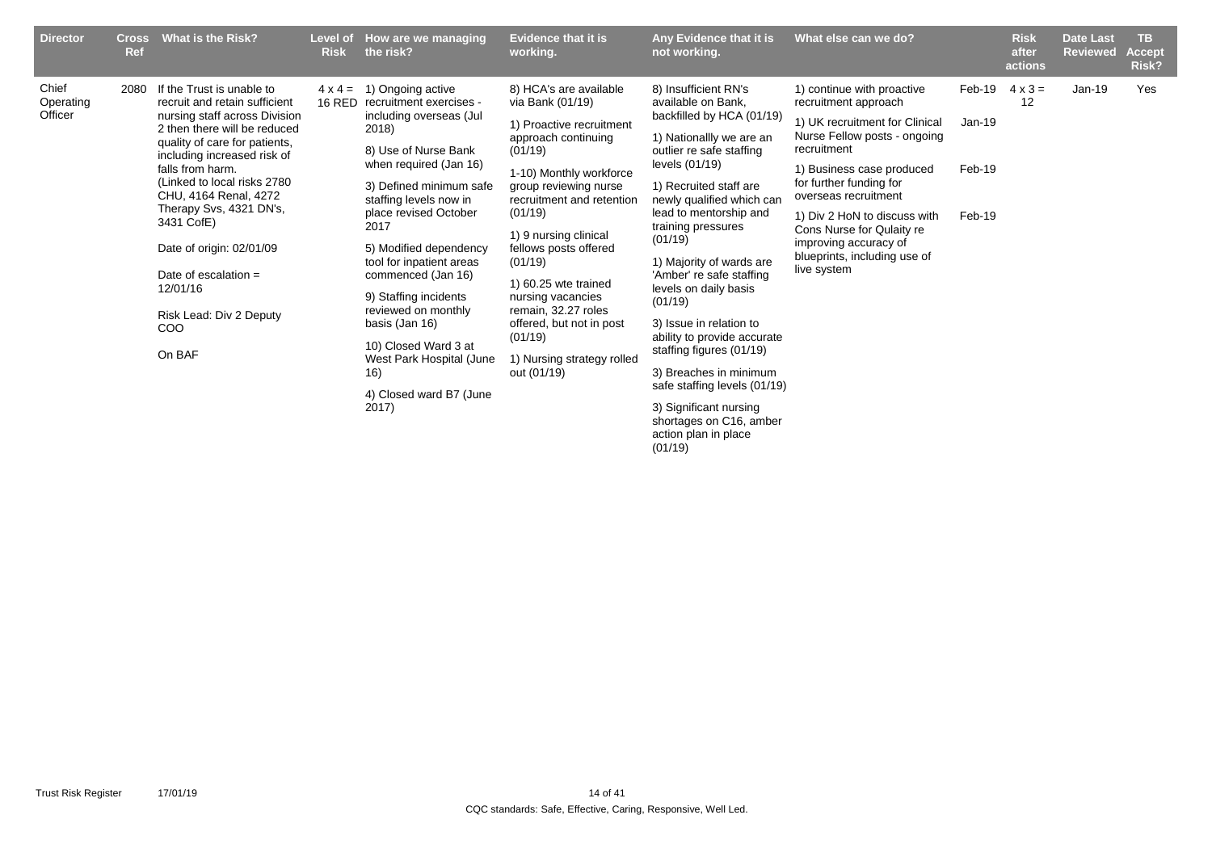| Director | Cross Ref | What is the Risk? | Level of Risk | How are we managing the risk? | Evidence that it is working. | Any Evidence that it is not working. | What else can we do? | | Risk after actions | Date Last Reviewed | TB Accept Risk? |
|---|---|---|---|---|---|---|---|---|---|---|---|
| Chief Operating Officer | 2080 | If the Trust is unable to recruit and retain sufficient nursing staff across Division 2 then there will be reduced quality of care for patients, including increased risk of falls from harm. (Linked to local risks 2780 CHU, 4164 Renal, 4272 Therapy Svs, 4321 DN's, 3431 CofE)<br><br>Date of origin: 02/01/09<br><br>Date of escalation = 12/01/16<br><br>Risk Lead: Div 2 Deputy COO<br><br>On BAF | 4 x 4 = 16 RED | 1) Ongoing active recruitment exercises - including overseas (Jul 2018)<br><br>8) Use of Nurse Bank when required (Jan 16)<br><br>3) Defined minimum safe staffing levels now in place revised October 2017<br><br>5) Modified dependency tool for inpatient areas commenced (Jan 16)<br><br>9) Staffing incidents reviewed on monthly basis (Jan 16)<br><br>10) Closed Ward 3 at West Park Hospital (June 16)<br><br>4) Closed ward B7 (June 2017) | 8) HCA's are available via Bank (01/19)<br><br>1) Proactive recruitment approach continuing (01/19)<br><br>1-10) Monthly workforce group reviewing nurse recruitment and retention (01/19)<br><br>1) 9 nursing clinical fellows posts offered (01/19)<br><br>1) 60.25 wte trained nursing vacancies remain, 32.27 roles offered, but not in post (01/19)<br><br>1) Nursing strategy rolled out (01/19) | 8) Insufficient RN's available on Bank, backfilled by HCA (01/19)<br><br>1) Nationallly we are an outlier re safe staffing levels (01/19)<br><br>1) Recruited staff are newly qualified which can lead to mentorship and training pressures (01/19)<br><br>1) Majority of wards are 'Amber' re safe staffing levels on daily basis (01/19)<br><br>3) Issue in relation to ability to provide accurate staffing figures (01/19)<br><br>3) Breaches in minimum safe staffing levels (01/19)<br><br>3) Significant nursing shortages on C16, amber action plan in place (01/19) | 1) continue with proactive recruitment approach<br><br>1) UK recruitment for Clinical Nurse Fellow posts - ongoing recruitment<br><br>1) Business case produced for further funding for overseas recruitment<br><br>1) Div 2 HoN to discuss with Cons Nurse for Qulaity re improving accuracy of blueprints, including use of live system | Feb-19<br><br>Jan-19<br><br>Feb-19<br><br>Feb-19 | 4 x 3 = 12 | Jan-19 | Yes |

CQC standards: Safe, Effective, Caring, Responsive, Well Led.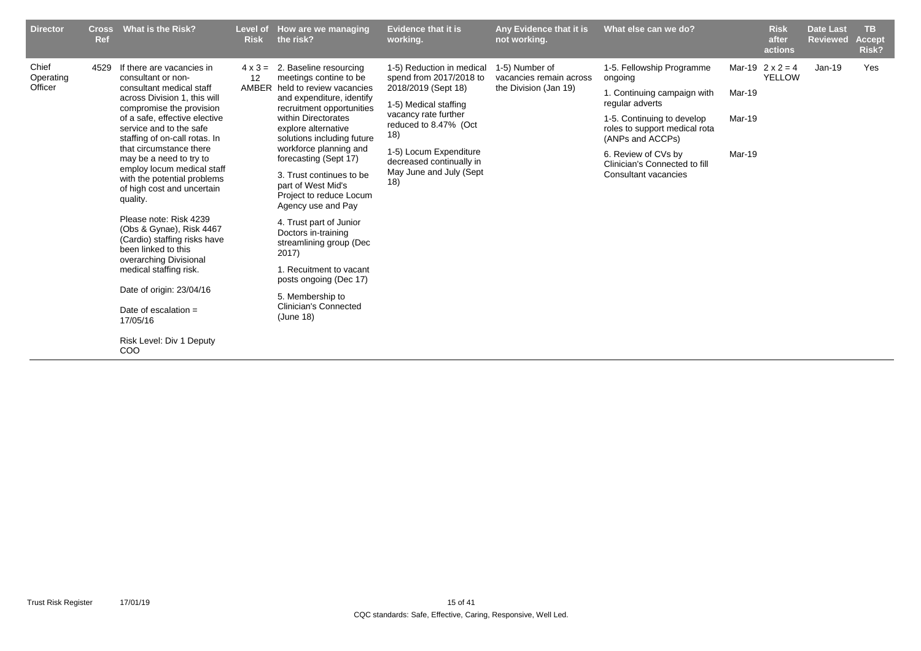| Director | Cross Ref | What is the Risk? | Level of Risk | How are we managing the risk? | Evidence that it is working. | Any Evidence that it is not working. | What else can we do? | | Risk after actions | Date Last Reviewed | TB Accept Risk? |
|---|---|---|---|---|---|---|---|---|---|---|---|
| Chief Operating Officer | 4529 | If there are vacancies in consultant or non-consultant medical staff across Division 1, this will compromise the provision of a safe, effective elective service and to the safe staffing of on-call rotas. In that circumstance there may be a need to try to employ locum medical staff with the potential problems of high cost and uncertain quality.<br><br>Please note: Risk 4239 (Obs & Gynae), Risk 4467 (Cardio) staffing risks have been linked to this overarching Divisional medical staffing risk.<br><br>Date of origin: 23/04/16<br><br>Date of escalation = 17/05/16<br><br>Risk Level: Div 1 Deputy COO | 4 x 3 = 12 AMBER | 2. Baseline resourcing meetings contine to be held to review vacancies and expenditure, identify recruitment opportunities within Directorates explore alternative solutions including future workforce planning and forecasting (Sept 17)<br><br>3. Trust continues to be part of West Mid's Project to reduce Locum Agency use and Pay<br><br>4. Trust part of Junior Doctors in-training streamlining group (Dec 2017)<br><br>1. Recuitment to vacant posts ongoing (Dec 17)<br><br>5. Membership to Clinician's Connected (June 18) | 1-5) Reduction in medical spend from 2017/2018 to 2018/2019 (Sept 18)<br><br>1-5) Medical staffing vacancy rate further reduced to 8.47% (Oct 18)<br><br>1-5) Locum Expenditure decreased continually in May June and July (Sept 18) | 1-5) Number of vacancies remain across the Division (Jan 19) | 1-5. Fellowship Programme ongoing<br><br>1. Continuing campaign with regular adverts<br><br>1-5. Continuing to develop roles to support medical rota (ANPs and ACCPs)<br><br>6. Review of CVs by Clinician's Connected to fill Consultant vacancies | Mar-19<br><br>Mar-19<br><br>Mar-19<br><br>Mar-19 | 2 x 2 = 4 YELLOW | Jan-19 | Yes |

CQC standards: Safe, Effective, Caring, Responsive, Well Led.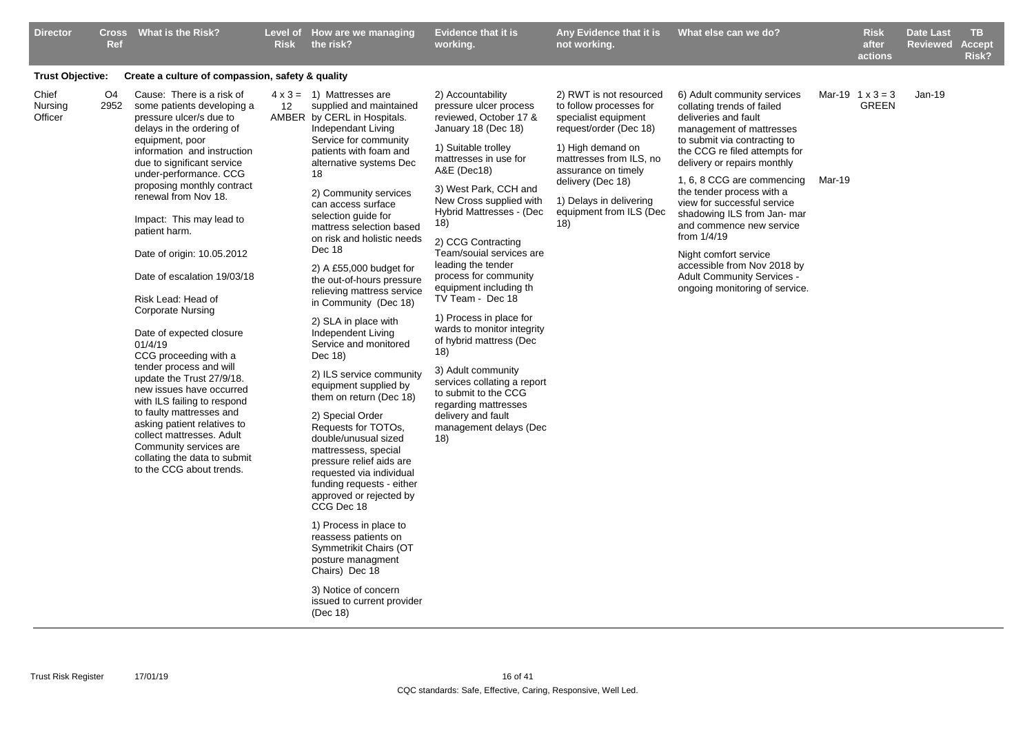| Director | Cross Ref | What is the Risk? | Level of Risk | How are we managing the risk? | Evidence that it is working. | Any Evidence that it is not working. | What else can we do? | | Risk after actions | Date Last Reviewed | TB Accept Risk? |
|---|---|---|---|---|---|---|---|---|---|---|---|
| **Trust Objective:** | | **Create a culture of compassion, safety & quality** | | | | | | | | | |
| Chief Nursing Officer | O4 2952 | Cause: There is a risk of some patients developing a pressure ulcer/s due to delays in the ordering of equipment, poor information and instruction due to significant service under-performance. CCG proposing monthly contract renewal from Nov 18.<br><br>Impact: This may lead to patient harm.<br><br>Date of origin: 10.05.2012<br><br>Date of escalation 19/03/18<br><br>Risk Lead: Head of Corporate Nursing<br><br>Date of expected closure 01/4/19<br>CCG proceeding with a tender process and will update the Trust 27/9/18. new issues have occurred with ILS failing to respond to faulty mattresses and asking patient relatives to collect mattresses. Adult Community services are collating the data to submit to the CCG about trends. | 4 x 3 = 12 AMBER | 1) Mattresses are supplied and maintained by CERL in Hospitals. Independant Living Service for community patients with foam and alternative systems Dec 18<br><br>2) Community services can access surface selection guide for mattress selection based on risk and holistic needs Dec 18<br><br>2) A £55,000 budget for the out-of-hours pressure relieving mattress service in Community (Dec 18)<br><br>2) SLA in place with Independent Living Service and monitored Dec 18)<br><br>2) ILS service community equipment supplied by them on return (Dec 18)<br><br>2) Special Order Requests for TOTOs, double/unusual sized mattressess, special pressure relief aids are requested via individual funding requests - either approved or rejected by CCG Dec 18<br><br>1) Process in place to reassess patients on Symmetrikit Chairs (OT posture managment Chairs) Dec 18<br><br>3) Notice of concern issued to current provider (Dec 18) | 2) Accountability pressure ulcer process reviewed, October 17 & January 18 (Dec 18)<br><br>1) Suitable trolley mattresses in use for A&E (Dec18)<br><br>3) West Park, CCH and New Cross supplied with Hybrid Mattresses - (Dec 18)<br><br>2) CCG Contracting Team/souial services are leading the tender process for community equipment including th TV Team - Dec 18<br><br>1) Process in place for wards to monitor integrity of hybrid mattress (Dec 18)<br><br>3) Adult community services collating a report to submit to the CCG regarding mattresses delivery and fault management delays (Dec 18) | 2) RWT is not resourced to follow processes for specialist equipment request/order (Dec 18)<br><br>1) High demand on mattresses from ILS, no assurance on timely delivery (Dec 18)<br><br>1) Delays in delivering equipment from ILS (Dec 18) | 6) Adult community services collating trends of failed deliveries and fault management of mattresses to submit via contracting to the CCG re filed attempts for delivery or repairs monthly<br><br>1, 6, 8 CCG are commencing the tender process with a view for successful service shadowing ILS from Jan- mar and commence new service from 1/4/19<br><br>Night comfort service accessible from Nov 2018 by Adult Community Services - ongoing monitoring of service. | Mar-19<br><br><br><br><br><br><br>Mar-19 | 1 x 3 = 3 GREEN | Jan-19 | |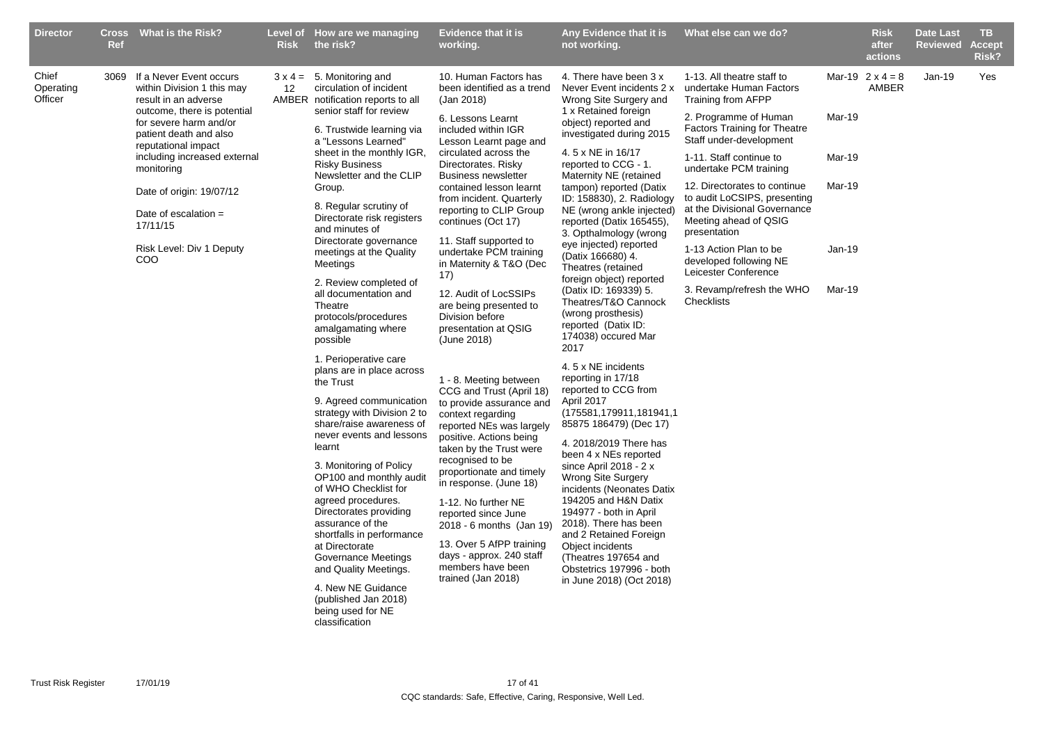| Director | Cross Ref | What is the Risk? | Level of Risk | How are we managing the risk? | Evidence that it is working. | Any Evidence that it is not working. | What else can we do? | | Risk after actions | Date Last Reviewed | TB Accept Risk? |
|---|---|---|---|---|---|---|---|---|---|---|---|
| Chief Operating Officer | 3069 | If a Never Event occurs within Division 1 this may result in an adverse outcome, there is potential for severe harm and/or patient death and also reputational impact including increased external monitoring<br><br>Date of origin: 19/07/12<br><br>Date of escalation = 17/11/15<br><br>Risk Level: Div 1 Deputy COO | 3 x 4 = 12 AMBER | 5. Monitoring and circulation of incident notification reports to all senior staff for review<br><br>6. Trustwide learning via a "Lessons Learned" sheet in the monthly IGR, Risky Business Newsletter and the CLIP Group.<br><br>8. Regular scrutiny of Directorate risk registers and minutes of Directorate governance meetings at the Quality Meetings<br><br>2. Review completed of all documentation and Theatre protocols/procedures amalgamating where possible<br><br>1. Perioperative care plans are in place across the Trust<br><br>9. Agreed communication strategy with Division 2 to share/raise awareness of never events and lessons learnt<br><br>3. Monitoring of Policy OP100 and monthly audit of WHO Checklist for agreed procedures. Directorates providing assurance of the shortfalls in performance at Directorate Governance Meetings and Quality Meetings.<br><br>4. New NE Guidance (published Jan 2018) being used for NE classification | 10. Human Factors has been identified as a trend (Jan 2018)<br><br>6. Lessons Learnt included within IGR Lesson Learnt page and circulated across the Directorates. Risky Business newsletter contained lesson learnt from incident. Quarterly reporting to CLIP Group continues (Oct 17)<br><br>11. Staff supported to undertake PCM training in Maternity & T&O (Dec 17)<br><br>12. Audit of LocSSIPs are being presented to Division before presentation at QSIG (June 2018)<br><br>1 - 8. Meeting between CCG and Trust (April 18) to provide assurance and context regarding reported NEs was largely positive. Actions being taken by the Trust were recognised to be proportionate and timely in response. (June 18)<br><br>1-12. No further NE reported since June 2018 - 6 months (Jan 19)<br><br>13. Over 5 AfPP training days - approx. 240 staff members have been trained (Jan 2018) | 4. There have been 3 x Never Event incidents 2 x Wrong Site Surgery and 1 x Retained foreign object) reported and investigated during 2015<br><br>4. 5 x NE in 16/17 reported to CCG - 1. Maternity NE (retained tampon) reported (Datix ID: 158830), 2. Radiology NE (wrong ankle injected) reported (Datix 165455), 3. Opthalmology (wrong eye injected) reported (Datix 166680) 4. Theatres (retained foreign object) reported (Datix ID: 169339) 5. Theatres/T&O Cannock (wrong prosthesis) reported (Datix ID: 174038) occured Mar 2017<br><br>4. 5 x NE incidents reporting in 17/18 reported to CCG from April 2017 (175581,179911,181941,185875 186479) (Dec 17)<br><br>4. 2018/2019 There has been 4 x NEs reported since April 2018 - 2 x Wrong Site Surgery incidents (Neonates Datix 194205 and H&N Datix 194977 - both in April 2018). There has been and 2 Retained Foreign Object incidents (Theatres 197654 and Obstetrics 197996 - both in June 2018) (Oct 2018) | 1-13. All theatre staff to undertake Human Factors Training from AFPP<br><br>2. Programme of Human Factors Training for Theatre Staff under-development<br><br>1-11. Staff continue to undertake PCM training<br><br>12. Directorates to continue to audit LoCSIPS, presenting at the Divisional Governance Meeting ahead of QSIG presentation<br><br>1-13 Action Plan to be developed following NE Leicester Conference<br><br>3. Revamp/refresh the WHO Checklists | Mar-19<br><br>Mar-19<br><br>Mar-19<br><br>Mar-19<br><br>Jan-19<br><br>Mar-19 | 2 x 4 = 8 AMBER | Jan-19 | Yes |

CQC standards: Safe, Effective, Caring, Responsive, Well Led.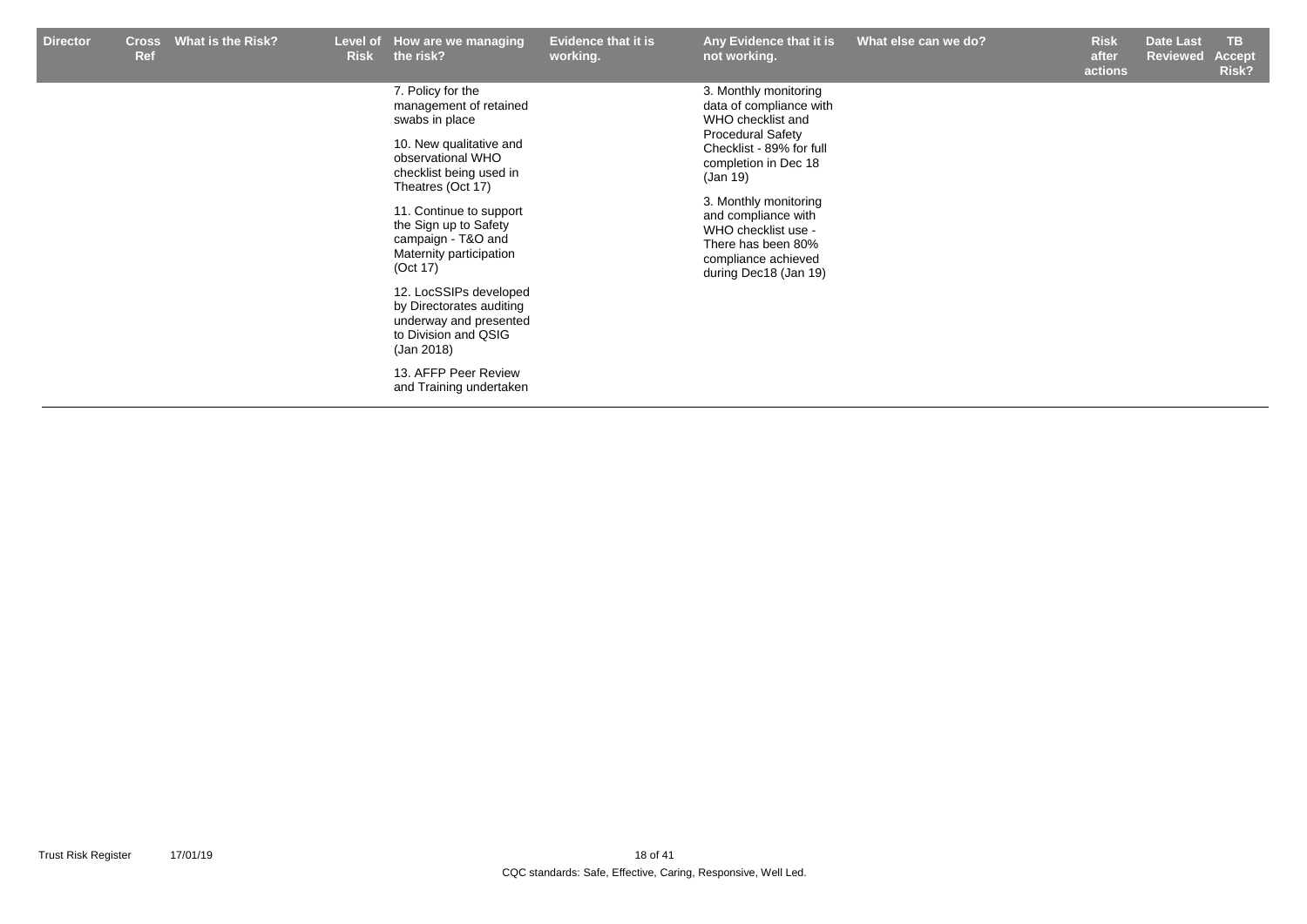| Director | Cross Ref | What is the Risk? | Level of Risk | How are we managing the risk? | Evidence that it is working. | Any Evidence that it is not working. | What else can we do? | Risk after actions | Date Last Reviewed | TB Accept Risk? |
|---|---|---|---|---|---|---|---|---|---|---|
| | | | | 7. Policy for the management of retained swabs in place<br><br>10. New qualitative and observational WHO checklist being used in Theatres (Oct 17)<br><br>11. Continue to support the Sign up to Safety campaign - T&O and Maternity participation (Oct 17)<br><br>12. LocSSIPs developed by Directorates auditing underway and presented to Division and QSIG (Jan 2018)<br><br>13. AFFP Peer Review and Training undertaken | | 3. Monthly monitoring data of compliance with WHO checklist and Procedural Safety Checklist - 89% for full completion in Dec 18 (Jan 19)<br><br>3. Monthly monitoring and compliance with WHO checklist use - There has been 80% compliance achieved during Dec18 (Jan 19) | | | | |

CQC standards: Safe, Effective, Caring, Responsive, Well Led.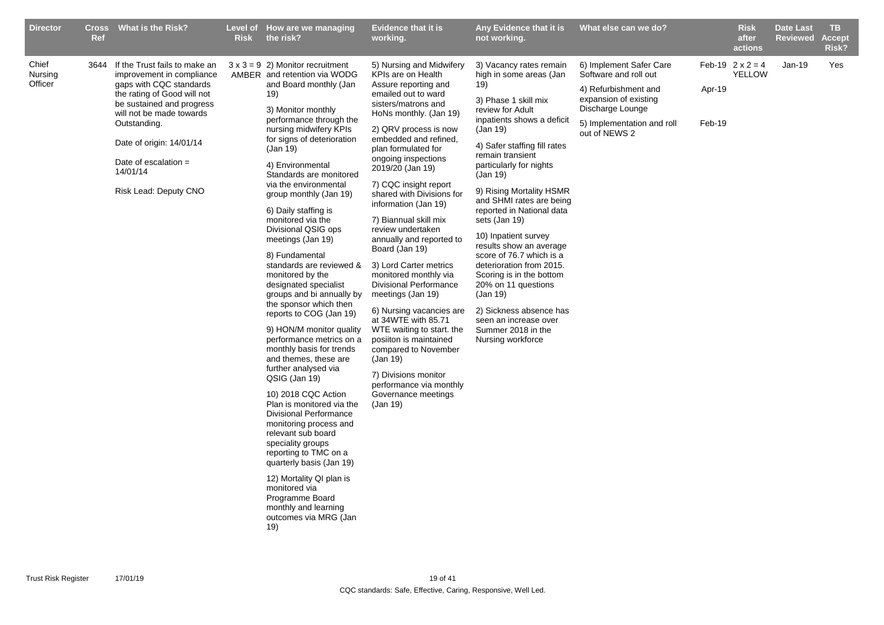| Director | Cross Ref | What is the Risk? | Level of Risk | How are we managing the risk? | Evidence that it is working. | Any Evidence that it is not working. | What else can we do? | | Risk after actions | Date Last Reviewed | TB Accept Risk? |
|---|---|---|---|---|---|---|---|---|---|---|---|
| Chief Nursing Officer | 3644 | If the Trust fails to make an improvement in compliance gaps with CQC standards the rating of Good will not be sustained and progress will not be made towards Outstanding.<br><br>Date of origin: 14/01/14<br><br>Date of escalation = 14/01/14<br><br>Risk Lead: Deputy CNO | 3 x 3 = 9 AMBER | 2) Monitor recruitment and retention via WODG and Board monthly (Jan 19)<br><br>3) Monitor monthly performance through the nursing midwifery KPIs for signs of deterioration (Jan 19)<br><br>4) Environmental Standards are monitored via the environmental group monthly (Jan 19)<br><br>6) Daily staffing is monitored via the Divisional QSIG ops meetings (Jan 19)<br><br>8) Fundamental standards are reviewed & monitored by the designated specialist groups and bi annually by the sponsor which then reports to COG (Jan 19)<br><br>9) HON/M monitor quality performance metrics on a monthly basis for trends and themes, these are further analysed via QSIG (Jan 19)<br><br>10) 2018 CQC Action Plan is monitored via the Divisional Performance monitoring process and relevant sub board speciality groups reporting to TMC on a quarterly basis (Jan 19)<br><br>12) Mortality QI plan is monitored via Programme Board monthly and learning outcomes via MRG (Jan 19) | 5) Nursing and Midwifery KPIs are on Health Assure reporting and emailed out to ward sisters/matrons and HoNs monthly. (Jan 19)<br><br>2) QRV process is now embedded and refined, plan formulated for ongoing inspections 2019/20 (Jan 19)<br><br>7) CQC insight report shared with Divisions for information (Jan 19)<br><br>7) Biannual skill mix review undertaken annually and reported to Board (Jan 19)<br><br>3) Lord Carter metrics monitored monthly via Divisional Performance meetings (Jan 19)<br><br>6) Nursing vacancies are at 34WTE with 85.71 WTE waiting to start. the posiiton is maintained compared to November (Jan 19)<br><br>7) Divisions monitor performance via monthly Governance meetings (Jan 19) | 3) Vacancy rates remain high in some areas (Jan 19)<br><br>3) Phase 1 skill mix review for Adult inpatients shows a deficit (Jan 19)<br><br>4) Safer staffing fill rates remain transient particularly for nights (Jan 19)<br><br>9) Rising Mortality HSMR and SHMI rates are being reported in National data sets (Jan 19)<br><br>10) Inpatient survey results show an average score of 76.7 which is a deterioration from 2015. Scoring is in the bottom 20% on 11 questions (Jan 19)<br><br>2) Sickness absence has seen an increase over Summer 2018 in the Nursing workforce | 6) Implement Safer Care Software and roll out<br><br>4) Refurbishment and expansion of existing Discharge Lounge<br><br>5) Implementation and roll out of NEWS 2 | Feb-19<br><br>Apr-19<br><br>Feb-19 | 2 x 2 = 4 YELLOW | Jan-19 | Yes |

Trust Risk Register 17/01/19

CQC standards: Safe, Effective, Caring, Responsive, Well Led.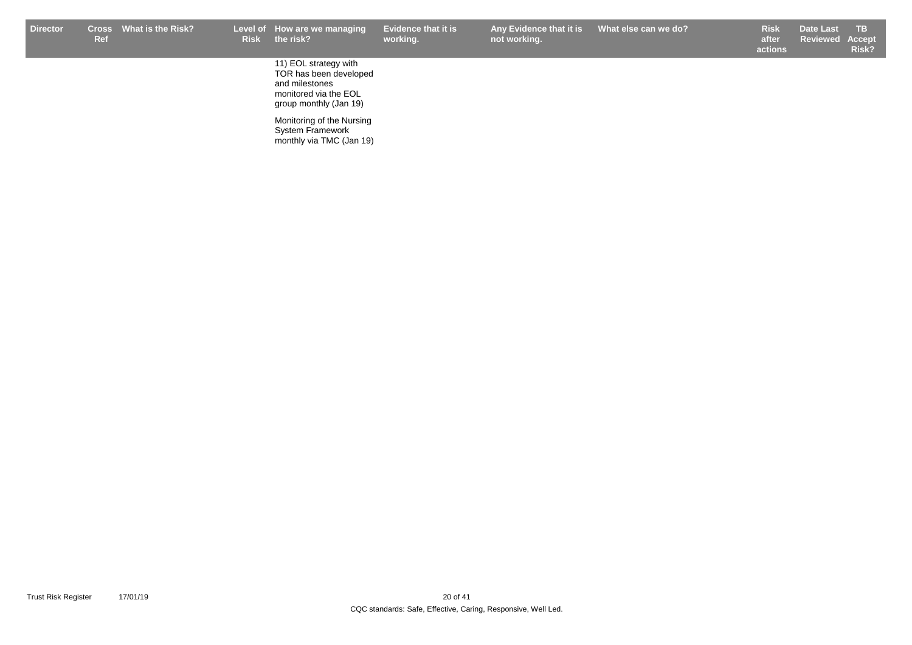| Director | Cross Ref | What is the Risk? | Level of Risk | How are we managing the risk? | Evidence that it is working. | Any Evidence that it is not working. | What else can we do? | Risk after actions | Date Last Reviewed | TB Accept Risk? |
|---|---|---|---|---|---|---|---|---|---|---|
| | | | | 11) EOL strategy with TOR has been developed and milestones monitored via the EOL group monthly (Jan 19)<br><br>Monitoring of the Nursing System Framework monthly via TMC (Jan 19) | | | | | | |

Trust Risk Register 17/01/19

CQC standards: Safe, Effective, Caring, Responsive, Well Led.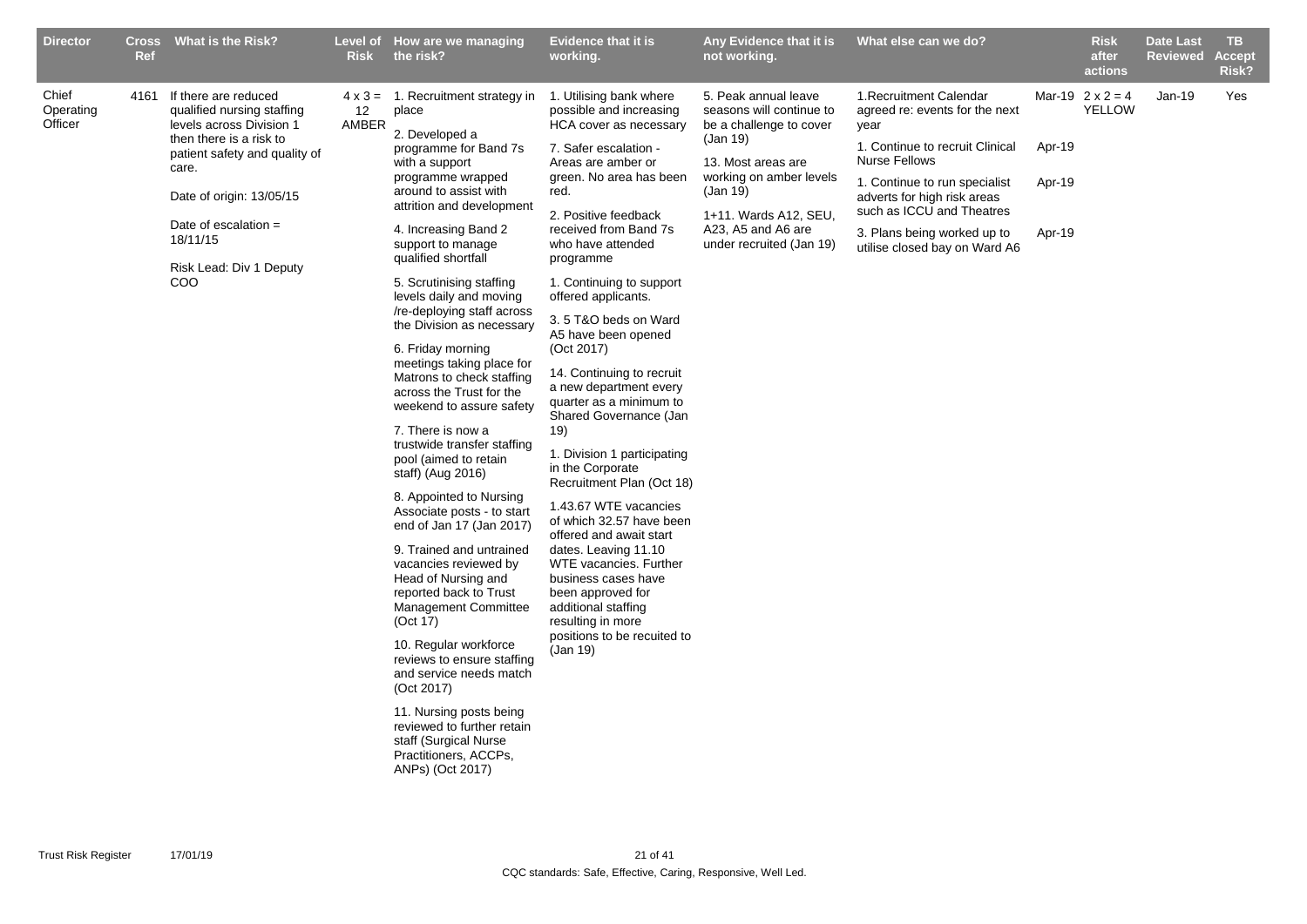| Director | Cross Ref | What is the Risk? | Level of Risk | How are we managing the risk? | Evidence that it is working. | Any Evidence that it is not working. | What else can we do? | | Risk after actions | Date Last Reviewed | TB Accept Risk? |
|---|---|---|---|---|---|---|---|---|---|---|---|
| Chief Operating Officer | 4161 | If there are reduced qualified nursing staffing levels across Division 1 then there is a risk to patient safety and quality of care.<br><br>Date of origin: 13/05/15<br><br>Date of escalation = 18/11/15<br><br>Risk Lead: Div 1 Deputy COO | 4 x 3 = 12 AMBER | 1. Recruitment strategy in place<br><br>2. Developed a programme for Band 7s with a support programme wrapped around to assist with attrition and development<br><br>4. Increasing Band 2 support to manage qualified shortfall<br><br>5. Scrutinising staffing levels daily and moving /re-deploying staff across the Division as necessary<br><br>6. Friday morning meetings taking place for Matrons to check staffing across the Trust for the weekend to assure safety<br><br>7. There is now a trustwide transfer staffing pool (aimed to retain staff) (Aug 2016)<br><br>8. Appointed to Nursing Associate posts - to start end of Jan 17 (Jan 2017)<br><br>9. Trained and untrained vacancies reviewed by Head of Nursing and reported back to Trust Management Committee (Oct 17)<br><br>10. Regular workforce reviews to ensure staffing and service needs match (Oct 2017)<br><br>11. Nursing posts being reviewed to further retain staff (Surgical Nurse Practitioners, ACCPs, ANPs) (Oct 2017) | 1. Utilising bank where possible and increasing HCA cover as necessary<br><br>7. Safer escalation - Areas are amber or green. No area has been red.<br><br>2. Positive feedback received from Band 7s who have attended programme<br><br>1. Continuing to support offered applicants.<br><br>3. 5 T&O beds on Ward A5 have been opened (Oct 2017)<br><br>14. Continuing to recruit a new department every quarter as a minimum to Shared Governance (Jan 19)<br><br>1. Division 1 participating in the Corporate Recruitment Plan (Oct 18)<br><br>1.43.67 WTE vacancies of which 32.57 have been offered and await start dates. Leaving 11.10 WTE vacancies. Further business cases have been approved for additional staffing resulting in more positions to be recuited to (Jan 19) | 5. Peak annual leave seasons will continue to be a challenge to cover (Jan 19)<br><br>13. Most areas are working on amber levels (Jan 19)<br><br>1+11. Wards A12, SEU, A23, A5 and A6 are under recruited (Jan 19) | 1.Recruitment Calendar agreed re: events for the next year<br><br>1. Continue to recruit Clinical Nurse Fellows<br><br>1. Continue to run specialist adverts for high risk areas such as ICCU and Theatres<br><br>3. Plans being worked up to utilise closed bay on Ward A6 | Mar-19<br><br><br>Apr-19<br><br><br>Apr-19<br><br><br>Apr-19 | 2 x 2 = 4 YELLOW | Jan-19 | Yes |

CQC standards: Safe, Effective, Caring, Responsive, Well Led.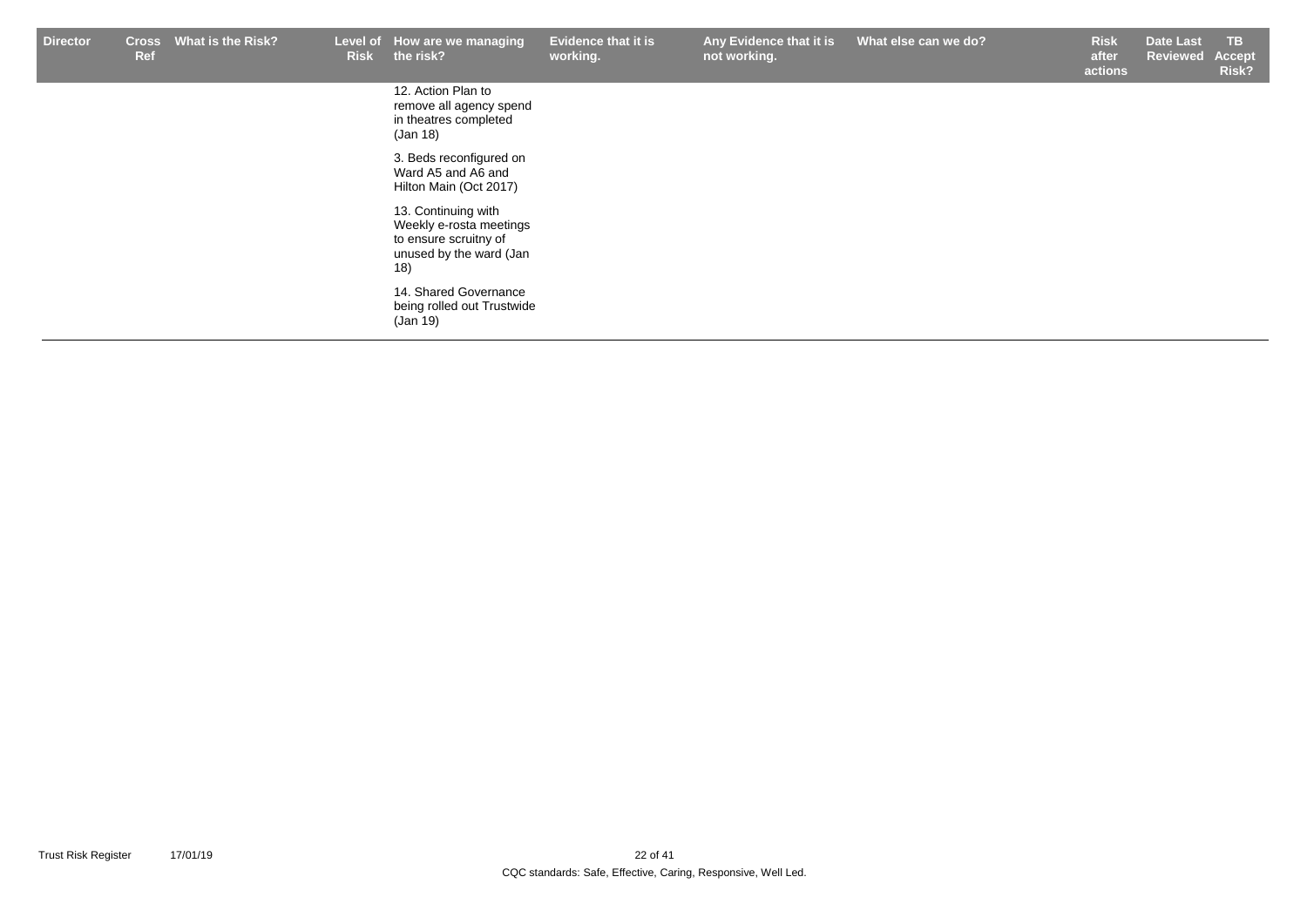| Director | Cross Ref | What is the Risk? | Level of Risk | How are we managing the risk? | Evidence that it is working. | Any Evidence that it is not working. | What else can we do? | Risk after actions | Date Last Reviewed | TB Accept Risk? |
|---|---|---|---|---|---|---|---|---|---|---|
| | | | | 12. Action Plan to remove all agency spend in theatres completed (Jan 18) | | | | | | |
| | | | | 3. Beds reconfigured on Ward A5 and A6 and Hilton Main (Oct 2017) | | | | | | |
| | | | | 13. Continuing with Weekly e-rosta meetings to ensure scruitny of unused by the ward (Jan 18) | | | | | | |
| | | | | 14. Shared Governance being rolled out Trustwide (Jan 19) | | | | | | |

CQC standards: Safe, Effective, Caring, Responsive, Well Led.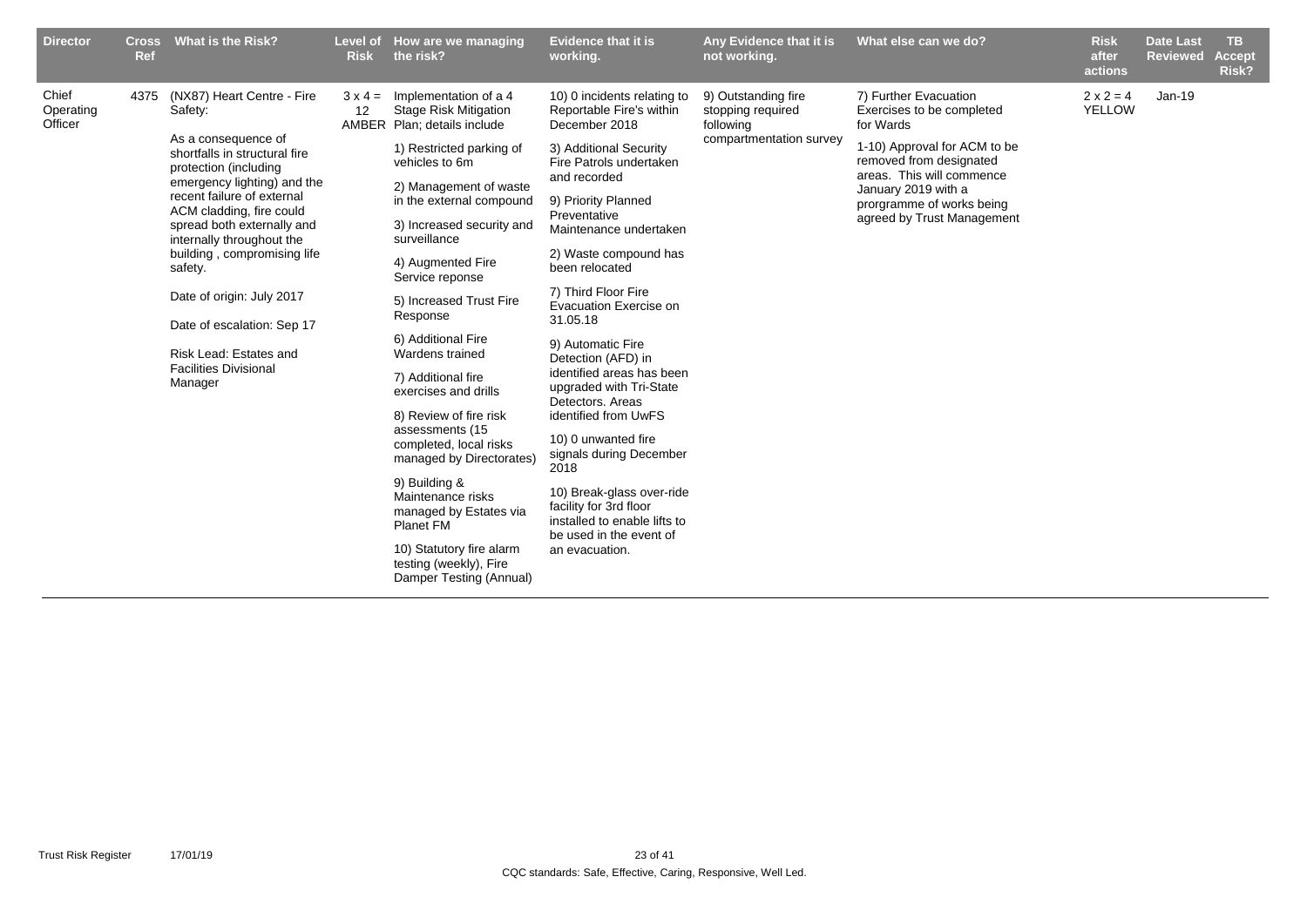| Director | Cross Ref | What is the Risk? | Level of Risk | How are we managing the risk? | Evidence that it is working. | Any Evidence that it is not working. | What else can we do? | Risk after actions | Date Last Reviewed | TB Accept Risk? |
|---|---|---|---|---|---|---|---|---|---|---|
| Chief Operating Officer | 4375 | (NX87) Heart Centre - Fire Safety:<br><br>As a consequence of shortfalls in structural fire protection (including emergency lighting) and the recent failure of external ACM cladding, fire could spread both externally and internally throughout the building , compromising life safety.<br><br>Date of origin: July 2017<br><br>Date of escalation: Sep 17<br><br>Risk Lead: Estates and Facilities Divisional Manager | 3 x 4 = 12 AMBER | Implementation of a 4 Stage Risk Mitigation Plan; details include<br><br>1) Restricted parking of vehicles to 6m<br><br>2) Management of waste in the external compound<br><br>3) Increased security and surveillance<br><br>4) Augmented Fire Service reponse<br><br>5) Increased Trust Fire Response<br><br>6) Additional Fire Wardens trained<br><br>7) Additional fire exercises and drills<br><br>8) Review of fire risk assessments (15 completed, local risks managed by Directorates)<br><br>9) Building & Maintenance risks managed by Estates via Planet FM<br><br>10) Statutory fire alarm testing (weekly), Fire Damper Testing (Annual) | 10) 0 incidents relating to Reportable Fire's within December 2018<br><br>3) Additional Security Fire Patrols undertaken and recorded<br><br>9) Priority Planned Preventative Maintenance undertaken<br><br>2) Waste compound has been relocated<br><br>7) Third Floor Fire Evacuation Exercise on 31.05.18<br><br>9) Automatic Fire Detection (AFD) in identified areas has been upgraded with Tri-State Detectors. Areas identified from UwFS<br><br>10) 0 unwanted fire signals during December 2018<br><br>10) Break-glass over-ride facility for 3rd floor installed to enable lifts to be used in the event of an evacuation. | 9) Outstanding fire stopping required following compartmentation survey | 7) Further Evacuation Exercises to be completed for Wards<br><br>1-10) Approval for ACM to be removed from designated areas. This will commence January 2019 with a prorgramme of works being agreed by Trust Management | 2 x 2 = 4 YELLOW | Jan-19 | |

Trust Risk Register 17/01/19

CQC standards: Safe, Effective, Caring, Responsive, Well Led.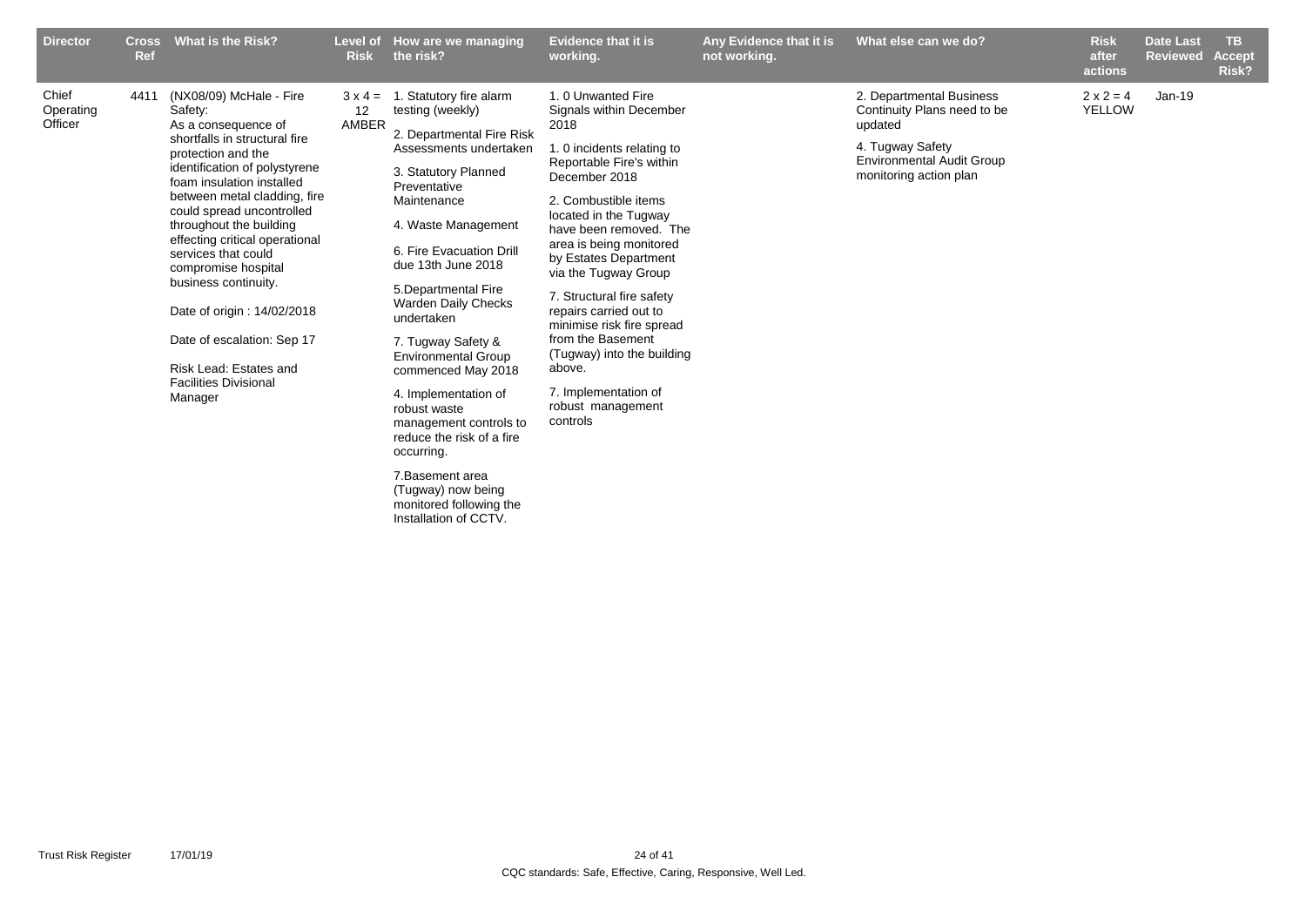| Director | Cross Ref | What is the Risk? | Level of Risk | How are we managing the risk? | Evidence that it is working. | Any Evidence that it is not working. | What else can we do? | Risk after actions | Date Last Reviewed | TB Accept Risk? |
|---|---|---|---|---|---|---|---|---|---|---|
| Chief Operating Officer | 4411 | (NX08/09) McHale - Fire Safety:<br>As a consequence of shortfalls in structural fire protection and the identification of polystyrene foam insulation installed between metal cladding, fire could spread uncontrolled throughout the building effecting critical operational services that could compromise hospital business continuity.<br><br>Date of origin : 14/02/2018<br><br>Date of escalation: Sep 17<br><br>Risk Lead: Estates and Facilities Divisional Manager | 3 x 4 = 12 AMBER | 1. Statutory fire alarm testing (weekly)<br><br>2. Departmental Fire Risk Assessments undertaken<br><br>3. Statutory Planned Preventative Maintenance<br><br>4. Waste Management<br><br>6. Fire Evacuation Drill due 13th June 2018<br><br>5.Departmental Fire Warden Daily Checks undertaken<br><br>7. Tugway Safety & Environmental Group commenced May 2018<br><br>4. Implementation of robust waste management controls to reduce the risk of a fire occurring.<br><br>7.Basement area (Tugway) now being monitored following the Installation of CCTV. | 1. 0 Unwanted Fire Signals within December 2018<br><br>1. 0 incidents relating to Reportable Fire's within December 2018<br><br>2. Combustible items located in the Tugway have been removed. The area is being monitored by Estates Department via the Tugway Group<br><br>7. Structural fire safety repairs carried out to minimise risk fire spread from the Basement (Tugway) into the building above.<br><br>7. Implementation of robust management controls | | 2. Departmental Business Continuity Plans need to be updated<br><br>4. Tugway Safety Environmental Audit Group monitoring action plan | 2 x 2 = 4 YELLOW | Jan-19 | |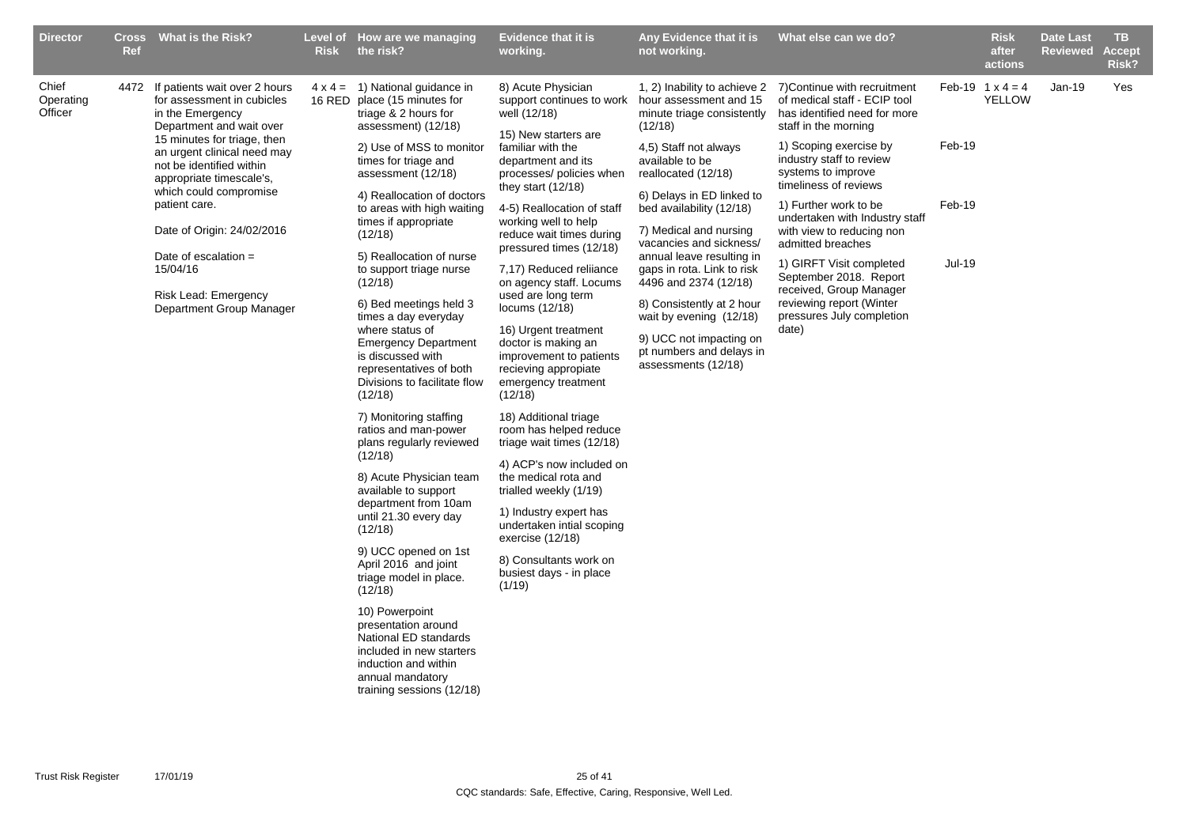| Director | Cross Ref | What is the Risk? | Level of Risk | How are we managing the risk? | Evidence that it is working. | Any Evidence that it is not working. | What else can we do? | | Risk after actions | Date Last Reviewed | TB Accept Risk? |
|---|---|---|---|---|---|---|---|---|---|---|---|
| Chief Operating Officer | 4472 | If patients wait over 2 hours for assessment in cubicles in the Emergency Department and wait over 15 minutes for triage, then an urgent clinical need may not be identified within appropriate timescale's, which could compromise patient care.<br><br>Date of Origin: 24/02/2016<br><br>Date of escalation = 15/04/16<br><br>Risk Lead: Emergency Department Group Manager | 4 x 4 = 16 RED | 1) National guidance in place (15 minutes for triage & 2 hours for assessment) (12/18)<br><br>2) Use of MSS to monitor times for triage and assessment (12/18)<br><br>4) Reallocation of doctors to areas with high waiting times if appropriate (12/18)<br><br>5) Reallocation of nurse to support triage nurse (12/18)<br><br>6) Bed meetings held 3 times a day everyday where status of Emergency Department is discussed with representatives of both Divisions to facilitate flow (12/18)<br><br>7) Monitoring staffing ratios and man-power plans regularly reviewed (12/18)<br><br>8) Acute Physician team available to support department from 10am until 21.30 every day (12/18)<br><br>9) UCC opened on 1st April 2016 and joint triage model in place. (12/18)<br><br>10) Powerpoint presentation around National ED standards included in new starters induction and within annual mandatory training sessions (12/18) | 8) Acute Physician support continues to work well (12/18)<br><br>15) New starters are familiar with the department and its processes/ policies when they start (12/18)<br><br>4-5) Reallocation of staff working well to help reduce wait times during pressured times (12/18)<br><br>7,17) Reduced reliiance on agency staff. Locums used are long term locums (12/18)<br><br>16) Urgent treatment doctor is making an improvement to patients recieving appropiate emergency treatment (12/18)<br><br>18) Additional triage room has helped reduce triage wait times (12/18)<br><br>4) ACP's now included on the medical rota and trialled weekly (1/19)<br><br>1) Industry expert has undertaken intial scoping exercise (12/18)<br><br>8) Consultants work on busiest days - in place (1/19) | 1, 2) Inability to achieve 2 hour assessment and 15 minute triage consistently (12/18)<br><br>4,5) Staff not always available to be reallocated (12/18)<br><br>6) Delays in ED linked to bed availability (12/18)<br><br>7) Medical and nursing vacancies and sickness/ annual leave resulting in gaps in rota. Link to risk 4496 and 2374 (12/18)<br><br>8) Consistently at 2 hour wait by evening (12/18)<br><br>9) UCC not impacting on pt numbers and delays in assessments (12/18) | 7)Continue with recruitment of medical staff - ECIP tool has identified need for more staff in the morning<br><br>1) Scoping exercise by industry staff to review systems to improve timeliness of reviews<br><br>1) Further work to be undertaken with Industry staff with view to reducing non admitted breaches<br><br>1) GIRFT Visit completed September 2018. Report received, Group Manager reviewing report (Winter pressures July completion date) | Feb-19<br><br>Feb-19<br><br>Feb-19<br><br>Jul-19 | 1 x 4 = 4 YELLOW | Jan-19 | Yes |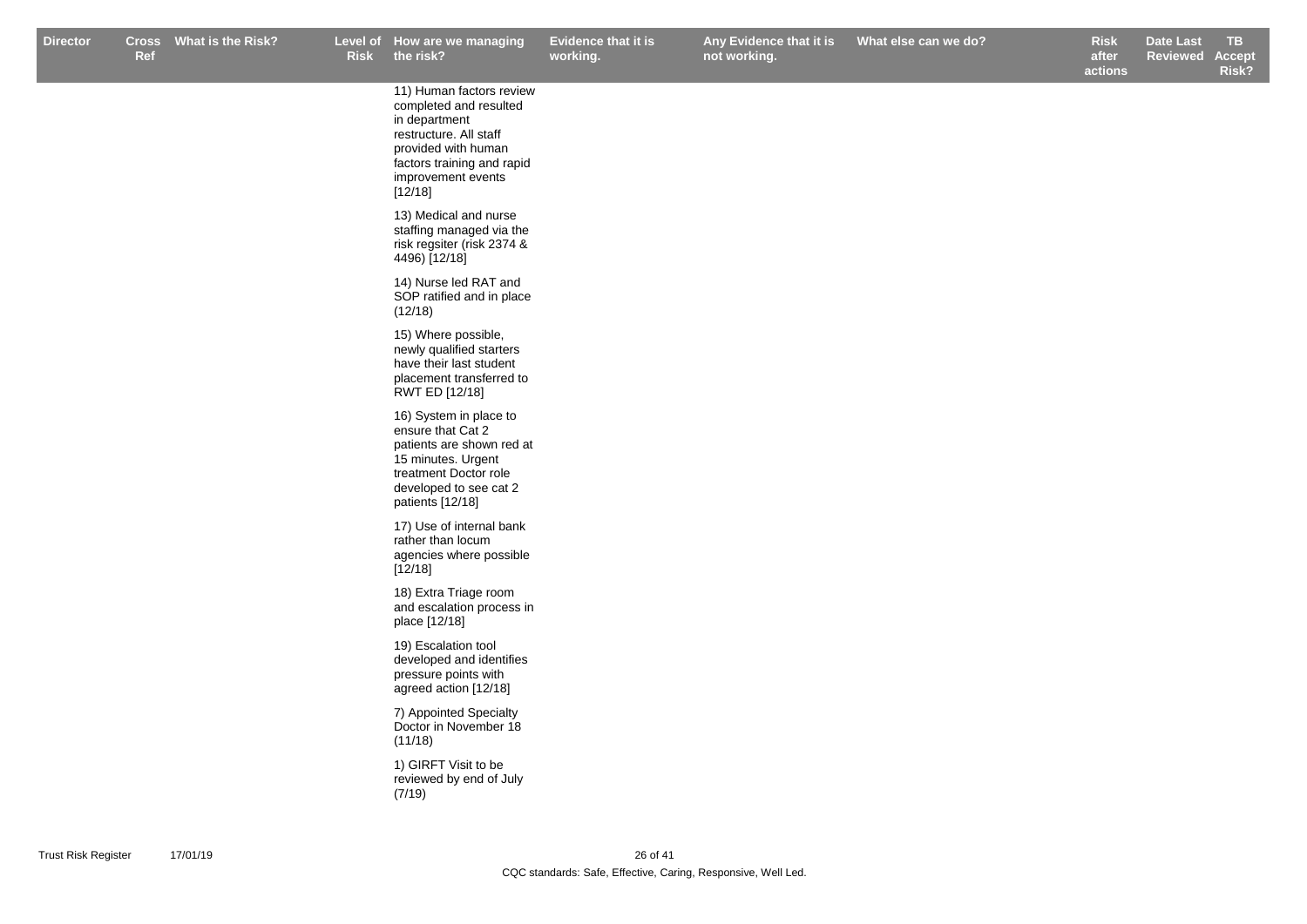| Director | Cross Ref | What is the Risk? | Level of Risk | How are we managing the risk? | Evidence that it is working. | Any Evidence that it is not working. | What else can we do? | Risk after actions | Date Last Reviewed | TB Accept Risk? |
|---|---|---|---|---|---|---|---|---|---|---|
| | | | | 11) Human factors review completed and resulted in department restructure. All staff provided with human factors training and rapid improvement events [12/18]<br><br>13) Medical and nurse staffing managed via the risk regsiter (risk 2374 & 4496) [12/18]<br><br>14) Nurse led RAT and SOP ratified and in place (12/18)<br><br>15) Where possible, newly qualified starters have their last student placement transferred to RWT ED [12/18]<br><br>16) System in place to ensure that Cat 2 patients are shown red at 15 minutes. Urgent treatment Doctor role developed to see cat 2 patients [12/18]<br><br>17) Use of internal bank rather than locum agencies where possible [12/18]<br><br>18) Extra Triage room and escalation process in place [12/18]<br><br>19) Escalation tool developed and identifies pressure points with agreed action [12/18]<br><br>7) Appointed Specialty Doctor in November 18 (11/18)<br><br>1) GIRFT Visit to be reviewed by end of July (7/19) | | | | | | |

Trust Risk Register 17/01/19

CQC standards: Safe, Effective, Caring, Responsive, Well Led.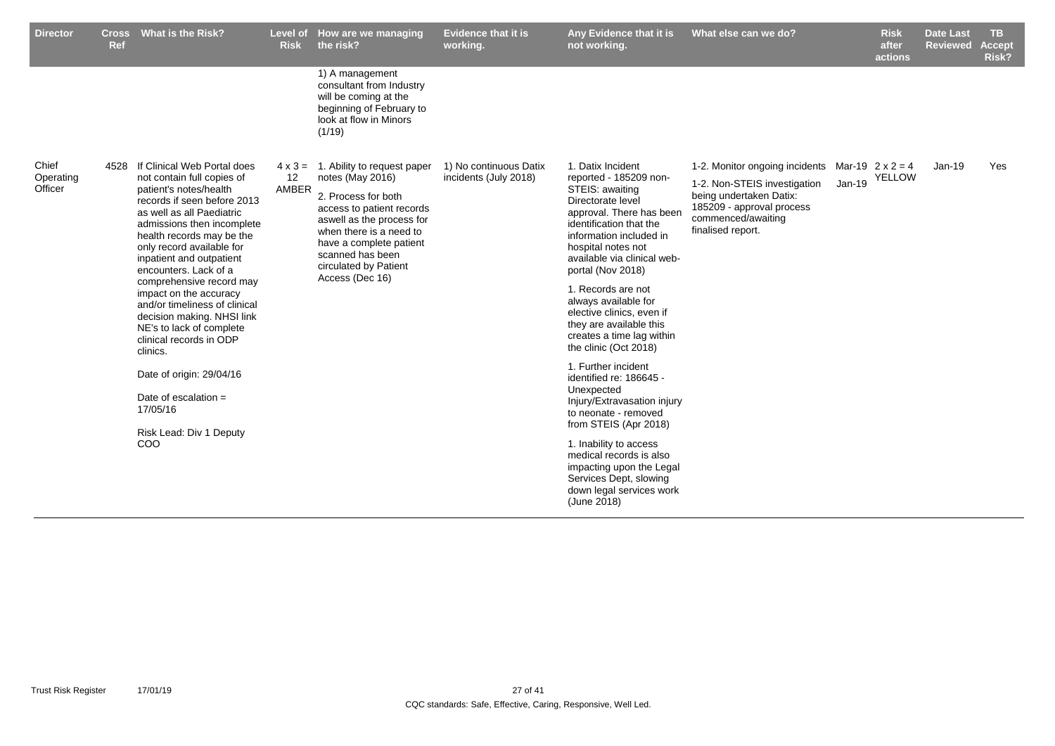| Director | Cross Ref | What is the Risk? | Level of Risk | How are we managing the risk? | Evidence that it is working. | Any Evidence that it is not working. | What else can we do? | | Risk after actions | Date Last Reviewed | TB Accept Risk? |
|---|---|---|---|---|---|---|---|---|---|---|---|
| | | | | 1) A management consultant from Industry will be coming at the beginning of February to look at flow in Minors (1/19) | | | | | | | |
| Chief Operating Officer | 4528 | If Clinical Web Portal does not contain full copies of patient's notes/health records if seen before 2013 as well as all Paediatric admissions then incomplete health records may be the only record available for inpatient and outpatient encounters. Lack of a comprehensive record may impact on the accuracy and/or timeliness of clinical decision making. NHSI link NE's to lack of complete clinical records in ODP clinics.<br><br>Date of origin: 29/04/16<br><br>Date of escalation = 17/05/16<br><br>Risk Lead: Div 1 Deputy COO | 4 x 3 = 12 AMBER | 1. Ability to request paper notes (May 2016)<br><br>2. Process for both access to patient records aswell as the process for when there is a need to have a complete patient scanned has been circulated by Patient Access (Dec 16) | 1) No continuous Datix incidents (July 2018) | 1. Datix Incident reported - 185209 non-STEIS: awaiting Directorate level approval. There has been identification that the information included in hospital notes not available via clinical web-portal (Nov 2018)<br><br>1. Records are not always available for elective clinics, even if they are available this creates a time lag within the clinic (Oct 2018)<br><br>1. Further incident identified re: 186645 - Unexpected Injury/Extravasation injury to neonate - removed from STEIS (Apr 2018)<br><br>1. Inability to access medical records is also impacting upon the Legal Services Dept, slowing down legal services work (June 2018) | 1-2. Monitor ongoing incidents<br><br>1-2. Non-STEIS investigation being undertaken Datix: 185209 - approval process commenced/awaiting finalised report. | Mar-19<br><br>Jan-19 | 2 x 2 = 4 YELLOW | Jan-19 | Yes |

CQC standards: Safe, Effective, Caring, Responsive, Well Led.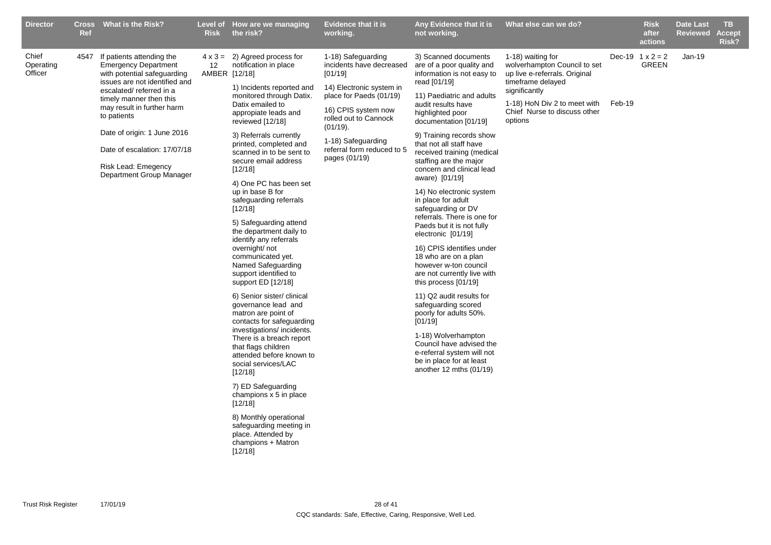| Director | Cross Ref | What is the Risk? | Level of Risk | How are we managing the risk? | Evidence that it is working. | Any Evidence that it is not working. | What else can we do? | | Risk after actions | Date Last Reviewed | TB Accept Risk? |
|---|---|---|---|---|---|---|---|---|---|---|---|
| Chief Operating Officer | 4547 | If patients attending the Emergency Department with potential safeguarding issues are not identified and escalated/ referred in a timely manner then this may result in further harm to patients<br><br>Date of origin: 1 June 2016<br><br>Date of escalation: 17/07/18<br><br>Risk Lead: Emegency Department Group Manager | 4 x 3 = 12 AMBER | 2) Agreed process for notification in place [12/18]<br><br>1) Incidents reported and monitored through Datix. Datix emailed to appropiate leads and reviewed [12/18]<br><br>3) Referrals currently printed, completed and scanned in to be sent to secure email address [12/18]<br><br>4) One PC has been set up in base B for safeguarding referrals [12/18]<br><br>5) Safeguarding attend the department daily to identify any referrals overnight/ not communicated yet. Named Safeguarding support identified to support ED [12/18]<br><br>6) Senior sister/ clinical governance lead and matron are point of contacts for safeguarding investigations/ incidents. There is a breach report that flags children attended before known to social services/LAC [12/18]<br><br>7) ED Safeguarding champions x 5 in place [12/18]<br><br>8) Monthly operational safeguarding meeting in place. Attended by champions + Matron [12/18] | 1-18) Safeguarding incidents have decreased [01/19]<br><br>14) Electronic system in place for Paeds (01/19)<br><br>16) CPIS system now rolled out to Cannock (01/19).<br><br>1-18) Safeguarding referral form reduced to 5 pages (01/19) | 3) Scanned documents are of a poor quality and information is not easy to read [01/19]<br><br>11) Paediatric and adults audit results have highlighted poor documentation [01/19]<br><br>9) Training records show that not all staff have received training (medical staffing are the major concern and clinical lead aware) [01/19]<br><br>14) No electronic system in place for adult safeguarding or DV referrals. There is one for Paeds but it is not fully electronic [01/19]<br><br>16) CPIS identifies under 18 who are on a plan however w-ton council are not currently live with this process [01/19]<br><br>11) Q2 audit results for safeguarding scored poorly for adults 50%. [01/19]<br><br>1-18) Wolverhampton Council have advised the e-referral system will not be in place for at least another 12 mths (01/19) | 1-18) waiting for wolverhampton Council to set up live e-referrals. Original timeframe delayed significantly<br><br>1-18) HoN Div 2 to meet with Chief Nurse to discuss other options | Dec-19<br><br><br><br><br>Feb-19 | 1 x 2 = 2 GREEN | Jan-19 | |

CQC standards: Safe, Effective, Caring, Responsive, Well Led.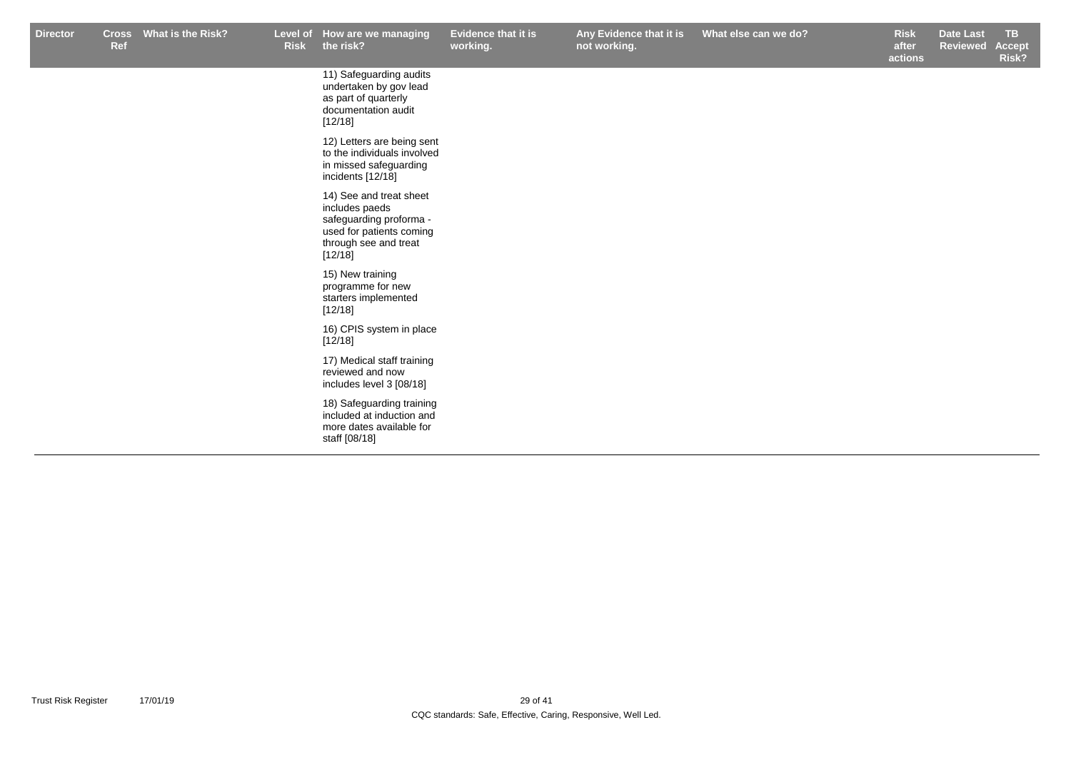| Director | Cross Ref | What is the Risk? | Level of Risk | How are we managing the risk? | Evidence that it is working. | Any Evidence that it is not working. | What else can we do? | Risk after actions | Date Last Reviewed | TB Accept Risk? |
|---|---|---|---|---|---|---|---|---|---|---|
| | | | | 11) Safeguarding audits undertaken by gov lead as part of quarterly documentation audit [12/18] | | | | | | |
| | | | | 12) Letters are being sent to the individuals involved in missed safeguarding incidents [12/18] | | | | | | |
| | | | | 14) See and treat sheet includes paeds safeguarding proforma - used for patients coming through see and treat [12/18] | | | | | | |
| | | | | 15) New training programme for new starters implemented [12/18] | | | | | | |
| | | | | 16) CPIS system in place [12/18] | | | | | | |
| | | | | 17) Medical staff training reviewed and now includes level 3 [08/18] | | | | | | |
| | | | | 18) Safeguarding training included at induction and more dates available for staff [08/18] | | | | | | |

CQC standards: Safe, Effective, Caring, Responsive, Well Led.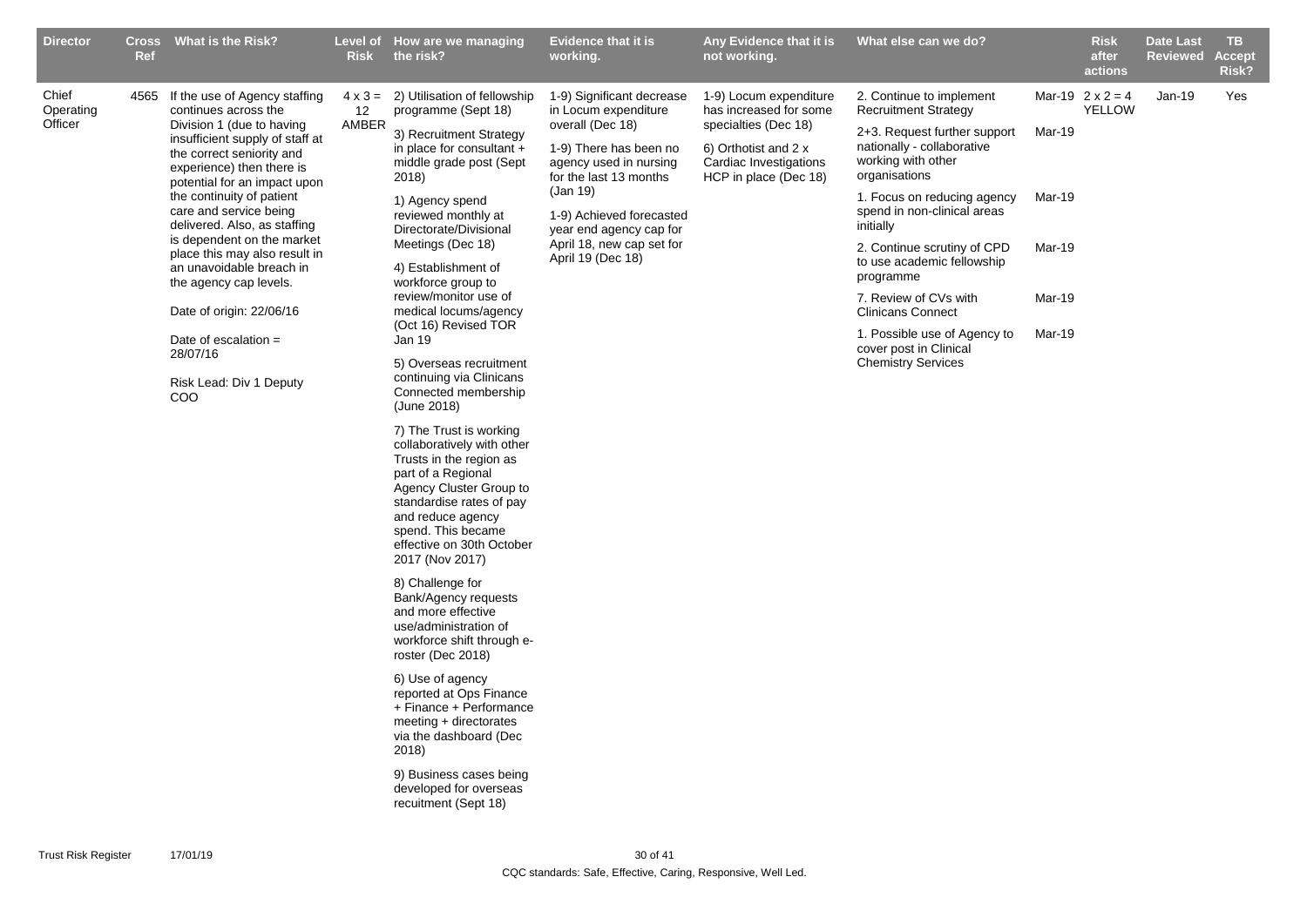| Director | Cross Ref | What is the Risk? | Level of Risk | How are we managing the risk? | Evidence that it is working. | Any Evidence that it is not working. | What else can we do? | | Risk after actions | Date Last Reviewed | TB Accept Risk? |
|---|---|---|---|---|---|---|---|---|---|---|---|
| Chief Operating Officer | 4565 | If the use of Agency staffing continues across the Division 1 (due to having insufficient supply of staff at the correct seniority and experience) then there is potential for an impact upon the continuity of patient care and service being delivered. Also, as staffing is dependent on the market place this may also result in an unavoidable breach in the agency cap levels.<br><br>Date of origin: 22/06/16<br><br>Date of escalation = 28/07/16<br><br>Risk Lead: Div 1 Deputy COO | 4 x 3 = 12 AMBER | 2) Utilisation of fellowship programme (Sept 18)<br><br>3) Recruitment Strategy in place for consultant + middle grade post (Sept 2018)<br><br>1) Agency spend reviewed monthly at Directorate/Divisional Meetings (Dec 18)<br><br>4) Establishment of workforce group to review/monitor use of medical locums/agency (Oct 16) Revised TOR Jan 19<br><br>5) Overseas recruitment continuing via Clinicans Connected membership (June 2018)<br><br>7) The Trust is working collaboratively with other Trusts in the region as part of a Regional Agency Cluster Group to standardise rates of pay and reduce agency spend. This became effective on 30th October 2017 (Nov 2017)<br><br>8) Challenge for Bank/Agency requests and more effective use/administration of workforce shift through e-roster (Dec 2018)<br><br>6) Use of agency reported at Ops Finance + Finance + Performance meeting + directorates via the dashboard (Dec 2018)<br><br>9) Business cases being developed for overseas recuitment (Sept 18) | 1-9) Significant decrease in Locum expenditure overall (Dec 18)<br><br>1-9) There has been no agency used in nursing for the last 13 months (Jan 19)<br><br>1-9) Achieved forecasted year end agency cap for April 18, new cap set for April 19 (Dec 18) | 1-9) Locum expenditure has increased for some specialties (Dec 18)<br><br>6) Orthotist and 2 x Cardiac Investigations HCP in place (Dec 18) | 2. Continue to implement Recruitment Strategy<br><br>2+3. Request further support nationally - collaborative working with other organisations<br><br>1. Focus on reducing agency spend in non-clinical areas initially<br><br>2. Continue scrutiny of CPD to use academic fellowship programme<br><br>7. Review of CVs with Clinicans Connect<br><br>1. Possible use of Agency to cover post in Clinical Chemistry Services | Mar-19<br><br>Mar-19<br><br>Mar-19<br><br>Mar-19<br><br>Mar-19<br><br>Mar-19 | 2 x 2 = 4 YELLOW | Jan-19 | Yes |

CQC standards: Safe, Effective, Caring, Responsive, Well Led.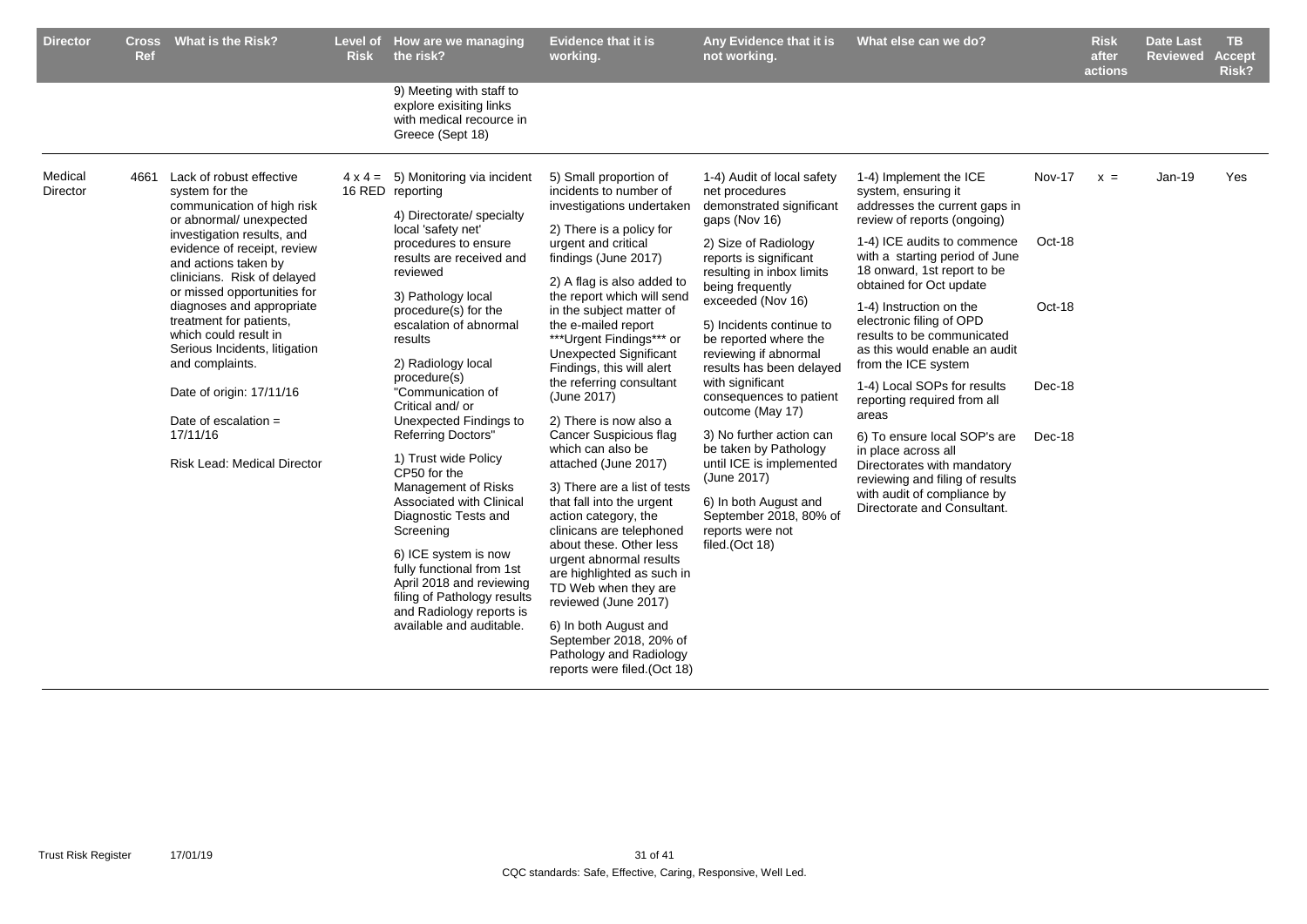| Director | Cross Ref | What is the Risk? | Level of Risk | How are we managing the risk? | Evidence that it is working. | Any Evidence that it is not working. | What else can we do? | | Risk after actions | Date Last Reviewed | TB Accept Risk? |
|---|---|---|---|---|---|---|---|---|---|---|---|
| | | | | 9) Meeting with staff to explore exisiting links with medical recource in Greece (Sept 18) | | | | | | | |
| Medical Director | 4661 | Lack of robust effective system for the communication of high risk or abnormal/ unexpected investigation results, and evidence of receipt, review and actions taken by clinicians. Risk of delayed or missed opportunities for diagnoses and appropriate treatment for patients, which could result in Serious Incidents, litigation and complaints.<br><br>Date of origin: 17/11/16<br><br>Date of escalation = 17/11/16<br><br>Risk Lead: Medical Director | 4 x 4 = 16 RED | 5) Monitoring via incident reporting<br><br>4) Directorate/ specialty local 'safety net' procedures to ensure results are received and reviewed<br><br>3) Pathology local procedure(s) for the escalation of abnormal results<br><br>2) Radiology local procedure(s) "Communication of Critical and/ or Unexpected Findings to Referring Doctors"<br><br>1) Trust wide Policy CP50 for the Management of Risks Associated with Clinical Diagnostic Tests and Screening<br><br>6) ICE system is now fully functional from 1st April 2018 and reviewing filing of Pathology results and Radiology reports is available and auditable. | 5) Small proportion of incidents to number of investigations undertaken<br><br>2) There is a policy for urgent and critical findings (June 2017)<br><br>2) A flag is also added to the report which will send in the subject matter of the e-mailed report ***Urgent Findings*** or Unexpected Significant Findings, this will alert the referring consultant (June 2017)<br><br>2) There is now also a Cancer Suspicious flag which can also be attached (June 2017)<br><br>3) There are a list of tests that fall into the urgent action category, the clinicans are telephoned about these. Other less urgent abnormal results are highlighted as such in TD Web when they are reviewed (June 2017)<br><br>6) In both August and September 2018, 20% of Pathology and Radiology reports were filed.(Oct 18) | 1-4) Audit of local safety net procedures demonstrated significant gaps (Nov 16)<br><br>2) Size of Radiology reports is significant resulting in inbox limits being frequently exceeded (Nov 16)<br><br>5) Incidents continue to be reported where the reviewing if abnormal results has been delayed with significant consequences to patient outcome (May 17)<br><br>3) No further action can be taken by Pathology until ICE is implemented (June 2017)<br><br>6) In both August and September 2018, 80% of reports were not filed.(Oct 18) | 1-4) Implement the ICE system, ensuring it addresses the current gaps in review of reports (ongoing)<br><br>1-4) ICE audits to commence with a starting period of June 18 onward, 1st report to be obtained for Oct update<br><br>1-4) Instruction on the electronic filing of OPD results to be communicated as this would enable an audit from the ICE system<br><br>1-4) Local SOPs for results reporting required from all areas<br><br>6) To ensure local SOP's are in place across all Directorates with mandatory reviewing and filing of results with audit of compliance by Directorate and Consultant. | Nov-17<br><br>Oct-18<br><br>Oct-18<br><br>Dec-18<br><br>Dec-18 | x = | Jan-19 | Yes |

CQC standards: Safe, Effective, Caring, Responsive, Well Led.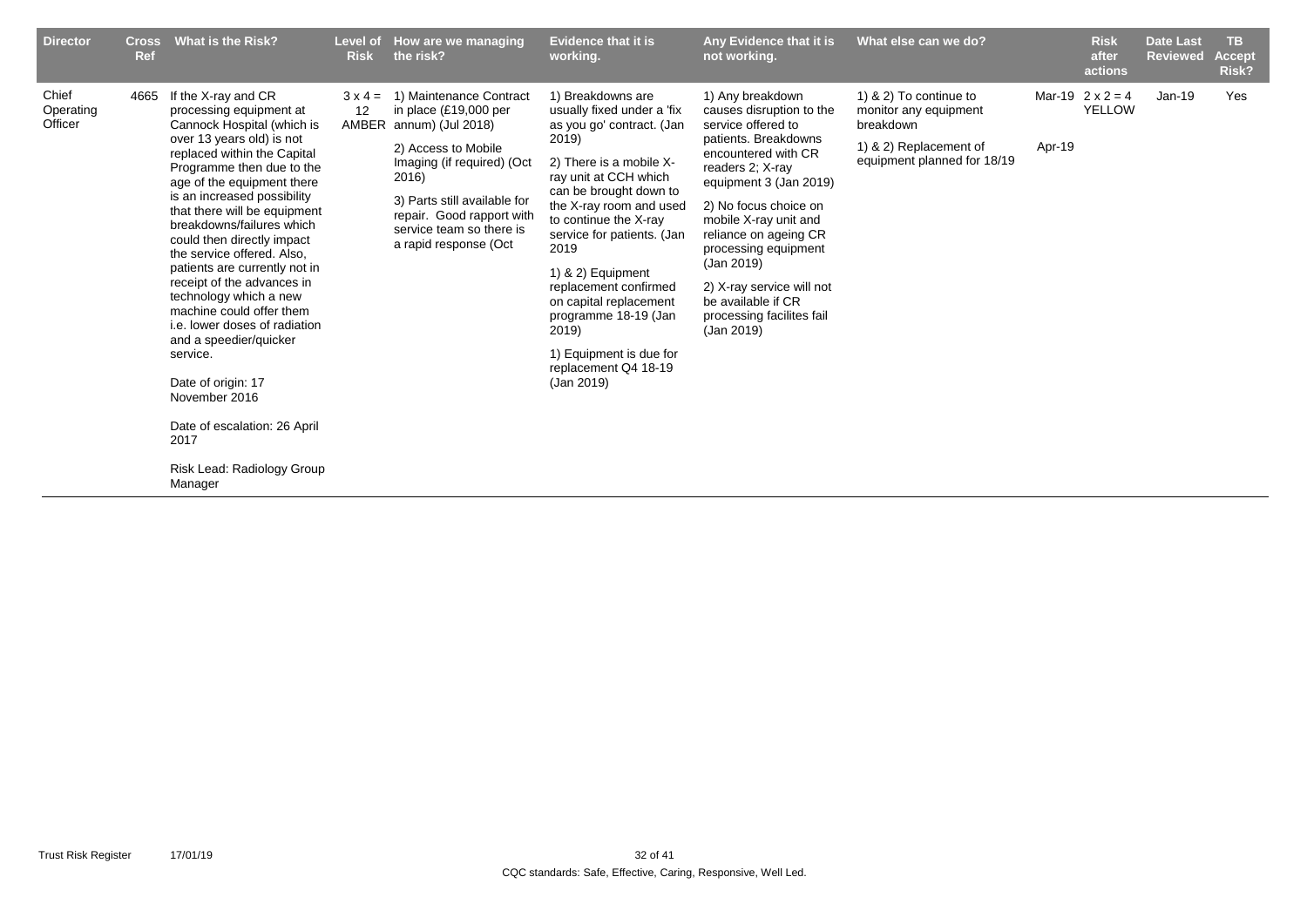| Director | Cross Ref | What is the Risk? | Level of Risk | How are we managing the risk? | Evidence that it is working. | Any Evidence that it is not working. | What else can we do? | | Risk after actions | Date Last Reviewed | TB Accept Risk? |
|---|---|---|---|---|---|---|---|---|---|---|---|
| Chief Operating Officer | 4665 | If the X-ray and CR processing equipment at Cannock Hospital (which is over 13 years old) is not replaced within the Capital Programme then due to the age of the equipment there is an increased possibility that there will be equipment breakdowns/failures which could then directly impact the service offered. Also, patients are currently not in receipt of the advances in technology which a new machine could offer them i.e. lower doses of radiation and a speedier/quicker service.<br><br>Date of origin: 17 November 2016<br><br>Date of escalation: 26 April 2017<br><br>Risk Lead: Radiology Group Manager | 3 x 4 = 12 AMBER | 1) Maintenance Contract in place (£19,000 per annum) (Jul 2018)<br><br>2) Access to Mobile Imaging (if required) (Oct 2016)<br><br>3) Parts still available for repair. Good rapport with service team so there is a rapid response (Oct | 1) Breakdowns are usually fixed under a 'fix as you go' contract. (Jan 2019)<br><br>2) There is a mobile X-ray unit at CCH which can be brought down to the X-ray room and used to continue the X-ray service for patients. (Jan 2019<br><br>1) & 2) Equipment replacement confirmed on capital replacement programme 18-19 (Jan 2019)<br><br>1) Equipment is due for replacement Q4 18-19 (Jan 2019) | 1) Any breakdown causes disruption to the service offered to patients. Breakdowns encountered with CR readers 2; X-ray equipment 3 (Jan 2019)<br><br>2) No focus choice on mobile X-ray unit and reliance on ageing CR processing equipment (Jan 2019)<br><br>2) X-ray service will not be available if CR processing facilites fail (Jan 2019) | 1) & 2) To continue to monitor any equipment breakdown<br><br>1) & 2) Replacement of equipment planned for 18/19 | Mar-19<br><br>Apr-19 | 2 x 2 = 4 YELLOW | Jan-19 | Yes |

CQC standards: Safe, Effective, Caring, Responsive, Well Led.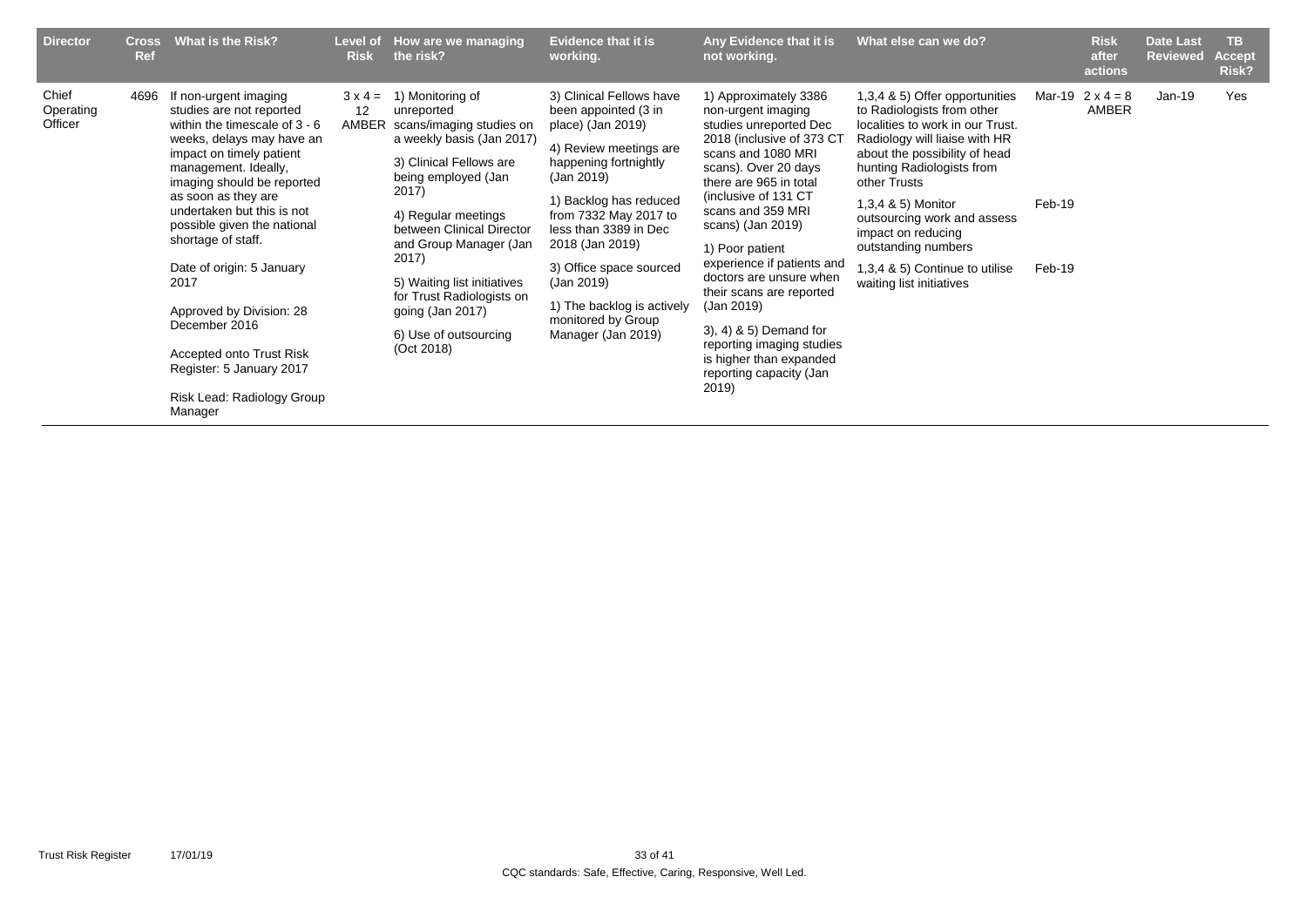| Director | Cross Ref | What is the Risk? | Level of Risk | How are we managing the risk? | Evidence that it is working. | Any Evidence that it is not working. | What else can we do? | | Risk after actions | Date Last Reviewed | TB Accept Risk? |
|---|---|---|---|---|---|---|---|---|---|---|---|
| Chief Operating Officer | 4696 | If non-urgent imaging studies are not reported within the timescale of 3 - 6 weeks, delays may have an impact on timely patient management. Ideally, imaging should be reported as soon as they are undertaken but this is not possible given the national shortage of staff.<br><br>Date of origin: 5 January 2017<br><br>Approved by Division: 28 December 2016<br><br>Accepted onto Trust Risk Register: 5 January 2017<br><br>Risk Lead: Radiology Group Manager | 3 x 4 = 12 AMBER | 1) Monitoring of unreported scans/imaging studies on a weekly basis (Jan 2017)<br><br>3) Clinical Fellows are being employed (Jan 2017)<br><br>4) Regular meetings between Clinical Director and Group Manager (Jan 2017)<br><br>5) Waiting list initiatives for Trust Radiologists on going (Jan 2017)<br><br>6) Use of outsourcing (Oct 2018) | 3) Clinical Fellows have been appointed (3 in place) (Jan 2019)<br><br>4) Review meetings are happening fortnightly (Jan 2019)<br><br>1) Backlog has reduced from 7332 May 2017 to less than 3389 in Dec 2018 (Jan 2019)<br><br>3) Office space sourced (Jan 2019)<br><br>1) The backlog is actively monitored by Group Manager (Jan 2019) | 1) Approximately 3386 non-urgent imaging studies unreported Dec 2018 (inclusive of 373 CT scans and 1080 MRI scans). Over 20 days there are 965 in total (inclusive of 131 CT scans and 359 MRI scans) (Jan 2019)<br><br>1) Poor patient experience if patients and doctors are unsure when their scans are reported (Jan 2019)<br><br>3), 4) & 5) Demand for reporting imaging studies is higher than expanded reporting capacity (Jan 2019) | 1,3,4 & 5) Offer opportunities to Radiologists from other localities to work in our Trust. Radiology will liaise with HR about the possibility of head hunting Radiologists from other Trusts<br><br>1,3,4 & 5) Monitor outsourcing work and assess impact on reducing outstanding numbers<br><br>1,3,4 & 5) Continue to utilise waiting list initiatives | Mar-19<br><br><br><br><br><br>Feb-19<br><br><br><br>Feb-19 | 2 x 4 = 8 AMBER | Jan-19 | Yes |

CQC standards: Safe, Effective, Caring, Responsive, Well Led.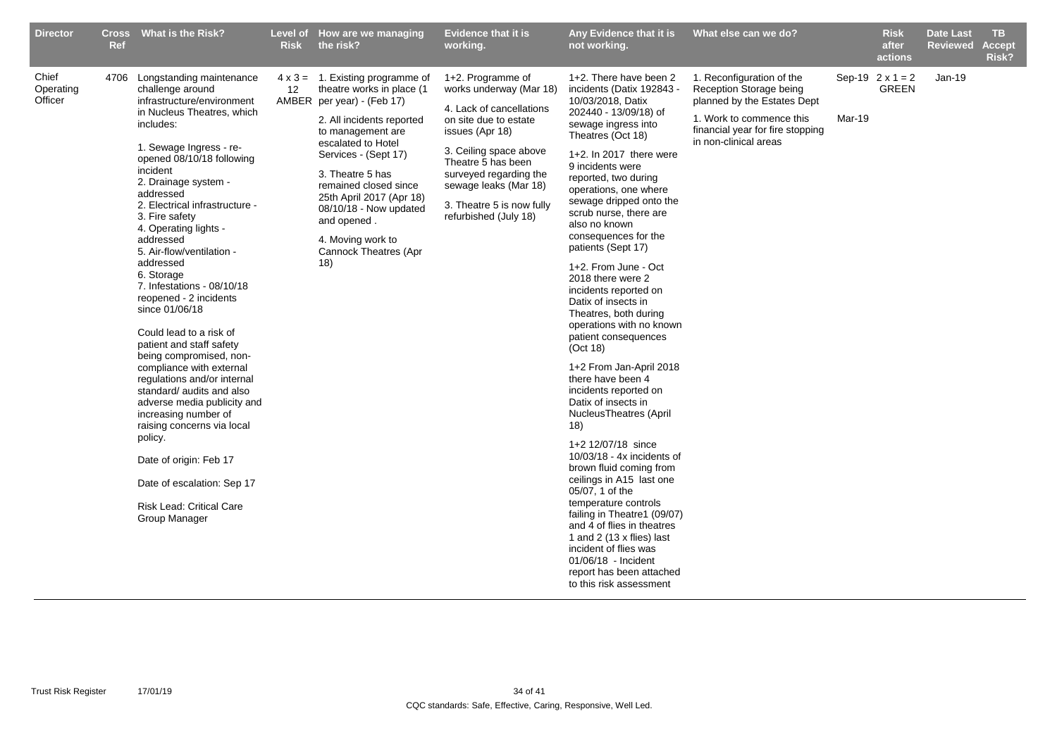| Director | Cross Ref | What is the Risk? | Level of Risk | How are we managing the risk? | Evidence that it is working. | Any Evidence that it is not working. | What else can we do? | | Risk after actions | Date Last Reviewed | TB Accept Risk? |
|---|---|---|---|---|---|---|---|---|---|---|---|
| Chief Operating Officer | 4706 | Longstanding maintenance challenge around infrastructure/environment in Nucleus Theatres, which includes:<br><br>1. Sewage Ingress - re-opened 08/10/18 following incident<br>2. Drainage system - addressed<br>2. Electrical infrastructure - <br>3. Fire safety<br>4. Operating lights - addressed<br>5. Air-flow/ventilation - addressed<br>6. Storage<br>7. Infestations - 08/10/18 reopened - 2 incidents since 01/06/18<br><br>Could lead to a risk of patient and staff safety being compromised, non-compliance with external regulations and/or internal standard/ audits and also adverse media publicity and increasing number of raising concerns via local policy.<br><br>Date of origin: Feb 17<br><br>Date of escalation: Sep 17<br><br>Risk Lead: Critical Care Group Manager | 4 x 3 = 12 AMBER | 1. Existing programme of theatre works in place (1 per year) - (Feb 17)<br><br>2. All incidents reported to management are escalated to Hotel Services - (Sept 17)<br><br>3. Theatre 5 has remained closed since 25th April 2017 (Apr 18) 08/10/18 - Now updated and opened .<br><br>4. Moving work to Cannock Theatres (Apr 18) | 1+2. Programme of works underway (Mar 18)<br><br>4. Lack of cancellations on site due to estate issues (Apr 18)<br><br>3. Ceiling space above Theatre 5 has been surveyed regarding the sewage leaks (Mar 18)<br><br>3. Theatre 5 is now fully refurbished (July 18) | 1+2. There have been 2 incidents (Datix 192843 - 10/03/2018, Datix 202440 - 13/09/18) of sewage ingress into Theatres (Oct 18)<br><br>1+2. In 2017 there were 9 incidents were reported, two during operations, one where sewage dripped onto the scrub nurse, there are also no known consequences for the patients (Sept 17)<br><br>1+2. From June - Oct 2018 there were 2 incidents reported on Datix of insects in Theatres, both during operations with no known patient consequences (Oct 18)<br><br>1+2 From Jan-April 2018 there have been 4 incidents reported on Datix of insects in NucleusTheatres (April 18)<br><br>1+2 12/07/18 since 10/03/18 - 4x incidents of brown fluid coming from ceilings in A15 last one 05/07, 1 of the temperature controls failing in Theatre1 (09/07) and 4 of flies in theatres 1 and 2 (13 x flies) last incident of flies was 01/06/18 - Incident report has been attached to this risk assessment | 1. Reconfiguration of the Reception Storage being planned by the Estates Dept<br><br>1. Work to commence this financial year for fire stopping in non-clinical areas | Sep-19<br><br>Mar-19 | 2 x 1 = 2 GREEN | Jan-19 | |

CQC standards: Safe, Effective, Caring, Responsive, Well Led.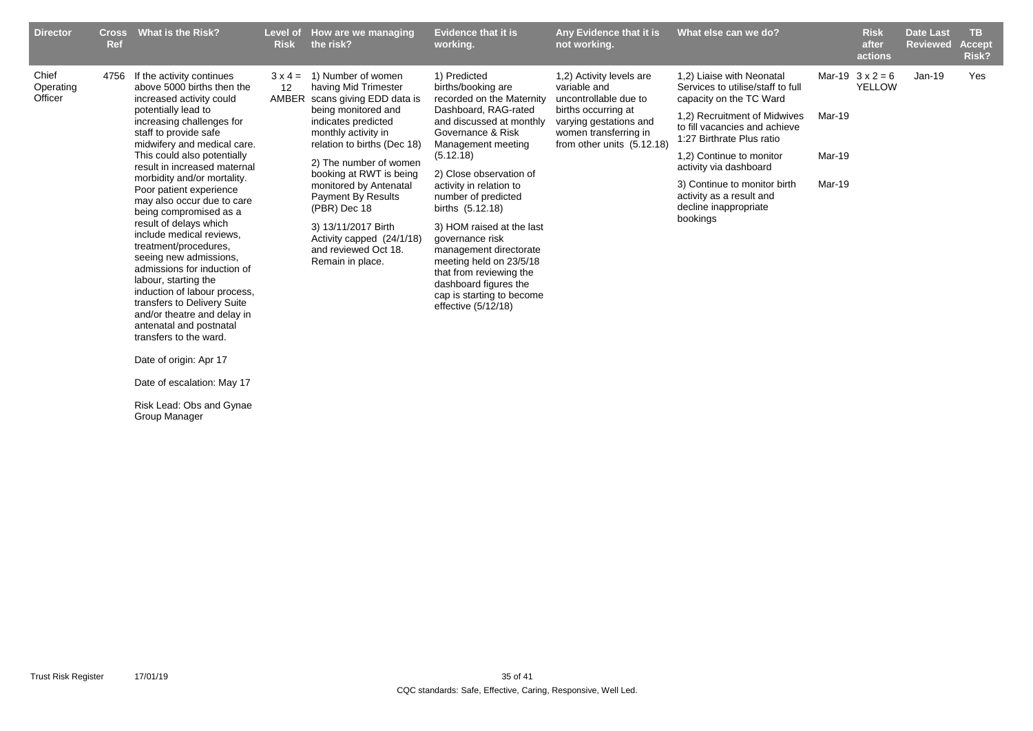| Director | Cross Ref | What is the Risk? | Level of Risk | How are we managing the risk? | Evidence that it is working. | Any Evidence that it is not working. | What else can we do? | | Risk after actions | Date Last Reviewed | TB Accept Risk? |
|---|---|---|---|---|---|---|---|---|---|---|---|
| Chief Operating Officer | 4756 | If the activity continues above 5000 births then the increased activity could potentially lead to increasing challenges for staff to provide safe midwifery and medical care. This could also potentially result in increased maternal morbidity and/or mortality. Poor patient experience may also occur due to care being compromised as a result of delays which include medical reviews, treatment/procedures, seeing new admissions, admissions for induction of labour, starting the induction of labour process, transfers to Delivery Suite and/or theatre and delay in antenatal and postnatal transfers to the ward.<br><br>Date of origin: Apr 17<br><br>Date of escalation: May 17<br><br>Risk Lead: Obs and Gynae Group Manager | 3 x 4 = 12 AMBER | 1) Number of women having Mid Trimester scans giving EDD data is being monitored and indicates predicted monthly activity in relation to births (Dec 18)<br><br>2) The number of women booking at RWT is being monitored by Antenatal Payment By Results (PBR) Dec 18<br><br>3) 13/11/2017 Birth Activity capped (24/1/18) and reviewed Oct 18. Remain in place. | 1) Predicted births/booking are recorded on the Maternity Dashboard, RAG-rated and discussed at monthly Governance & Risk Management meeting (5.12.18)<br><br>2) Close observation of activity in relation to number of predicted births (5.12.18)<br><br>3) HOM raised at the last governance risk management directorate meeting held on 23/5/18 that from reviewing the dashboard figures the cap is starting to become effective (5/12/18) | 1,2) Activity levels are variable and uncontrollable due to births occurring at varying gestations and women transferring in from other units (5.12.18) | 1,2) Liaise with Neonatal Services to utilise/staff to full capacity on the TC Ward<br><br>1,2) Recruitment of Midwives to fill vacancies and achieve 1:27 Birthrate Plus ratio<br><br>1,2) Continue to monitor activity via dashboard<br><br>3) Continue to monitor birth activity as a result and decline inappropriate bookings | Mar-19<br><br>Mar-19<br><br>Mar-19<br><br>Mar-19 | 3 x 2 = 6 YELLOW | Jan-19 | Yes |

CQC standards: Safe, Effective, Caring, Responsive, Well Led.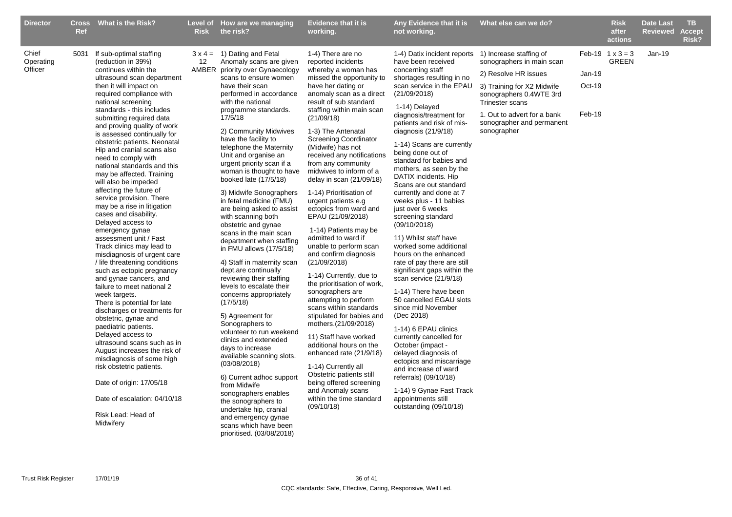| Director | Cross Ref | What is the Risk? | Level of Risk | How are we managing the risk? | Evidence that it is working. | Any Evidence that it is not working. | What else can we do? | | Risk after actions | Date Last Reviewed | TB Accept Risk? |
|---|---|---|---|---|---|---|---|---|---|---|---|
| Chief Operating Officer | 5031 | If sub-optimal staffing (reduction in 39%) continues within the ultrasound scan department then it will impact on required compliance with national screening standards - this includes submitting required data and proving quality of work is assessed continually for obstetric patients. Neonatal Hip and cranial scans also need to comply with national standards and this may be affected. Training will also be impeded affecting the future of service provision. There may be a rise in litigation cases and disability. Delayed access to emergency gynae assessment unit / Fast Track clinics may lead to misdiagnosis of urgent care / life threatening conditions such as ectopic pregnancy and gynae cancers, and failure to meet national 2 week targets. There is potential for late discharges or treatments for obstetric, gynae and paediatric patients. Delayed access to ultrasound scans such as in August increases the risk of misdiagnosis of some high risk obstetric patients.<br><br>Date of origin: 17/05/18<br><br>Date of escalation: 04/10/18<br><br>Risk Lead: Head of Midwifery | 3 x 4 = 12 AMBER | 1) Dating and Fetal Anomaly scans are given priority over Gynaecology scans to ensure women have their scan performed in accordance with the national programme standards. 17/5/18<br><br>2) Community Midwives have the facility to telephone the Maternity Unit and organise an urgent priority scan if a woman is thought to have booked late (17/5/18)<br><br>3) Midwife Sonographers in fetal medicine (FMU) are being asked to assist with scanning both obstetric and gynae scans in the main scan department when staffing in FMU allows (17/5/18)<br><br>4) Staff in maternity scan dept.are continually reviewing their staffing levels to escalate their concerns appropriately (17/5/18)<br><br>5) Agreement for Sonographers to volunteer to run weekend clinics and exteneded days to increase available scanning slots. (03/08/2018)<br><br>6) Current adhoc support from Midwife sonographers enables the sonographers to undertake hip, cranial and emergency gynae scans which have been prioritised. (03/08/2018) | 1-4) There are no reported incidents whereby a woman has missed the opportunity to have her dating or anomaly scan as a direct result of sub standard staffing within main scan (21/09/18)<br><br>1-3) The Antenatal Screening Coordinator (Midwife) has not received any notifications from any community midwives to inform of a delay in scan (21/09/18)<br><br>1-14) Prioritisation of urgent patients e.g ectopics from ward and EPAU (21/09/2018)<br><br>1-14) Patients may be admitted to ward if unable to perform scan and confirm diagnosis (21/09/2018)<br><br>1-14) Currently, due to the prioritisation of work, sonographers are attempting to perform scans within standards stipulated for babies and mothers.(21/09/2018)<br><br>11) Staff have worked additional hours on the enhanced rate (21/9/18)<br><br>1-14) Currently all Obstetric patients still being offered screening and Anomaly scans within the time standard (09/10/18) | 1-4) Datix incident reports have been received concerning staff shortages resulting in no scan service in the EPAU (21/09/2018)<br><br>1-14) Delayed diagnosis/treatment for patients and risk of mis-diagnosis (21/9/18)<br><br>1-14) Scans are currently being done out of standard for babies and mothers, as seen by the DATIX incidents. Hip Scans are out standard currently and done at 7 weeks plus - 11 babies just over 6 weeks screening standard (09/10/2018)<br><br>11) Whilst staff have worked some additional hours on the enhanced rate of pay there are still significant gaps within the scan service (21/9/18)<br><br>1-14) There have been 50 cancelled EGAU slots since mid November (Dec 2018)<br><br>1-14) 6 EPAU clinics currently cancelled for October (impact - delayed diagnosis of ectopics and miscarriage and increase of ward referrals) (09/10/18)<br><br>1-14) 9 Gynae Fast Track appointments still outstanding (09/10/18) | 1) Increase staffing of sonographers in main scan<br><br>2) Resolve HR issues<br><br>3) Training for X2 Midwife sonographers 0.4WTE 3rd Trinester scans<br><br>1. Out to advert for a bank sonographer and permanent sonographer | Feb-19<br><br>Jan-19<br><br>Oct-19<br><br>Feb-19 | 1 x 3 = 3 GREEN | Jan-19 | |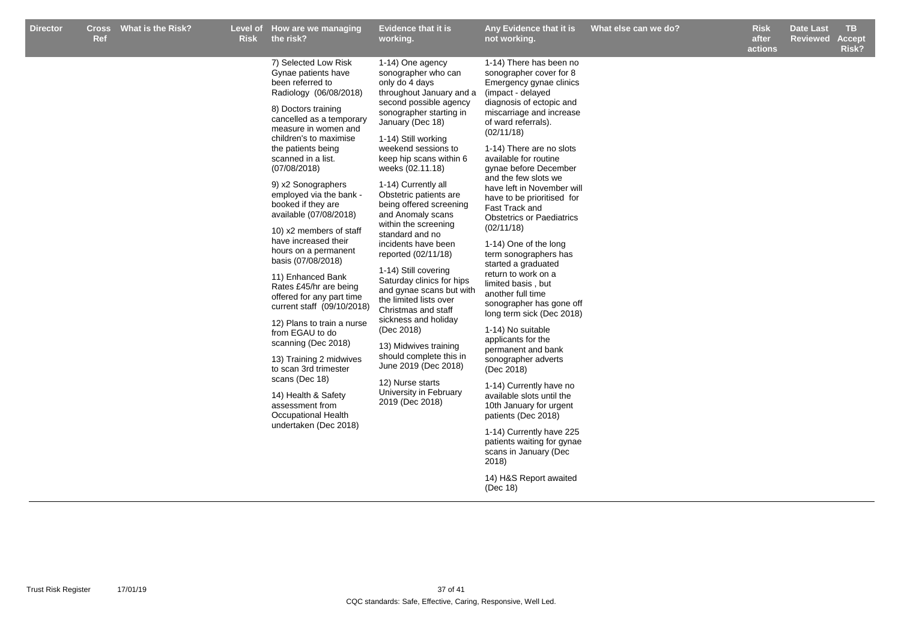| Director | Cross Ref | What is the Risk? | Level of Risk | How are we managing the risk? | Evidence that it is working. | Any Evidence that it is not working. | What else can we do? | Risk after actions | Date Last Reviewed | TB Accept Risk? |
|---|---|---|---|---|---|---|---|---|---|---|
| | | | | 7) Selected Low Risk Gynae patients have been referred to Radiology (06/08/2018)<br><br>8) Doctors training cancelled as a temporary measure in women and children's to maximise the patients being scanned in a list. (07/08/2018)<br><br>9) x2 Sonographers employed via the bank - booked if they are available (07/08/2018)<br><br>10) x2 members of staff have increased their hours on a permanent basis (07/08/2018)<br><br>11) Enhanced Bank Rates £45/hr are being offered for any part time current staff (09/10/2018)<br><br>12) Plans to train a nurse from EGAU to do scanning (Dec 2018)<br><br>13) Training 2 midwives to scan 3rd trimester scans (Dec 18)<br><br>14) Health & Safety assessment from Occupational Health undertaken (Dec 2018) | 1-14) One agency sonographer who can only do 4 days throughout January and a second possible agency sonographer starting in January (Dec 18)<br><br>1-14) Still working weekend sessions to keep hip scans within 6 weeks (02.11.18)<br><br>1-14) Currently all Obstetric patients are being offered screening and Anomaly scans within the screening standard and no incidents have been reported (02/11/18)<br><br>1-14) Still covering Saturday clinics for hips and gynae scans but with the limited lists over Christmas and staff sickness and holiday (Dec 2018)<br><br>13) Midwives training should complete this in June 2019 (Dec 2018)<br><br>12) Nurse starts University in February 2019 (Dec 2018) | 1-14) There has been no sonographer cover for 8 Emergency gynae clinics (impact - delayed diagnosis of ectopic and miscarriage and increase of ward referrals). (02/11/18)<br><br>1-14) There are no slots available for routine gynae before December and the few slots we have left in November will have to be prioritised for Fast Track and Obstetrics or Paediatrics (02/11/18)<br><br>1-14) One of the long term sonographers has started a graduated return to work on a limited basis , but another full time sonographer has gone off long term sick (Dec 2018)<br><br>1-14) No suitable applicants for the permanent and bank sonographer adverts (Dec 2018)<br><br>1-14) Currently have no available slots until the 10th January for urgent patients (Dec 2018)<br><br>1-14) Currently have 225 patients waiting for gynae scans in January (Dec 2018)<br><br>14) H&S Report awaited (Dec 18) | | | | |

CQC standards: Safe, Effective, Caring, Responsive, Well Led.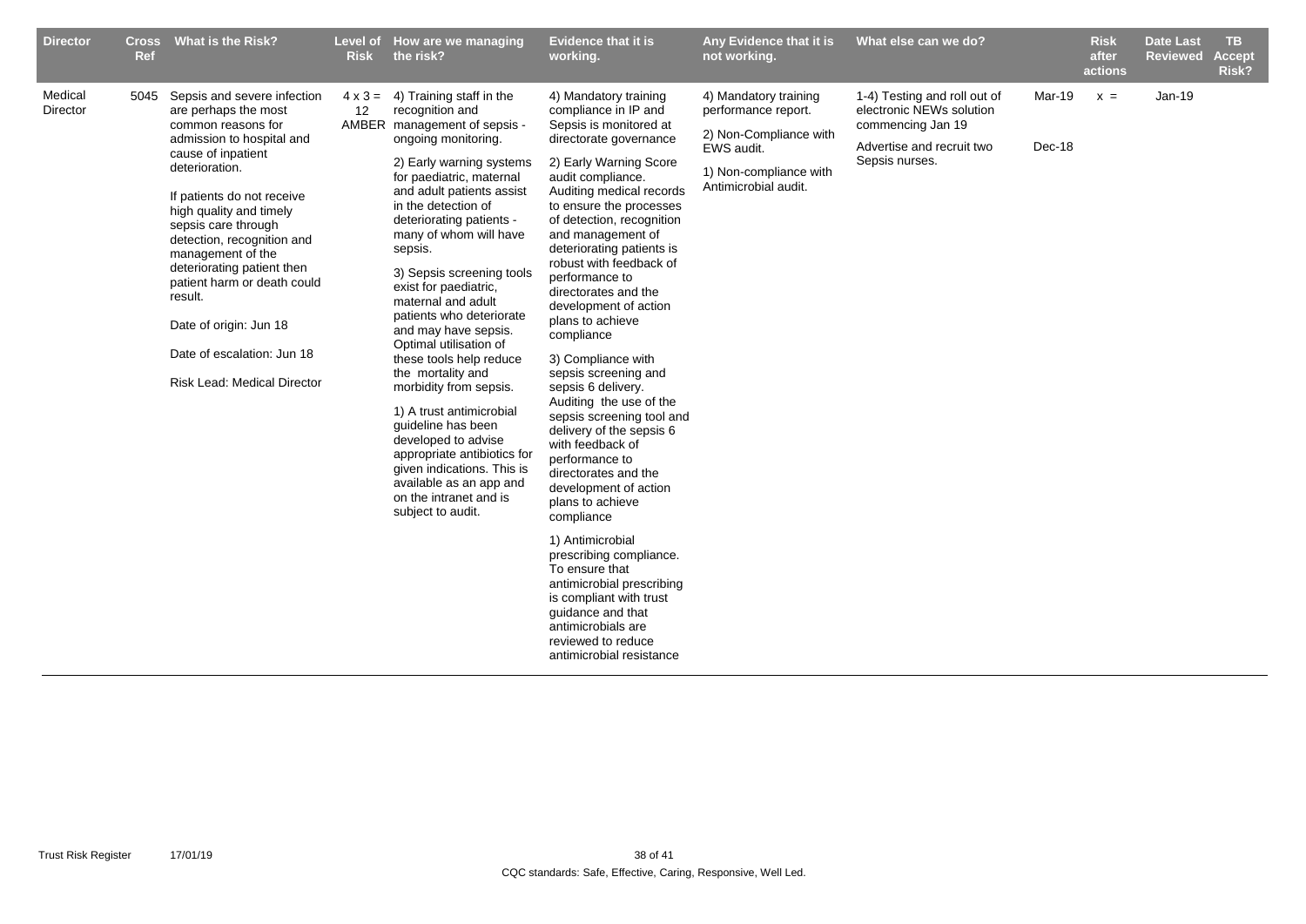| Director | Cross Ref | What is the Risk? | Level of Risk | How are we managing the risk? | Evidence that it is working. | Any Evidence that it is not working. | What else can we do? | | Risk after actions | Date Last Reviewed | TB Accept Risk? |
|---|---|---|---|---|---|---|---|---|---|---|---|
| Medical Director | 5045 | Sepsis and severe infection are perhaps the most common reasons for admission to hospital and cause of inpatient deterioration.<br><br>If patients do not receive high quality and timely sepsis care through detection, recognition and management of the deteriorating patient then patient harm or death could result.<br><br>Date of origin: Jun 18<br><br>Date of escalation: Jun 18<br><br>Risk Lead: Medical Director | 4 x 3 = 12 AMBER | 4) Training staff in the recognition and management of sepsis - ongoing monitoring.<br><br>2) Early warning systems for paediatric, maternal and adult patients assist in the detection of deteriorating patients - many of whom will have sepsis.<br><br>3) Sepsis screening tools exist for paediatric, maternal and adult patients who deteriorate and may have sepsis. Optimal utilisation of these tools help reduce the mortality and morbidity from sepsis.<br><br>1) A trust antimicrobial guideline has been developed to advise appropriate antibiotics for given indications. This is available as an app and on the intranet and is subject to audit. | 4) Mandatory training compliance in IP and Sepsis is monitored at directorate governance<br><br>2) Early Warning Score audit compliance. Auditing medical records to ensure the processes of detection, recognition and management of deteriorating patients is robust with feedback of performance to directorates and the development of action plans to achieve compliance<br><br>3) Compliance with sepsis screening and sepsis 6 delivery. Auditing the use of the sepsis screening tool and delivery of the sepsis 6 with feedback of performance to directorates and the development of action plans to achieve compliance<br><br>1) Antimicrobial prescribing compliance. To ensure that antimicrobial prescribing is compliant with trust guidance and that antimicrobials are reviewed to reduce antimicrobial resistance | 4) Mandatory training performance report.<br><br>2) Non-Compliance with EWS audit.<br><br>1) Non-compliance with Antimicrobial audit. | 1-4) Testing and roll out of electronic NEWs solution commencing Jan 19<br><br>Advertise and recruit two Sepsis nurses. | Mar-19<br><br>Dec-18 | x = | Jan-19 | |

CQC standards: Safe, Effective, Caring, Responsive, Well Led.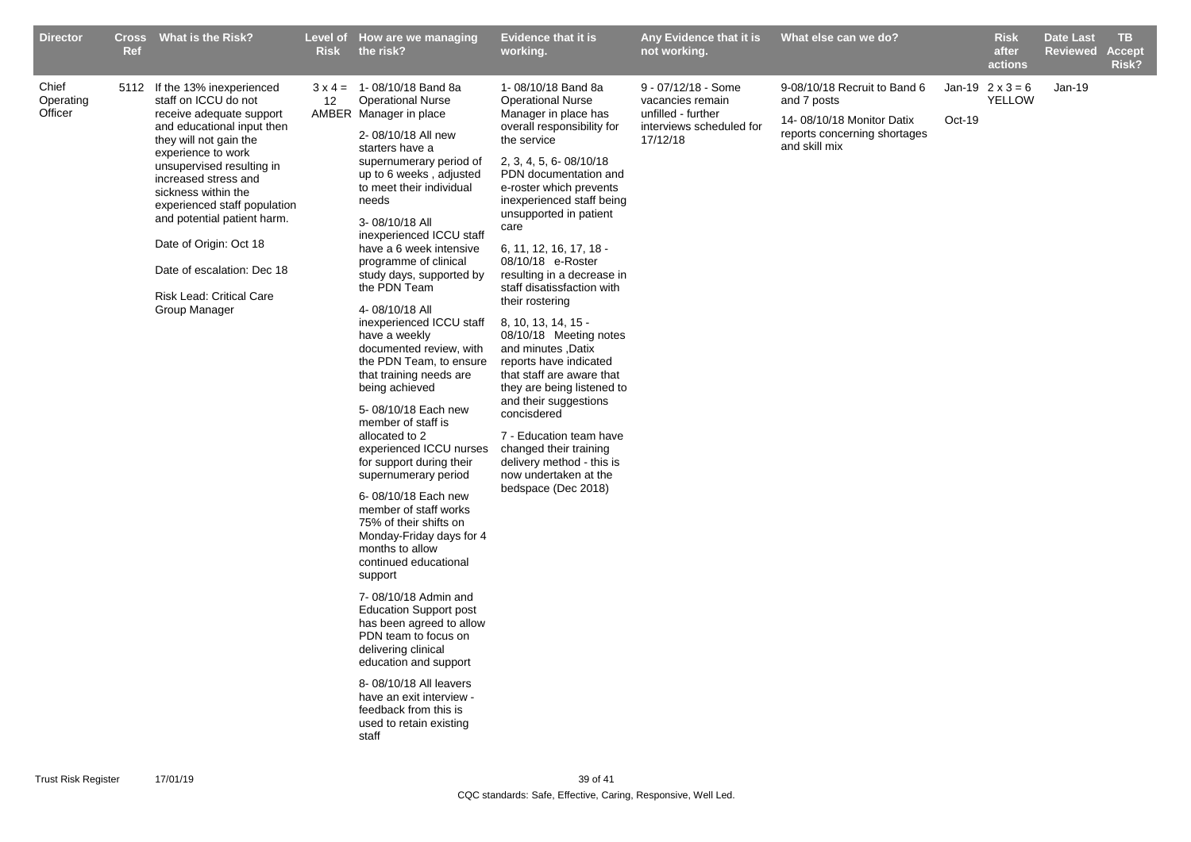| Director | Cross Ref | What is the Risk? | Level of Risk | How are we managing the risk? | Evidence that it is working. | Any Evidence that it is not working. | What else can we do? | | Risk after actions | Date Last Reviewed | TB Accept Risk? |
|---|---|---|---|---|---|---|---|---|---|---|---|
| Chief Operating Officer | 5112 | If the 13% inexperienced staff on ICCU do not receive adequate support and educational input then they will not gain the experience to work unsupervised resulting in increased stress and sickness within the experienced staff population and potential patient harm.<br><br>Date of Origin: Oct 18<br><br>Date of escalation: Dec 18<br><br>Risk Lead: Critical Care Group Manager | 3 x 4 = 12 AMBER | 1- 08/10/18 Band 8a Operational Nurse Manager in place<br><br>2- 08/10/18 All new starters have a supernumerary period of up to 6 weeks , adjusted to meet their individual needs<br><br>3- 08/10/18 All inexperienced ICCU staff have a 6 week intensive programme of clinical study days, supported by the PDN Team<br><br>4- 08/10/18 All inexperienced ICCU staff have a weekly documented review, with the PDN Team, to ensure that training needs are being achieved<br><br>5- 08/10/18 Each new member of staff is allocated to 2 experienced ICCU nurses for support during their supernumerary period<br><br>6- 08/10/18 Each new member of staff works 75% of their shifts on Monday-Friday days for 4 months to allow continued educational support<br><br>7- 08/10/18 Admin and Education Support post has been agreed to allow PDN team to focus on delivering clinical education and support<br><br>8- 08/10/18 All leavers have an exit interview - feedback from this is used to retain existing staff | 1- 08/10/18 Band 8a Operational Nurse Manager in place has overall responsibility for the service<br><br>2, 3, 4, 5, 6- 08/10/18 PDN documentation and e-roster which prevents inexperienced staff being unsupported in patient care<br><br>6, 11, 12, 16, 17, 18 - 08/10/18 e-Roster resulting in a decrease in staff disatissfaction with their rostering<br><br>8, 10, 13, 14, 15 - 08/10/18 Meeting notes and minutes ,Datix reports have indicated that staff are aware that they are being listened to and their suggestions concisdered<br><br>7 - Education team have changed their training delivery method - this is now undertaken at the bedspace (Dec 2018) | 9 - 07/12/18 - Some vacancies remain unfilled - further interviews scheduled for 17/12/18 | 9-08/10/18 Recruit to Band 6 and 7 posts<br><br>14- 08/10/18 Monitor Datix reports concerning shortages and skill mix | Jan-19<br><br>Oct-19 | 2 x 3 = 6 YELLOW | Jan-19 | |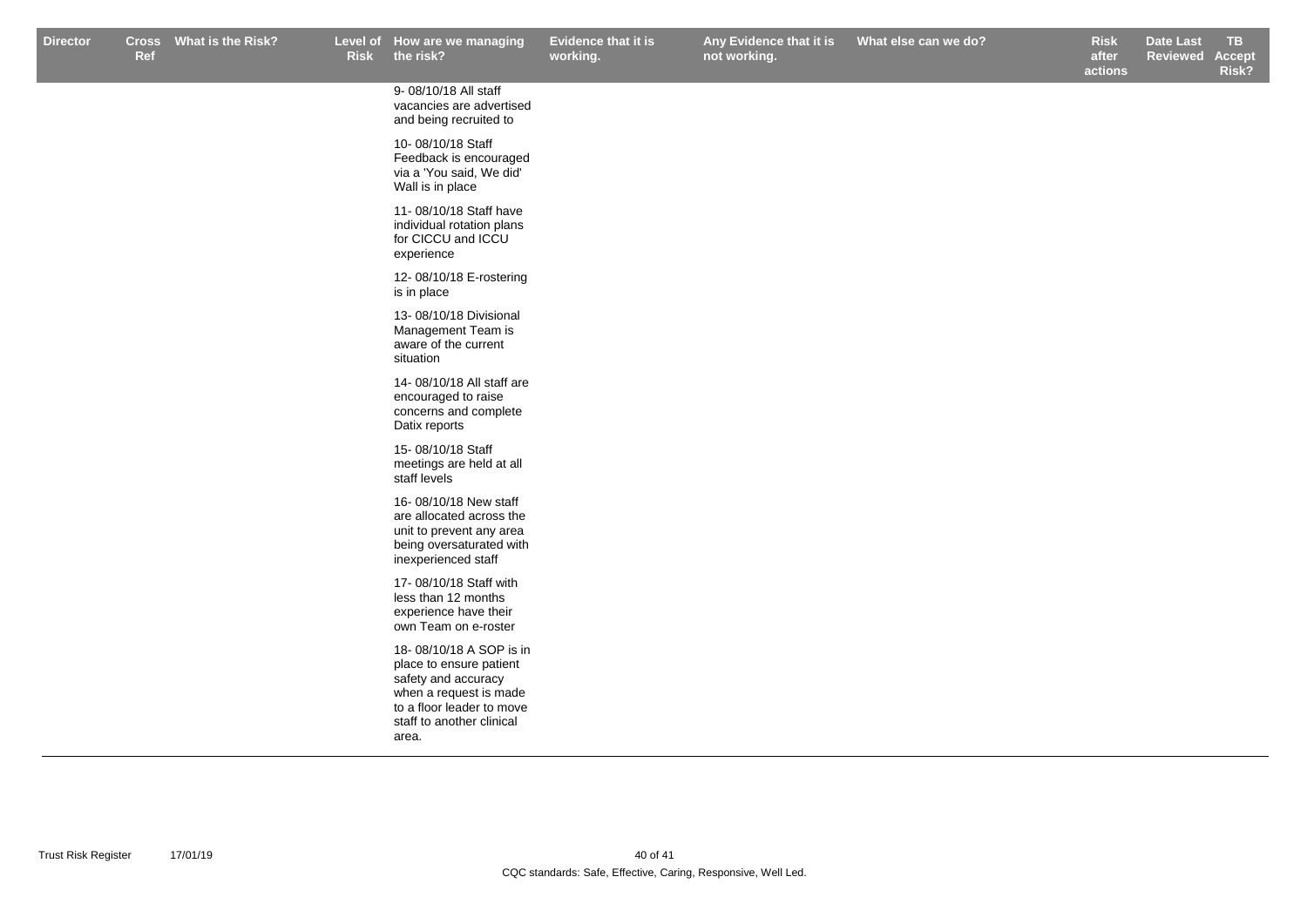| Director | Cross Ref | What is the Risk? | Level of Risk | How are we managing the risk? | Evidence that it is working. | Any Evidence that it is not working. | What else can we do? | Risk after actions | Date Last Reviewed | TB Accept Risk? |
|---|---|---|---|---|---|---|---|---|---|---|
| | | | | 9- 08/10/18 All staff vacancies are advertised and being recruited to<br><br>10- 08/10/18 Staff Feedback is encouraged via a 'You said, We did' Wall is in place<br><br>11- 08/10/18 Staff have individual rotation plans for CICCU and ICCU experience<br><br>12- 08/10/18 E-rostering is in place<br><br>13- 08/10/18 Divisional Management Team is aware of the current situation<br><br>14- 08/10/18 All staff are encouraged to raise concerns and complete Datix reports<br><br>15- 08/10/18 Staff meetings are held at all staff levels<br><br>16- 08/10/18 New staff are allocated across the unit to prevent any area being oversaturated with inexperienced staff<br><br>17- 08/10/18 Staff with less than 12 months experience have their own Team on e-roster<br><br>18- 08/10/18 A SOP is in place to ensure patient safety and accuracy when a request is made to a floor leader to move staff to another clinical area. | | | | | | |

CQC standards: Safe, Effective, Caring, Responsive, Well Led.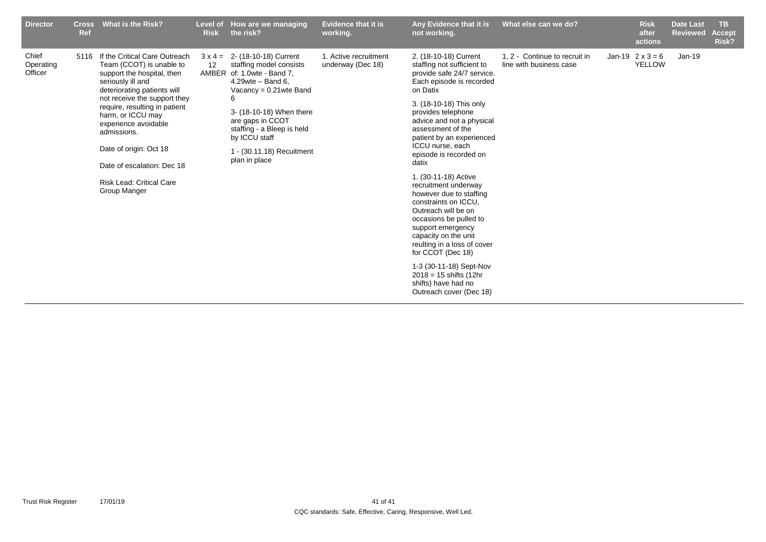| Director | Cross Ref | What is the Risk? | Level of Risk | How are we managing the risk? | Evidence that it is working. | Any Evidence that it is not working. | What else can we do? | | Risk after actions | Date Last Reviewed | TB Accept Risk? |
|---|---|---|---|---|---|---|---|---|---|---|---|
| Chief Operating Officer | 5116 | If the Critical Care Outreach Team (CCOT) is unable to support the hospital, then seriously ill and deteriorating patients will not receive the support they require, resulting in patient harm, or ICCU may experience avoidable admissions.<br><br>Date of origin: Oct 18<br><br>Date of escalation: Dec 18<br><br>Risk Lead: Critical Care Group Manger | 3 x 4 = 12 AMBER | 2- (18-10-18) Current staffing model consists of: 1.0wte - Band 7, 4.29wte – Band 6, Vacancy = 0.21wte Band 6<br><br>3- (18-10-18) When there are gaps in CCOT staffing - a Bleep is held by ICCU staff<br><br>1 - (30.11.18) Recuitment plan in place | 1. Active recruitment underway (Dec 18) | 2. (18-10-18) Current staffing not sufficient to provide safe 24/7 service. Each episode is recorded on Datix<br><br>3. (18-10-18) This only provides telephone advice and not a physical assessment of the patient by an experienced ICCU nurse, each episode is recorded on datix<br><br>1. (30-11-18) Active recruitment underway however due to staffing constraints on ICCU, Outreach will be on occasions be pulled to support emergency capacity on the unit reulting in a loss of cover for CCOT (Dec 18)<br><br>1-3 (30-11-18) Sept-Nov 2018 = 15 shifts (12hr shifts) have had no Outreach cover (Dec 18) | 1, 2 - Continue to recruit in line with business case | Jan-19 | 2 x 3 = 6 YELLOW | Jan-19 | |

CQC standards: Safe, Effective, Caring, Responsive, Well Led.